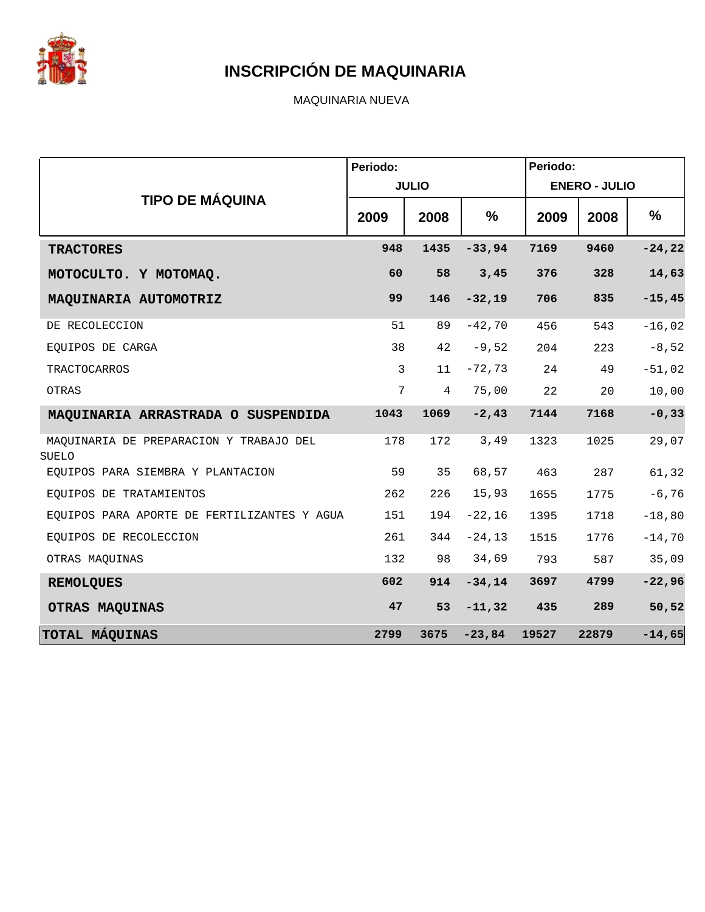# INSCRIPCIÓN DE MAQUINARIA

MAQUINARIA NUEVA

| TIPO DE MÁQUINA | Periodo: JULIO | | | Periodo: ENERO - JULIO | | |
|---|---|---|---|---|---|---|
| | 2009 | 2008 | % | 2009 | 2008 | % |
| **TRACTORES** | **948** | **1435** | **-33,94** | **7169** | **9460** | **-24,22** |
| **MOTOCULTO. Y MOTOMAQ.** | **60** | **58** | **3,45** | **376** | **328** | **14,63** |
| **MAQUINARIA AUTOMOTRIZ** | **99** | **146** | **-32,19** | **706** | **835** | **-15,45** |
| DE RECOLECCION | 51 | 89 | -42,70 | 456 | 543 | -16,02 |
| EQUIPOS DE CARGA | 38 | 42 | -9,52 | 204 | 223 | -8,52 |
| TRACTOCARROS | 3 | 11 | -72,73 | 24 | 49 | -51,02 |
| OTRAS | 7 | 4 | 75,00 | 22 | 20 | 10,00 |
| **MAQUINARIA ARRASTRADA O SUSPENDIDA** | **1043** | **1069** | **-2,43** | **7144** | **7168** | **-0,33** |
| MAQUINARIA DE PREPARACION Y TRABAJO DEL SUELO | 178 | 172 | 3,49 | 1323 | 1025 | 29,07 |
| EQUIPOS PARA SIEMBRA Y PLANTACION | 59 | 35 | 68,57 | 463 | 287 | 61,32 |
| EQUIPOS DE TRATAMIENTOS | 262 | 226 | 15,93 | 1655 | 1775 | -6,76 |
| EQUIPOS PARA APORTE DE FERTILIZANTES Y AGUA | 151 | 194 | -22,16 | 1395 | 1718 | -18,80 |
| EQUIPOS DE RECOLECCION | 261 | 344 | -24,13 | 1515 | 1776 | -14,70 |
| OTRAS MAQUINAS | 132 | 98 | 34,69 | 793 | 587 | 35,09 |
| **REMOLQUES** | **602** | **914** | **-34,14** | **3697** | **4799** | **-22,96** |
| **OTRAS MAQUINAS** | **47** | **53** | **-11,32** | **435** | **289** | **50,52** |
| **TOTAL MÁQUINAS** | **2799** | **3675** | **-23,84** | **19527** | **22879** | **-14,65** |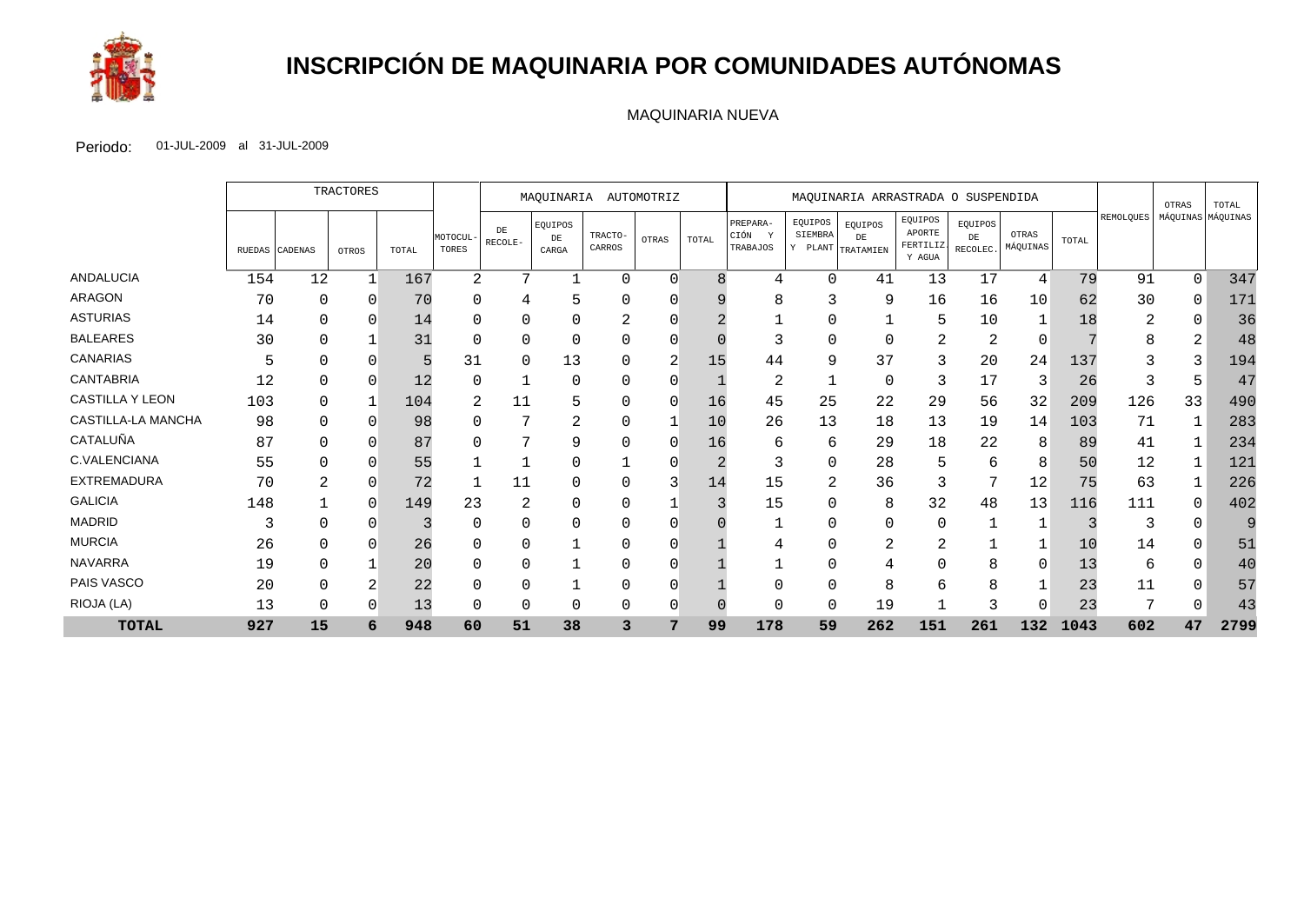# INSCRIPCIÓN DE MAQUINARIA POR COMUNIDADES AUTÓNOMAS

MAQUINARIA NUEVA

Periodo: 01-JUL-2009 al 31-JUL-2009

| | TRACTORES | | | | | MAQUINARIA AUTOMOTRIZ | | | | | MAQUINARIA ARRASTRADA O SUSPENDIDA | | | | | | | REMOLQUES | OTRAS MÁQUINAS | TOTAL MÁQUINAS |
|---|---|---|---|---|---|---|---|---|---|---|---|---|---|---|---|---|---|---|---|---|
| | RUEDAS | CADENAS | OTROS | TOTAL | MOTOCULTORES | DE RECOLE- | EQUIPOS DE CARGA | TRACTOCARROS | OTRAS | TOTAL | PREPARACIÓN Y TRABAJOS | EQUIPOS SIEMBRA Y PLANT | EQUIPOS DE TRATAMIEN | EQUIPOS APORTE FERTILIZ Y AGUA | EQUIPOS DE RECOLEC. | OTRAS MÁQUINAS | TOTAL | | | |
| ANDALUCIA | 154 | 12 | 1 | 167 | 2 | 7 | 1 | 0 | 0 | 8 | 4 | 0 | 41 | 13 | 17 | 4 | 79 | 91 | 0 | 347 |
| ARAGON | 70 | 0 | 0 | 70 | 0 | 4 | 5 | 0 | 0 | 9 | 8 | 3 | 9 | 16 | 16 | 10 | 62 | 30 | 0 | 171 |
| ASTURIAS | 14 | 0 | 0 | 14 | 0 | 0 | 0 | 2 | 0 | 2 | 1 | 0 | 1 | 5 | 10 | 1 | 18 | 2 | 0 | 36 |
| BALEARES | 30 | 0 | 1 | 31 | 0 | 0 | 0 | 0 | 0 | 0 | 3 | 0 | 0 | 2 | 2 | 0 | 7 | 8 | 2 | 48 |
| CANARIAS | 5 | 0 | 0 | 5 | 31 | 0 | 13 | 0 | 2 | 15 | 44 | 9 | 37 | 3 | 20 | 24 | 137 | 3 | 3 | 194 |
| CANTABRIA | 12 | 0 | 0 | 12 | 0 | 1 | 0 | 0 | 0 | 1 | 2 | 1 | 0 | 3 | 17 | 3 | 26 | 3 | 5 | 47 |
| CASTILLA Y LEON | 103 | 0 | 1 | 104 | 2 | 11 | 5 | 0 | 0 | 16 | 45 | 25 | 22 | 29 | 56 | 32 | 209 | 126 | 33 | 490 |
| CASTILLA-LA MANCHA | 98 | 0 | 0 | 98 | 0 | 7 | 2 | 0 | 1 | 10 | 26 | 13 | 18 | 13 | 19 | 14 | 103 | 71 | 1 | 283 |
| CATALUÑA | 87 | 0 | 0 | 87 | 0 | 7 | 9 | 0 | 0 | 16 | 6 | 6 | 29 | 18 | 22 | 8 | 89 | 41 | 1 | 234 |
| C.VALENCIANA | 55 | 0 | 0 | 55 | 1 | 1 | 0 | 1 | 0 | 2 | 3 | 0 | 28 | 5 | 6 | 8 | 50 | 12 | 1 | 121 |
| EXTREMADURA | 70 | 2 | 0 | 72 | 1 | 11 | 0 | 0 | 3 | 14 | 15 | 2 | 36 | 3 | 7 | 12 | 75 | 63 | 1 | 226 |
| GALICIA | 148 | 1 | 0 | 149 | 23 | 2 | 0 | 0 | 1 | 3 | 15 | 0 | 8 | 32 | 48 | 13 | 116 | 111 | 0 | 402 |
| MADRID | 3 | 0 | 0 | 3 | 0 | 0 | 0 | 0 | 0 | 0 | 1 | 0 | 0 | 0 | 1 | 1 | 3 | 3 | 0 | 9 |
| MURCIA | 26 | 0 | 0 | 26 | 0 | 0 | 1 | 0 | 0 | 1 | 4 | 0 | 2 | 2 | 1 | 1 | 10 | 14 | 0 | 51 |
| NAVARRA | 19 | 0 | 1 | 20 | 0 | 0 | 1 | 0 | 0 | 1 | 1 | 0 | 4 | 0 | 8 | 0 | 13 | 6 | 0 | 40 |
| PAIS VASCO | 20 | 0 | 2 | 22 | 0 | 0 | 1 | 0 | 0 | 1 | 0 | 0 | 8 | 6 | 8 | 1 | 23 | 11 | 0 | 57 |
| RIOJA (LA) | 13 | 0 | 0 | 13 | 0 | 0 | 0 | 0 | 0 | 0 | 0 | 0 | 19 | 1 | 3 | 0 | 23 | 7 | 0 | 43 |
| **TOTAL** | **927** | **15** | **6** | **948** | **60** | **51** | **38** | **3** | **7** | **99** | **178** | **59** | **262** | **151** | **261** | **132** | **1043** | **602** | **47** | **2799** |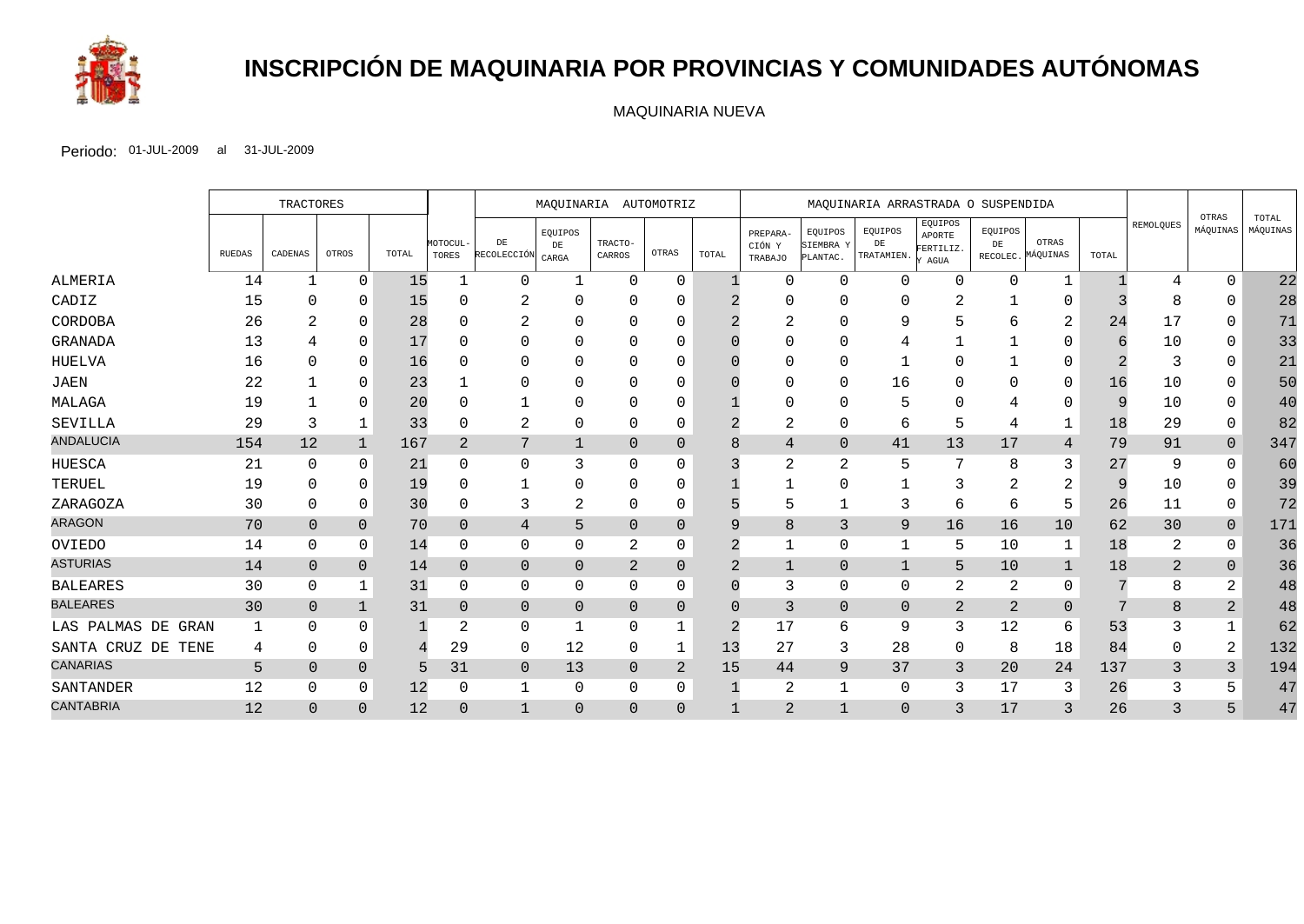# INSCRIPCIÓN DE MAQUINARIA POR PROVINCIAS Y COMUNIDADES AUTÓNOMAS

MAQUINARIA NUEVA

Periodo: 01-JUL-2009 al 31-JUL-2009

| | TRACTORES | | | | | MAQUINARIA AUTOMOTRIZ | | | | | MAQUINARIA ARRASTRADA O SUSPENDIDA | | | | | | | | | |
|---|---|---|---|---|---|---|---|---|---|---|---|---|---|---|---|---|---|---|---|---|
| | RUEDAS | CADENAS | OTROS | TOTAL | MOTOCUL-TORES | DE RECOLECCIÓN | EQUIPOS DE CARGA | TRACTO-CARROS | OTRAS | TOTAL | PREPARA-CIÓN Y TRABAJO | EQUIPOS SIEMBRA Y PLANTAC. | EQUIPOS DE TRATAMIEN. | EQUIPOS APORTE FERTILIZ. Y AGUA | EQUIPOS DE RECOLEC. | OTRAS MÁQUINAS | TOTAL | REMOLQUES | OTRAS MÁQUINAS | TOTAL MÁQUINAS |
| ALMERIA | 14 | 1 | 0 | 15 | 1 | 0 | 1 | 0 | 0 | 1 | 0 | 0 | 0 | 0 | 0 | 1 | 1 | 4 | 0 | 22 |
| CADIZ | 15 | 0 | 0 | 15 | 0 | 2 | 0 | 0 | 0 | 2 | 0 | 0 | 0 | 2 | 1 | 0 | 3 | 8 | 0 | 28 |
| CORDOBA | 26 | 2 | 0 | 28 | 0 | 2 | 0 | 0 | 0 | 2 | 2 | 0 | 9 | 5 | 6 | 2 | 24 | 17 | 0 | 71 |
| GRANADA | 13 | 4 | 0 | 17 | 0 | 0 | 0 | 0 | 0 | 0 | 0 | 0 | 4 | 1 | 1 | 0 | 6 | 10 | 0 | 33 |
| HUELVA | 16 | 0 | 0 | 16 | 0 | 0 | 0 | 0 | 0 | 0 | 0 | 0 | 1 | 0 | 1 | 0 | 2 | 3 | 0 | 21 |
| JAEN | 22 | 1 | 0 | 23 | 1 | 0 | 0 | 0 | 0 | 0 | 0 | 0 | 16 | 0 | 0 | 0 | 16 | 10 | 0 | 50 |
| MALAGA | 19 | 1 | 0 | 20 | 0 | 1 | 0 | 0 | 0 | 1 | 0 | 0 | 5 | 0 | 4 | 0 | 9 | 10 | 0 | 40 |
| SEVILLA | 29 | 3 | 1 | 33 | 0 | 2 | 0 | 0 | 0 | 2 | 2 | 0 | 6 | 5 | 4 | 1 | 18 | 29 | 0 | 82 |
| ANDALUCIA | 154 | 12 | 1 | 167 | 2 | 7 | 1 | 0 | 0 | 8 | 4 | 0 | 41 | 13 | 17 | 4 | 79 | 91 | 0 | 347 |
| HUESCA | 21 | 0 | 0 | 21 | 0 | 0 | 3 | 0 | 0 | 3 | 2 | 2 | 5 | 7 | 8 | 3 | 27 | 9 | 0 | 60 |
| TERUEL | 19 | 0 | 0 | 19 | 0 | 1 | 0 | 0 | 0 | 1 | 1 | 0 | 1 | 3 | 2 | 2 | 9 | 10 | 0 | 39 |
| ZARAGOZA | 30 | 0 | 0 | 30 | 0 | 3 | 2 | 0 | 0 | 5 | 5 | 1 | 3 | 6 | 6 | 5 | 26 | 11 | 0 | 72 |
| ARAGON | 70 | 0 | 0 | 70 | 0 | 4 | 5 | 0 | 0 | 9 | 8 | 3 | 9 | 16 | 16 | 10 | 62 | 30 | 0 | 171 |
| OVIEDO | 14 | 0 | 0 | 14 | 0 | 0 | 0 | 2 | 0 | 2 | 1 | 0 | 1 | 5 | 10 | 1 | 18 | 2 | 0 | 36 |
| ASTURIAS | 14 | 0 | 0 | 14 | 0 | 0 | 0 | 2 | 0 | 2 | 1 | 0 | 1 | 5 | 10 | 1 | 18 | 2 | 0 | 36 |
| BALEARES | 30 | 0 | 1 | 31 | 0 | 0 | 0 | 0 | 0 | 0 | 3 | 0 | 0 | 2 | 2 | 0 | 7 | 8 | 2 | 48 |
| BALEARES | 30 | 0 | 1 | 31 | 0 | 0 | 0 | 0 | 0 | 0 | 3 | 0 | 0 | 2 | 2 | 0 | 7 | 8 | 2 | 48 |
| LAS PALMAS DE GRAN | 1 | 0 | 0 | 1 | 2 | 0 | 1 | 0 | 1 | 2 | 17 | 6 | 9 | 3 | 12 | 6 | 53 | 3 | 1 | 62 |
| SANTA CRUZ DE TENE | 4 | 0 | 0 | 4 | 29 | 0 | 12 | 0 | 1 | 13 | 27 | 3 | 28 | 0 | 8 | 18 | 84 | 0 | 2 | 132 |
| CANARIAS | 5 | 0 | 0 | 5 | 31 | 0 | 13 | 0 | 2 | 15 | 44 | 9 | 37 | 3 | 20 | 24 | 137 | 3 | 3 | 194 |
| SANTANDER | 12 | 0 | 0 | 12 | 0 | 1 | 0 | 0 | 0 | 1 | 2 | 1 | 0 | 3 | 17 | 3 | 26 | 3 | 5 | 47 |
| CANTABRIA | 12 | 0 | 0 | 12 | 0 | 1 | 0 | 0 | 0 | 1 | 2 | 1 | 0 | 3 | 17 | 3 | 26 | 3 | 5 | 47 |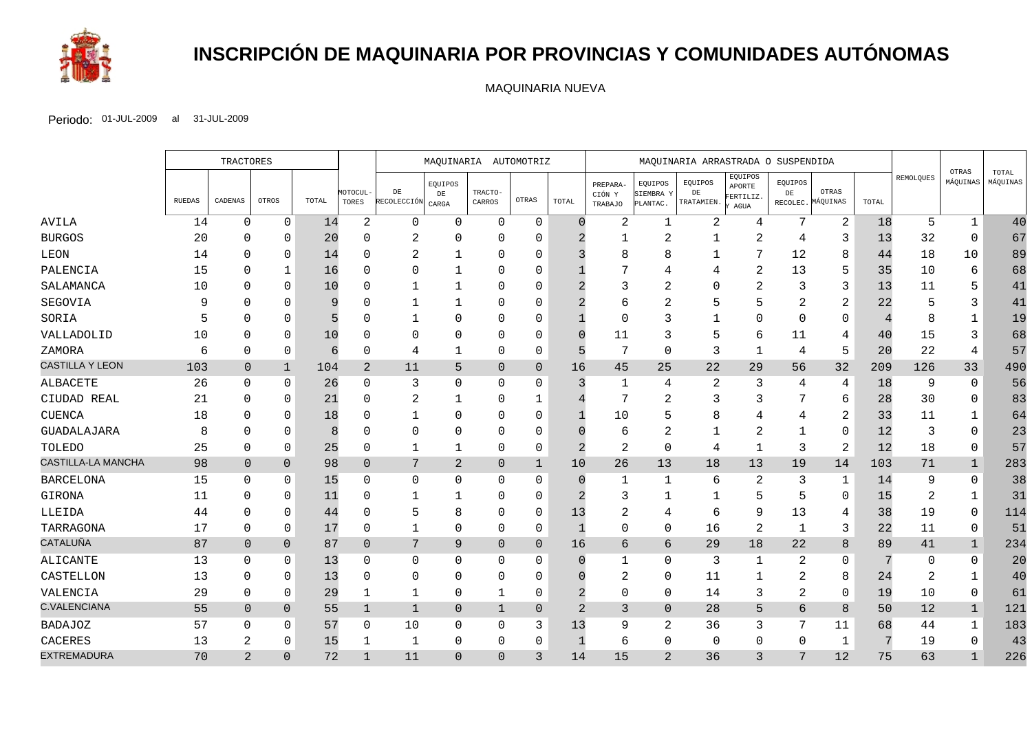# INSCRIPCIÓN DE MAQUINARIA POR PROVINCIAS Y COMUNIDADES AUTÓNOMAS

MAQUINARIA NUEVA

Periodo: 01-JUL-2009 al 31-JUL-2009

| | TRACTORES | | | | | MAQUINARIA AUTOMOTRIZ | | | | | MAQUINARIA ARRASTRADA O SUSPENDIDA | | | | | | | | | |
|---|---|---|---|---|---|---|---|---|---|---|---|---|---|---|---|---|---|---|---|---|
| | RUEDAS | CADENAS | OTROS | TOTAL | MOTOCULTORES | DE RECOLECCIÓN | EQUIPOS DE CARGA | TRACTOCARROS | OTRAS | TOTAL | PREPARACIÓN Y TRABAJO | EQUIPOS SIEMBRA Y PLANTAC. | EQUIPOS DE TRATAMIEN. | EQUIPOS APORTE FERTILIZ. Y AGUA | EQUIPOS DE RECOLEC. | OTRAS MÁQUINAS | TOTAL | REMOLQUES | OTRAS MÁQUINAS | TOTAL MÁQUINAS |
| AVILA | 14 | 0 | 0 | 14 | 2 | 0 | 0 | 0 | 0 | 0 | 2 | 1 | 2 | 4 | 7 | 2 | 18 | 5 | 1 | 40 |
| BURGOS | 20 | 0 | 0 | 20 | 0 | 2 | 0 | 0 | 0 | 2 | 1 | 2 | 1 | 2 | 4 | 3 | 13 | 32 | 0 | 67 |
| LEON | 14 | 0 | 0 | 14 | 0 | 2 | 1 | 0 | 0 | 3 | 8 | 8 | 1 | 7 | 12 | 8 | 44 | 18 | 10 | 89 |
| PALENCIA | 15 | 0 | 1 | 16 | 0 | 0 | 1 | 0 | 0 | 1 | 7 | 4 | 4 | 2 | 13 | 5 | 35 | 10 | 6 | 68 |
| SALAMANCA | 10 | 0 | 0 | 10 | 0 | 1 | 1 | 0 | 0 | 2 | 3 | 2 | 0 | 2 | 3 | 3 | 13 | 11 | 5 | 41 |
| SEGOVIA | 9 | 0 | 0 | 9 | 0 | 1 | 1 | 0 | 0 | 2 | 6 | 2 | 5 | 5 | 2 | 2 | 22 | 5 | 3 | 41 |
| SORIA | 5 | 0 | 0 | 5 | 0 | 1 | 0 | 0 | 0 | 1 | 0 | 3 | 1 | 0 | 0 | 0 | 4 | 8 | 1 | 19 |
| VALLADOLID | 10 | 0 | 0 | 10 | 0 | 0 | 0 | 0 | 0 | 0 | 11 | 3 | 5 | 6 | 11 | 4 | 40 | 15 | 3 | 68 |
| ZAMORA | 6 | 0 | 0 | 6 | 0 | 4 | 1 | 0 | 0 | 5 | 7 | 0 | 3 | 1 | 4 | 5 | 20 | 22 | 4 | 57 |
| CASTILLA Y LEON | 103 | 0 | 1 | 104 | 2 | 11 | 5 | 0 | 0 | 16 | 45 | 25 | 22 | 29 | 56 | 32 | 209 | 126 | 33 | 490 |
| ALBACETE | 26 | 0 | 0 | 26 | 0 | 3 | 0 | 0 | 0 | 3 | 1 | 4 | 2 | 3 | 4 | 4 | 18 | 9 | 0 | 56 |
| CIUDAD REAL | 21 | 0 | 0 | 21 | 0 | 2 | 1 | 0 | 1 | 4 | 7 | 2 | 3 | 3 | 7 | 6 | 28 | 30 | 0 | 83 |
| CUENCA | 18 | 0 | 0 | 18 | 0 | 1 | 0 | 0 | 0 | 1 | 10 | 5 | 8 | 4 | 4 | 2 | 33 | 11 | 1 | 64 |
| GUADALAJARA | 8 | 0 | 0 | 8 | 0 | 0 | 0 | 0 | 0 | 0 | 6 | 2 | 1 | 2 | 1 | 0 | 12 | 3 | 0 | 23 |
| TOLEDO | 25 | 0 | 0 | 25 | 0 | 1 | 1 | 0 | 0 | 2 | 2 | 0 | 4 | 1 | 3 | 2 | 12 | 18 | 0 | 57 |
| CASTILLA-LA MANCHA | 98 | 0 | 0 | 98 | 0 | 7 | 2 | 0 | 1 | 10 | 26 | 13 | 18 | 13 | 19 | 14 | 103 | 71 | 1 | 283 |
| BARCELONA | 15 | 0 | 0 | 15 | 0 | 0 | 0 | 0 | 0 | 0 | 1 | 1 | 6 | 2 | 3 | 1 | 14 | 9 | 0 | 38 |
| GIRONA | 11 | 0 | 0 | 11 | 0 | 1 | 1 | 0 | 0 | 2 | 3 | 1 | 1 | 5 | 5 | 0 | 15 | 2 | 1 | 31 |
| LLEIDA | 44 | 0 | 0 | 44 | 0 | 5 | 8 | 0 | 0 | 13 | 2 | 4 | 6 | 9 | 13 | 4 | 38 | 19 | 0 | 114 |
| TARRAGONA | 17 | 0 | 0 | 17 | 0 | 1 | 0 | 0 | 0 | 1 | 0 | 0 | 16 | 2 | 1 | 3 | 22 | 11 | 0 | 51 |
| CATALUÑA | 87 | 0 | 0 | 87 | 0 | 7 | 9 | 0 | 0 | 16 | 6 | 6 | 29 | 18 | 22 | 8 | 89 | 41 | 1 | 234 |
| ALICANTE | 13 | 0 | 0 | 13 | 0 | 0 | 0 | 0 | 0 | 0 | 1 | 0 | 3 | 1 | 2 | 0 | 7 | 0 | 0 | 20 |
| CASTELLON | 13 | 0 | 0 | 13 | 0 | 0 | 0 | 0 | 0 | 0 | 2 | 0 | 11 | 1 | 2 | 8 | 24 | 2 | 1 | 40 |
| VALENCIA | 29 | 0 | 0 | 29 | 1 | 1 | 0 | 1 | 0 | 2 | 0 | 0 | 14 | 3 | 2 | 0 | 19 | 10 | 0 | 61 |
| C.VALENCIANA | 55 | 0 | 0 | 55 | 1 | 1 | 0 | 1 | 0 | 2 | 3 | 0 | 28 | 5 | 6 | 8 | 50 | 12 | 1 | 121 |
| BADAJOZ | 57 | 0 | 0 | 57 | 0 | 10 | 0 | 0 | 3 | 13 | 9 | 2 | 36 | 3 | 7 | 11 | 68 | 44 | 1 | 183 |
| CACERES | 13 | 2 | 0 | 15 | 1 | 1 | 0 | 0 | 0 | 1 | 6 | 0 | 0 | 0 | 0 | 1 | 7 | 19 | 0 | 43 |
| EXTREMADURA | 70 | 2 | 0 | 72 | 1 | 11 | 0 | 0 | 3 | 14 | 15 | 2 | 36 | 3 | 7 | 12 | 75 | 63 | 1 | 226 |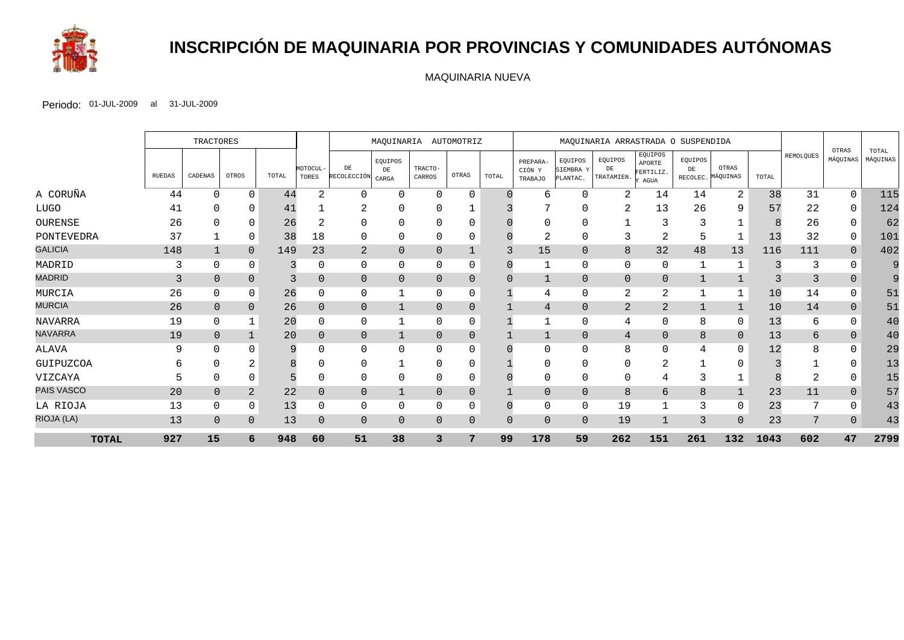# INSCRIPCIÓN DE MAQUINARIA POR PROVINCIAS Y COMUNIDADES AUTÓNOMAS

MAQUINARIA NUEVA

Periodo: 01-JUL-2009 al 31-JUL-2009

| | TRACTORES | | | | | MAQUINARIA AUTOMOTRIZ | | | | | MAQUINARIA ARRASTRADA O SUSPENDIDA | | | | | | | | | |
|---|---|---|---|---|---|---|---|---|---|---|---|---|---|---|---|---|---|---|---|---|
| | RUEDAS | CADENAS | OTROS | TOTAL | MOTOCUL-TORES | DE RECOLECCIÓN | EQUIPOS DE CARGA | TRACTO-CARROS | OTRAS | TOTAL | PREPARA-CIÓN Y TRABAJO | EQUIPOS SIEMBRA Y PLANTAC. | EQUIPOS DE TRATAMIEN. | EQUIPOS APORTE FERTILIZ. Y AGUA | EQUIPOS DE RECOLEC. | OTRAS MÁQUINAS | TOTAL | REMOLQUES | OTRAS MÁQUINAS | TOTAL MÁQUINAS |
| A CORUÑA | 44 | 0 | 0 | 44 | 2 | 0 | 0 | 0 | 0 | 0 | 6 | 0 | 2 | 14 | 14 | 2 | 38 | 31 | 0 | 115 |
| LUGO | 41 | 0 | 0 | 41 | 1 | 2 | 0 | 0 | 1 | 3 | 7 | 0 | 2 | 13 | 26 | 9 | 57 | 22 | 0 | 124 |
| OURENSE | 26 | 0 | 0 | 26 | 2 | 0 | 0 | 0 | 0 | 0 | 0 | 0 | 1 | 3 | 3 | 1 | 8 | 26 | 0 | 62 |
| PONTEVEDRA | 37 | 1 | 0 | 38 | 18 | 0 | 0 | 0 | 0 | 0 | 2 | 0 | 3 | 2 | 5 | 1 | 13 | 32 | 0 | 101 |
| GALICIA | 148 | 1 | 0 | 149 | 23 | 2 | 0 | 0 | 1 | 3 | 15 | 0 | 8 | 32 | 48 | 13 | 116 | 111 | 0 | 402 |
| MADRID | 3 | 0 | 0 | 3 | 0 | 0 | 0 | 0 | 0 | 0 | 1 | 0 | 0 | 0 | 1 | 1 | 3 | 3 | 0 | 9 |
| MADRID | 3 | 0 | 0 | 3 | 0 | 0 | 0 | 0 | 0 | 0 | 1 | 0 | 0 | 0 | 1 | 1 | 3 | 3 | 0 | 9 |
| MURCIA | 26 | 0 | 0 | 26 | 0 | 0 | 1 | 0 | 0 | 1 | 4 | 0 | 2 | 2 | 1 | 1 | 10 | 14 | 0 | 51 |
| MURCIA | 26 | 0 | 0 | 26 | 0 | 0 | 1 | 0 | 0 | 1 | 4 | 0 | 2 | 2 | 1 | 1 | 10 | 14 | 0 | 51 |
| NAVARRA | 19 | 0 | 1 | 20 | 0 | 0 | 1 | 0 | 0 | 1 | 1 | 0 | 4 | 0 | 8 | 0 | 13 | 6 | 0 | 40 |
| NAVARRA | 19 | 0 | 1 | 20 | 0 | 0 | 1 | 0 | 0 | 1 | 1 | 0 | 4 | 0 | 8 | 0 | 13 | 6 | 0 | 40 |
| ALAVA | 9 | 0 | 0 | 9 | 0 | 0 | 0 | 0 | 0 | 0 | 0 | 0 | 8 | 0 | 4 | 0 | 12 | 8 | 0 | 29 |
| GUIPUZCOA | 6 | 0 | 2 | 8 | 0 | 0 | 1 | 0 | 0 | 1 | 0 | 0 | 0 | 2 | 1 | 0 | 3 | 1 | 0 | 13 |
| VIZCAYA | 5 | 0 | 0 | 5 | 0 | 0 | 0 | 0 | 0 | 0 | 0 | 0 | 0 | 4 | 3 | 1 | 8 | 2 | 0 | 15 |
| PAIS VASCO | 20 | 0 | 2 | 22 | 0 | 0 | 1 | 0 | 0 | 1 | 0 | 0 | 8 | 6 | 8 | 1 | 23 | 11 | 0 | 57 |
| LA RIOJA | 13 | 0 | 0 | 13 | 0 | 0 | 0 | 0 | 0 | 0 | 0 | 0 | 19 | 1 | 3 | 0 | 23 | 7 | 0 | 43 |
| RIOJA (LA) | 13 | 0 | 0 | 13 | 0 | 0 | 0 | 0 | 0 | 0 | 0 | 0 | 19 | 1 | 3 | 0 | 23 | 7 | 0 | 43 |
| **TOTAL** | **927** | **15** | **6** | **948** | **60** | **51** | **38** | **3** | **7** | **99** | **178** | **59** | **262** | **151** | **261** | **132** | **1043** | **602** | **47** | **2799** |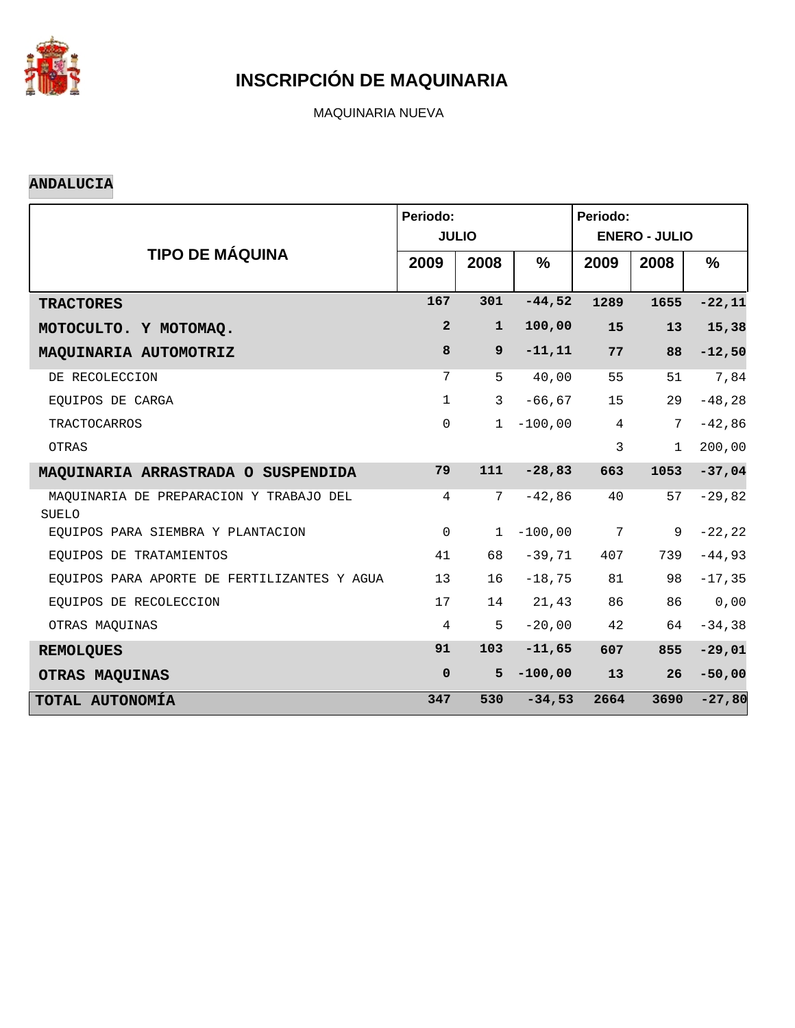# INSCRIPCIÓN DE MAQUINARIA

MAQUINARIA NUEVA

**ANDALUCIA**

| TIPO DE MÁQUINA | Periodo: JULIO | | | Periodo: ENERO - JULIO | | |
|---|---|---|---|---|---|---|
| | 2009 | 2008 | % | 2009 | 2008 | % |
| **TRACTORES** | **167** | **301** | **-44,52** | **1289** | **1655** | **-22,11** |
| **MOTOCULTO. Y MOTOMAQ.** | **2** | **1** | **100,00** | **15** | **13** | **15,38** |
| **MAQUINARIA AUTOMOTRIZ** | **8** | **9** | **-11,11** | **77** | **88** | **-12,50** |
| DE RECOLECCION | 7 | 5 | 40,00 | 55 | 51 | 7,84 |
| EQUIPOS DE CARGA | 1 | 3 | -66,67 | 15 | 29 | -48,28 |
| TRACTOCARROS | 0 | 1 | -100,00 | 4 | 7 | -42,86 |
| OTRAS | | | | 3 | 1 | 200,00 |
| **MAQUINARIA ARRASTRADA O SUSPENDIDA** | **79** | **111** | **-28,83** | **663** | **1053** | **-37,04** |
| MAQUINARIA DE PREPARACION Y TRABAJO DEL SUELO | 4 | 7 | -42,86 | 40 | 57 | -29,82 |
| EQUIPOS PARA SIEMBRA Y PLANTACION | 0 | 1 | -100,00 | 7 | 9 | -22,22 |
| EQUIPOS DE TRATAMIENTOS | 41 | 68 | -39,71 | 407 | 739 | -44,93 |
| EQUIPOS PARA APORTE DE FERTILIZANTES Y AGUA | 13 | 16 | -18,75 | 81 | 98 | -17,35 |
| EQUIPOS DE RECOLECCION | 17 | 14 | 21,43 | 86 | 86 | 0,00 |
| OTRAS MAQUINAS | 4 | 5 | -20,00 | 42 | 64 | -34,38 |
| **REMOLQUES** | **91** | **103** | **-11,65** | **607** | **855** | **-29,01** |
| **OTRAS MAQUINAS** | **0** | **5** | **-100,00** | **13** | **26** | **-50,00** |
| **TOTAL AUTONOMÍA** | **347** | **530** | **-34,53** | **2664** | **3690** | **-27,80** |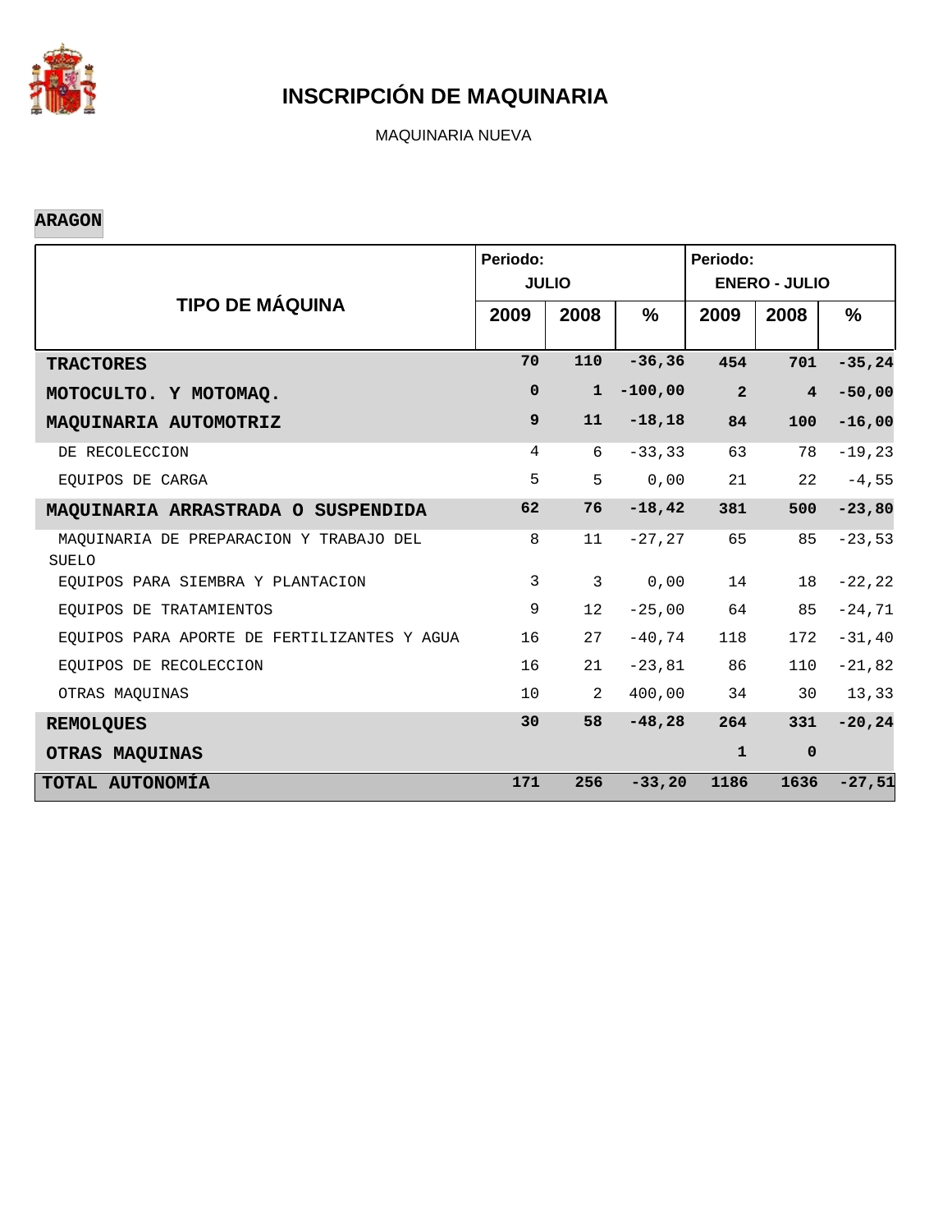# INSCRIPCIÓN DE MAQUINARIA

MAQUINARIA NUEVA

**ARAGON**

| TIPO DE MÁQUINA | Periodo: JULIO | | | Periodo: ENERO - JULIO | | |
|---|---|---|---|---|---|---|
| | 2009 | 2008 | % | 2009 | 2008 | % |
| **TRACTORES** | **70** | **110** | **-36,36** | **454** | **701** | **-35,24** |
| **MOTOCULTO. Y MOTOMAQ.** | **0** | **1** | **-100,00** | **2** | **4** | **-50,00** |
| **MAQUINARIA AUTOMOTRIZ** | **9** | **11** | **-18,18** | **84** | **100** | **-16,00** |
| DE RECOLECCION | 4 | 6 | -33,33 | 63 | 78 | -19,23 |
| EQUIPOS DE CARGA | 5 | 5 | 0,00 | 21 | 22 | -4,55 |
| **MAQUINARIA ARRASTRADA O SUSPENDIDA** | **62** | **76** | **-18,42** | **381** | **500** | **-23,80** |
| MAQUINARIA DE PREPARACION Y TRABAJO DEL SUELO | 8 | 11 | -27,27 | 65 | 85 | -23,53 |
| EQUIPOS PARA SIEMBRA Y PLANTACION | 3 | 3 | 0,00 | 14 | 18 | -22,22 |
| EQUIPOS DE TRATAMIENTOS | 9 | 12 | -25,00 | 64 | 85 | -24,71 |
| EQUIPOS PARA APORTE DE FERTILIZANTES Y AGUA | 16 | 27 | -40,74 | 118 | 172 | -31,40 |
| EQUIPOS DE RECOLECCION | 16 | 21 | -23,81 | 86 | 110 | -21,82 |
| OTRAS MAQUINAS | 10 | 2 | 400,00 | 34 | 30 | 13,33 |
| **REMOLQUES** | **30** | **58** | **-48,28** | **264** | **331** | **-20,24** |
| **OTRAS MAQUINAS** | | | | **1** | **0** | |
| **TOTAL AUTONOMÍA** | **171** | **256** | **-33,20** | **1186** | **1636** | **-27,51** |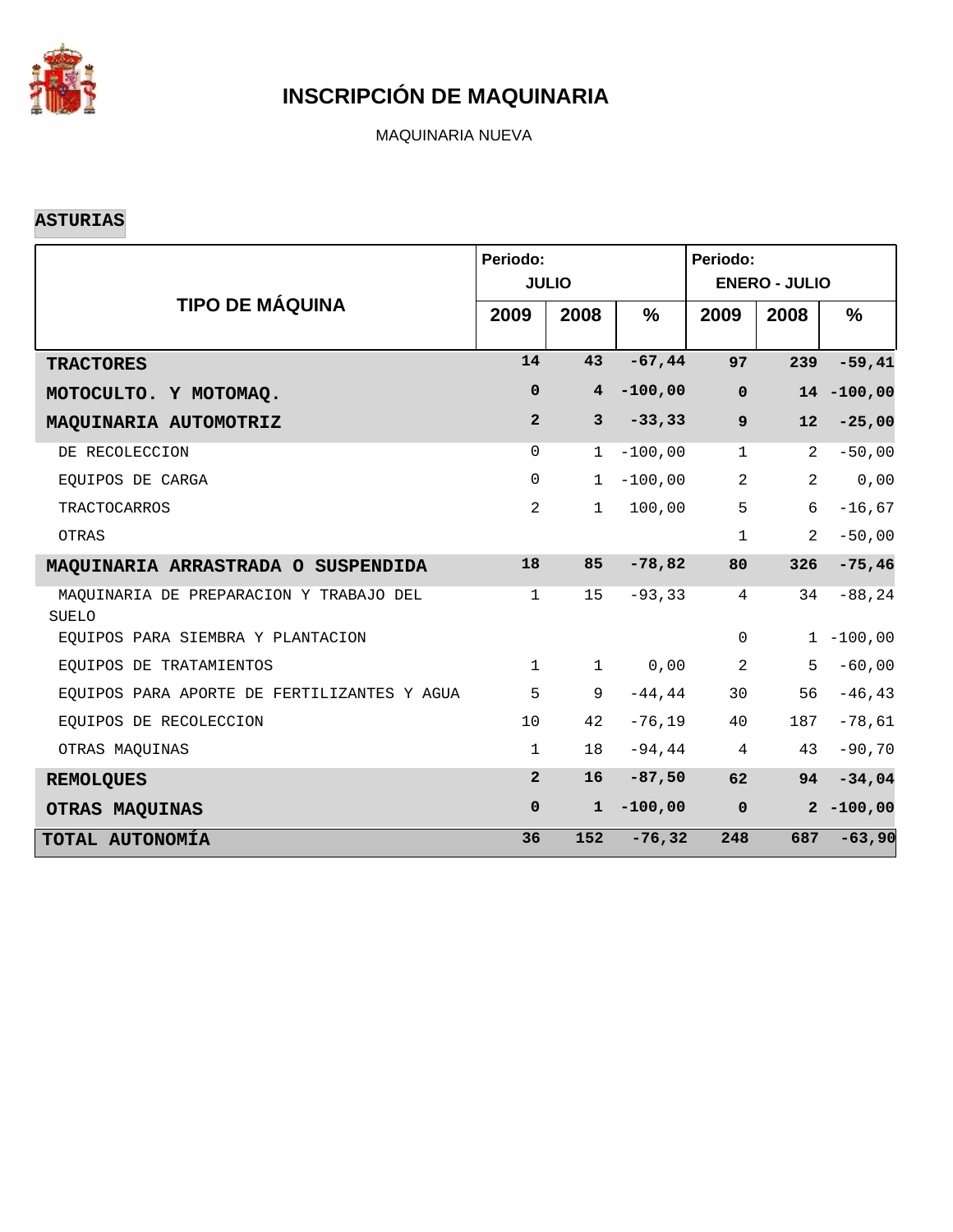# INSCRIPCIÓN DE MAQUINARIA

MAQUINARIA NUEVA

**ASTURIAS**

| TIPO DE MÁQUINA | Periodo: JULIO | | | Periodo: ENERO - JULIO | | |
|---|---|---|---|---|---|---|
| | 2009 | 2008 | % | 2009 | 2008 | % |
| **TRACTORES** | **14** | **43** | **-67,44** | **97** | **239** | **-59,41** |
| **MOTOCULTO. Y MOTOMAQ.** | **0** | **4** | **-100,00** | **0** | **14** | **-100,00** |
| **MAQUINARIA AUTOMOTRIZ** | **2** | **3** | **-33,33** | **9** | **12** | **-25,00** |
| DE RECOLECCION | 0 | 1 | -100,00 | 1 | 2 | -50,00 |
| EQUIPOS DE CARGA | 0 | 1 | -100,00 | 2 | 2 | 0,00 |
| TRACTOCARROS | 2 | 1 | 100,00 | 5 | 6 | -16,67 |
| OTRAS | | | | 1 | 2 | -50,00 |
| **MAQUINARIA ARRASTRADA O SUSPENDIDA** | **18** | **85** | **-78,82** | **80** | **326** | **-75,46** |
| MAQUINARIA DE PREPARACION Y TRABAJO DEL SUELO | 1 | 15 | -93,33 | 4 | 34 | -88,24 |
| EQUIPOS PARA SIEMBRA Y PLANTACION | | | | 0 | 1 | -100,00 |
| EQUIPOS DE TRATAMIENTOS | 1 | 1 | 0,00 | 2 | 5 | -60,00 |
| EQUIPOS PARA APORTE DE FERTILIZANTES Y AGUA | 5 | 9 | -44,44 | 30 | 56 | -46,43 |
| EQUIPOS DE RECOLECCION | 10 | 42 | -76,19 | 40 | 187 | -78,61 |
| OTRAS MAQUINAS | 1 | 18 | -94,44 | 4 | 43 | -90,70 |
| **REMOLQUES** | **2** | **16** | **-87,50** | **62** | **94** | **-34,04** |
| **OTRAS MAQUINAS** | **0** | **1** | **-100,00** | **0** | **2** | **-100,00** |
| **TOTAL AUTONOMÍA** | **36** | **152** | **-76,32** | **248** | **687** | **-63,90** |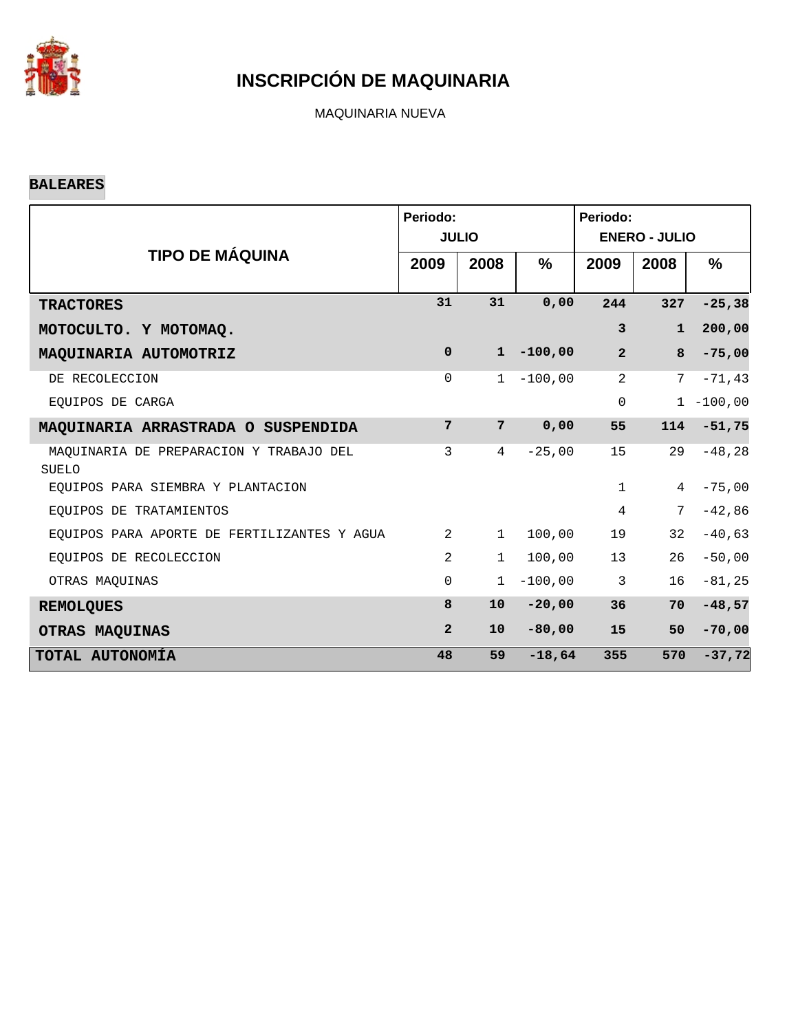# INSCRIPCIÓN DE MAQUINARIA

MAQUINARIA NUEVA

**BALEARES**

| TIPO DE MÁQUINA | Periodo: JULIO | | | Periodo: ENERO - JULIO | | |
|---|---|---|---|---|---|---|
| | 2009 | 2008 | % | 2009 | 2008 | % |
| **TRACTORES** | **31** | **31** | **0,00** | **244** | **327** | **-25,38** |
| **MOTOCULTO. Y MOTOMAQ.** | | | | **3** | **1** | **200,00** |
| **MAQUINARIA AUTOMOTRIZ** | **0** | **1** | **-100,00** | **2** | **8** | **-75,00** |
| DE RECOLECCION | 0 | 1 | -100,00 | 2 | 7 | -71,43 |
| EQUIPOS DE CARGA | | | | 0 | 1 | -100,00 |
| **MAQUINARIA ARRASTRADA O SUSPENDIDA** | **7** | **7** | **0,00** | **55** | **114** | **-51,75** |
| MAQUINARIA DE PREPARACION Y TRABAJO DEL SUELO | 3 | 4 | -25,00 | 15 | 29 | -48,28 |
| EQUIPOS PARA SIEMBRA Y PLANTACION | | | | 1 | 4 | -75,00 |
| EQUIPOS DE TRATAMIENTOS | | | | 4 | 7 | -42,86 |
| EQUIPOS PARA APORTE DE FERTILIZANTES Y AGUA | 2 | 1 | 100,00 | 19 | 32 | -40,63 |
| EQUIPOS DE RECOLECCION | 2 | 1 | 100,00 | 13 | 26 | -50,00 |
| OTRAS MAQUINAS | 0 | 1 | -100,00 | 3 | 16 | -81,25 |
| **REMOLQUES** | **8** | **10** | **-20,00** | **36** | **70** | **-48,57** |
| **OTRAS MAQUINAS** | **2** | **10** | **-80,00** | **15** | **50** | **-70,00** |
| **TOTAL AUTONOMÍA** | **48** | **59** | **-18,64** | **355** | **570** | **-37,72** |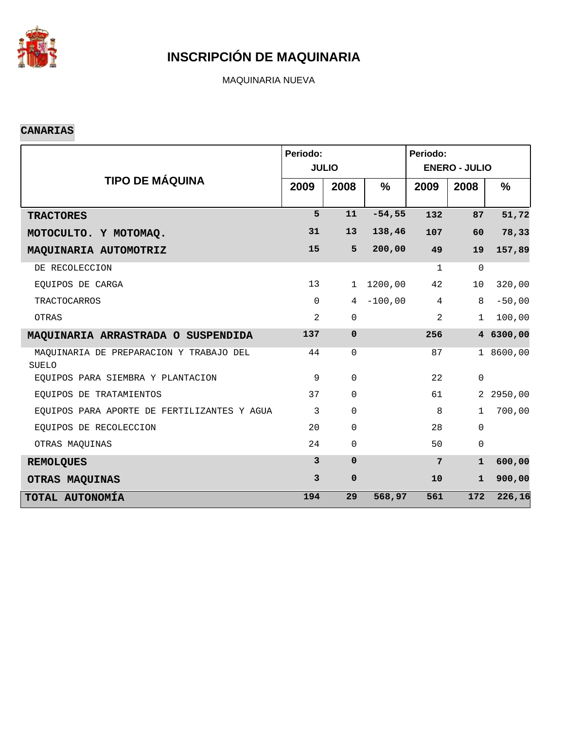# INSCRIPCIÓN DE MAQUINARIA

MAQUINARIA NUEVA

**CANARIAS**

| TIPO DE MÁQUINA | Periodo: JULIO | | | Periodo: ENERO - JULIO | | |
|---|---|---|---|---|---|---|
| | 2009 | 2008 | % | 2009 | 2008 | % |
| **TRACTORES** | **5** | **11** | **-54,55** | **132** | **87** | **51,72** |
| **MOTOCULTO. Y MOTOMAQ.** | **31** | **13** | **138,46** | **107** | **60** | **78,33** |
| **MAQUINARIA AUTOMOTRIZ** | **15** | **5** | **200,00** | **49** | **19** | **157,89** |
| DE RECOLECCION | | | | 1 | 0 | |
| EQUIPOS DE CARGA | 13 | 1 | 1200,00 | 42 | 10 | 320,00 |
| TRACTOCARROS | 0 | 4 | -100,00 | 4 | 8 | -50,00 |
| OTRAS | 2 | 0 | | 2 | 1 | 100,00 |
| **MAQUINARIA ARRASTRADA O SUSPENDIDA** | **137** | **0** | | **256** | **4** | **6300,00** |
| MAQUINARIA DE PREPARACION Y TRABAJO DEL SUELO | 44 | 0 | | 87 | 1 | 8600,00 |
| EQUIPOS PARA SIEMBRA Y PLANTACION | 9 | 0 | | 22 | 0 | |
| EQUIPOS DE TRATAMIENTOS | 37 | 0 | | 61 | 2 | 2950,00 |
| EQUIPOS PARA APORTE DE FERTILIZANTES Y AGUA | 3 | 0 | | 8 | 1 | 700,00 |
| EQUIPOS DE RECOLECCION | 20 | 0 | | 28 | 0 | |
| OTRAS MAQUINAS | 24 | 0 | | 50 | 0 | |
| **REMOLQUES** | **3** | **0** | | **7** | **1** | **600,00** |
| **OTRAS MAQUINAS** | **3** | **0** | | **10** | **1** | **900,00** |
| **TOTAL AUTONOMÍA** | **194** | **29** | **568,97** | **561** | **172** | **226,16** |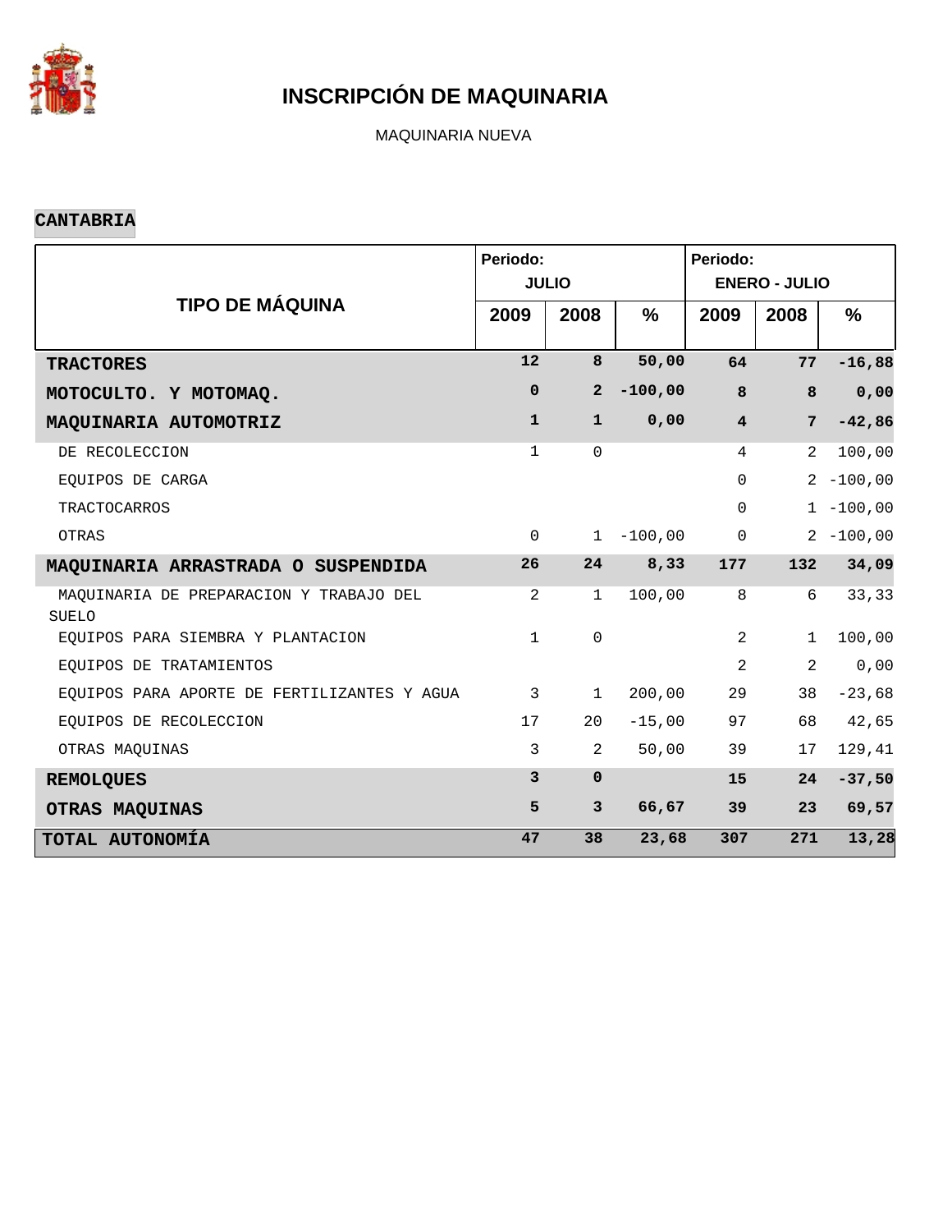# INSCRIPCIÓN DE MAQUINARIA

MAQUINARIA NUEVA

**CANTABRIA**

| TIPO DE MÁQUINA | Periodo: JULIO | | | Periodo: ENERO - JULIO | | |
|---|---|---|---|---|---|---|
| | 2009 | 2008 | % | 2009 | 2008 | % |
| **TRACTORES** | **12** | **8** | **50,00** | **64** | **77** | **-16,88** |
| **MOTOCULTO. Y MOTOMAQ.** | **0** | **2** | **-100,00** | **8** | **8** | **0,00** |
| **MAQUINARIA AUTOMOTRIZ** | **1** | **1** | **0,00** | **4** | **7** | **-42,86** |
| DE RECOLECCION | 1 | 0 | | 4 | 2 | 100,00 |
| EQUIPOS DE CARGA | | | | 0 | 2 | -100,00 |
| TRACTOCARROS | | | | 0 | 1 | -100,00 |
| OTRAS | 0 | 1 | -100,00 | 0 | 2 | -100,00 |
| **MAQUINARIA ARRASTRADA O SUSPENDIDA** | **26** | **24** | **8,33** | **177** | **132** | **34,09** |
| MAQUINARIA DE PREPARACION Y TRABAJO DEL SUELO | 2 | 1 | 100,00 | 8 | 6 | 33,33 |
| EQUIPOS PARA SIEMBRA Y PLANTACION | 1 | 0 | | 2 | 1 | 100,00 |
| EQUIPOS DE TRATAMIENTOS | | | | 2 | 2 | 0,00 |
| EQUIPOS PARA APORTE DE FERTILIZANTES Y AGUA | 3 | 1 | 200,00 | 29 | 38 | -23,68 |
| EQUIPOS DE RECOLECCION | 17 | 20 | -15,00 | 97 | 68 | 42,65 |
| OTRAS MAQUINAS | 3 | 2 | 50,00 | 39 | 17 | 129,41 |
| **REMOLQUES** | **3** | **0** | | **15** | **24** | **-37,50** |
| **OTRAS MAQUINAS** | **5** | **3** | **66,67** | **39** | **23** | **69,57** |
| **TOTAL AUTONOMÍA** | **47** | **38** | **23,68** | **307** | **271** | **13,28** |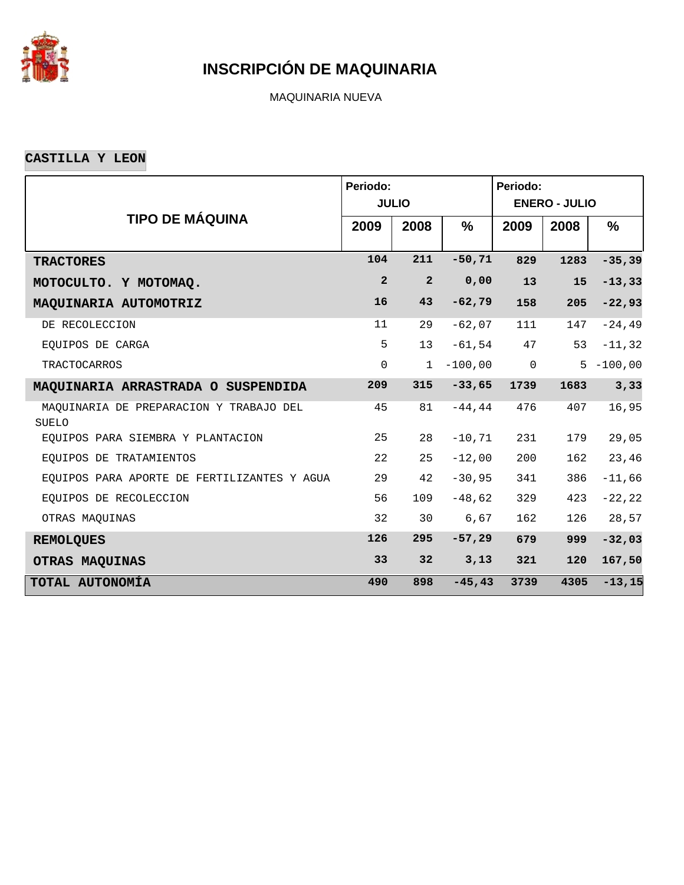# INSCRIPCIÓN DE MAQUINARIA

MAQUINARIA NUEVA

**CASTILLA Y LEON**

| TIPO DE MÁQUINA | Periodo: JULIO | | | Periodo: ENERO - JULIO | | |
|---|---|---|---|---|---|---|
| | 2009 | 2008 | % | 2009 | 2008 | % |
| **TRACTORES** | **104** | **211** | **-50,71** | **829** | **1283** | **-35,39** |
| **MOTOCULTO. Y MOTOMAQ.** | **2** | **2** | **0,00** | **13** | **15** | **-13,33** |
| **MAQUINARIA AUTOMOTRIZ** | **16** | **43** | **-62,79** | **158** | **205** | **-22,93** |
| DE RECOLECCION | 11 | 29 | -62,07 | 111 | 147 | -24,49 |
| EQUIPOS DE CARGA | 5 | 13 | -61,54 | 47 | 53 | -11,32 |
| TRACTOCARROS | 0 | 1 | -100,00 | 0 | 5 | -100,00 |
| **MAQUINARIA ARRASTRADA O SUSPENDIDA** | **209** | **315** | **-33,65** | **1739** | **1683** | **3,33** |
| MAQUINARIA DE PREPARACION Y TRABAJO DEL SUELO | 45 | 81 | -44,44 | 476 | 407 | 16,95 |
| EQUIPOS PARA SIEMBRA Y PLANTACION | 25 | 28 | -10,71 | 231 | 179 | 29,05 |
| EQUIPOS DE TRATAMIENTOS | 22 | 25 | -12,00 | 200 | 162 | 23,46 |
| EQUIPOS PARA APORTE DE FERTILIZANTES Y AGUA | 29 | 42 | -30,95 | 341 | 386 | -11,66 |
| EQUIPOS DE RECOLECCION | 56 | 109 | -48,62 | 329 | 423 | -22,22 |
| OTRAS MAQUINAS | 32 | 30 | 6,67 | 162 | 126 | 28,57 |
| **REMOLQUES** | **126** | **295** | **-57,29** | **679** | **999** | **-32,03** |
| **OTRAS MAQUINAS** | **33** | **32** | **3,13** | **321** | **120** | **167,50** |
| **TOTAL AUTONOMÍA** | **490** | **898** | **-45,43** | **3739** | **4305** | **-13,15** |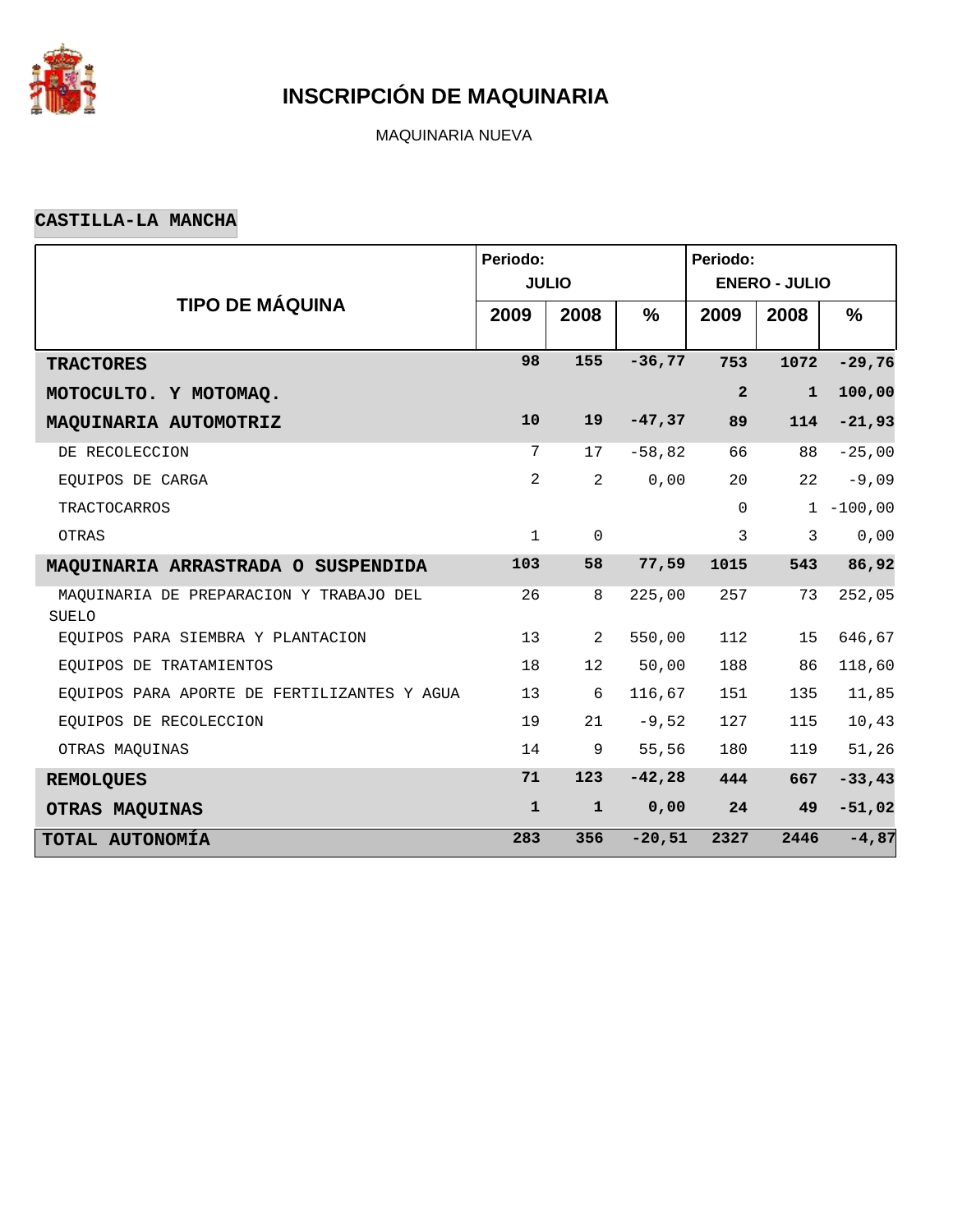# INSCRIPCIÓN DE MAQUINARIA

MAQUINARIA NUEVA

## CASTILLA-LA MANCHA

| TIPO DE MÁQUINA | Periodo: JULIO | | | Periodo: ENERO - JULIO | | |
|---|---|---|---|---|---|---|
| | 2009 | 2008 | % | 2009 | 2008 | % |
| **TRACTORES** | **98** | **155** | **-36,77** | **753** | **1072** | **-29,76** |
| **MOTOCULTO. Y MOTOMAQ.** | | | | **2** | **1** | **100,00** |
| **MAQUINARIA AUTOMOTRIZ** | **10** | **19** | **-47,37** | **89** | **114** | **-21,93** |
| DE RECOLECCION | 7 | 17 | -58,82 | 66 | 88 | -25,00 |
| EQUIPOS DE CARGA | 2 | 2 | 0,00 | 20 | 22 | -9,09 |
| TRACTOCARROS | | | | 0 | 1 | -100,00 |
| OTRAS | 1 | 0 | | 3 | 3 | 0,00 |
| **MAQUINARIA ARRASTRADA O SUSPENDIDA** | **103** | **58** | **77,59** | **1015** | **543** | **86,92** |
| MAQUINARIA DE PREPARACION Y TRABAJO DEL SUELO | 26 | 8 | 225,00 | 257 | 73 | 252,05 |
| EQUIPOS PARA SIEMBRA Y PLANTACION | 13 | 2 | 550,00 | 112 | 15 | 646,67 |
| EQUIPOS DE TRATAMIENTOS | 18 | 12 | 50,00 | 188 | 86 | 118,60 |
| EQUIPOS PARA APORTE DE FERTILIZANTES Y AGUA | 13 | 6 | 116,67 | 151 | 135 | 11,85 |
| EQUIPOS DE RECOLECCION | 19 | 21 | -9,52 | 127 | 115 | 10,43 |
| OTRAS MAQUINAS | 14 | 9 | 55,56 | 180 | 119 | 51,26 |
| **REMOLQUES** | **71** | **123** | **-42,28** | **444** | **667** | **-33,43** |
| **OTRAS MAQUINAS** | **1** | **1** | **0,00** | **24** | **49** | **-51,02** |
| **TOTAL AUTONOMÍA** | **283** | **356** | **-20,51** | **2327** | **2446** | **-4,87** |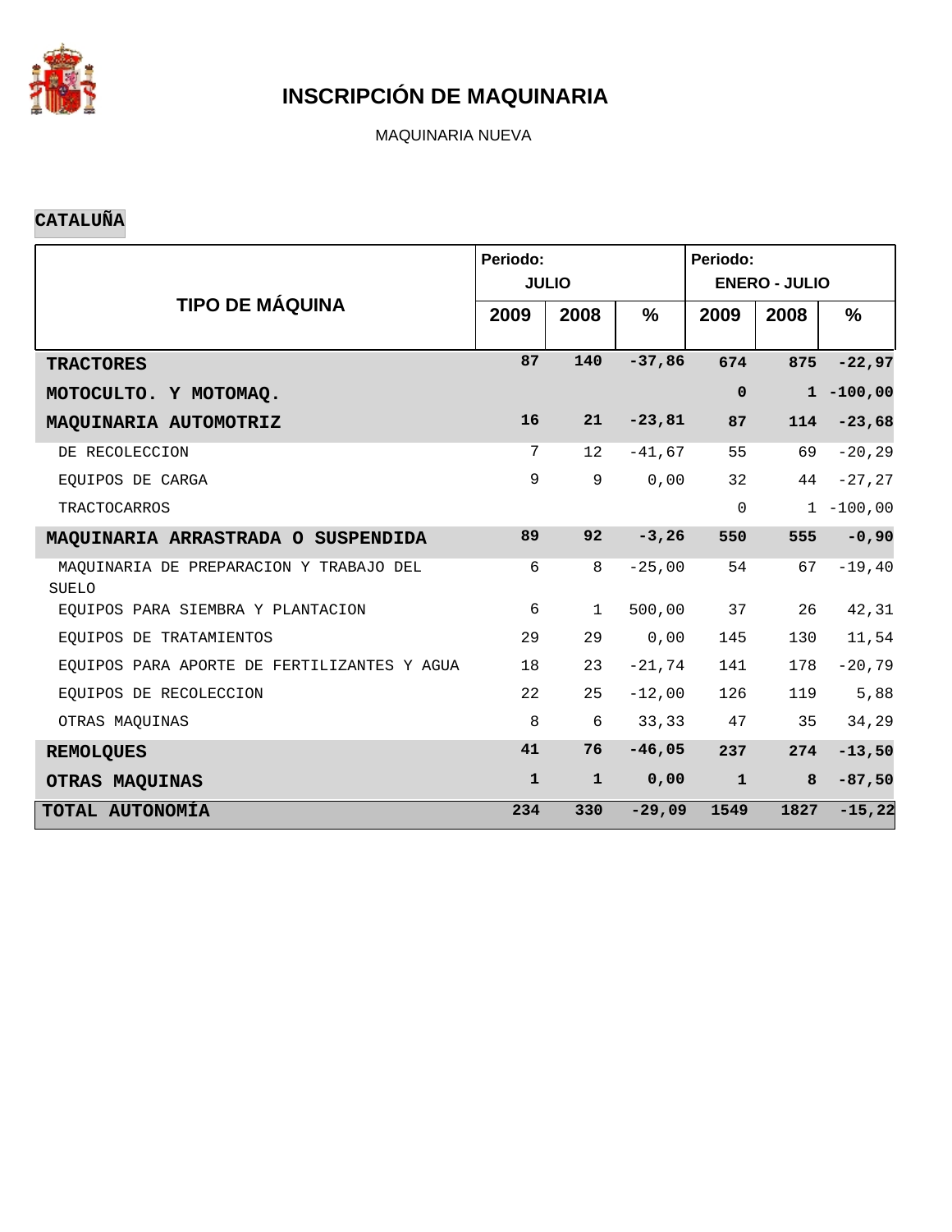# INSCRIPCIÓN DE MAQUINARIA

MAQUINARIA NUEVA

**CATALUÑA**

| TIPO DE MÁQUINA | Periodo: JULIO | | | Periodo: ENERO - JULIO | | |
|---|---|---|---|---|---|---|
| | 2009 | 2008 | % | 2009 | 2008 | % |
| **TRACTORES** | **87** | **140** | **-37,86** | **674** | **875** | **-22,97** |
| **MOTOCULTO. Y MOTOMAQ.** | | | | **0** | **1** | **-100,00** |
| **MAQUINARIA AUTOMOTRIZ** | **16** | **21** | **-23,81** | **87** | **114** | **-23,68** |
| DE RECOLECCION | 7 | 12 | -41,67 | 55 | 69 | -20,29 |
| EQUIPOS DE CARGA | 9 | 9 | 0,00 | 32 | 44 | -27,27 |
| TRACTOCARROS | | | | 0 | 1 | -100,00 |
| **MAQUINARIA ARRASTRADA O SUSPENDIDA** | **89** | **92** | **-3,26** | **550** | **555** | **-0,90** |
| MAQUINARIA DE PREPARACION Y TRABAJO DEL SUELO | 6 | 8 | -25,00 | 54 | 67 | -19,40 |
| EQUIPOS PARA SIEMBRA Y PLANTACION | 6 | 1 | 500,00 | 37 | 26 | 42,31 |
| EQUIPOS DE TRATAMIENTOS | 29 | 29 | 0,00 | 145 | 130 | 11,54 |
| EQUIPOS PARA APORTE DE FERTILIZANTES Y AGUA | 18 | 23 | -21,74 | 141 | 178 | -20,79 |
| EQUIPOS DE RECOLECCION | 22 | 25 | -12,00 | 126 | 119 | 5,88 |
| OTRAS MAQUINAS | 8 | 6 | 33,33 | 47 | 35 | 34,29 |
| **REMOLQUES** | **41** | **76** | **-46,05** | **237** | **274** | **-13,50** |
| **OTRAS MAQUINAS** | **1** | **1** | **0,00** | **1** | **8** | **-87,50** |
| **TOTAL AUTONOMÍA** | **234** | **330** | **-29,09** | **1549** | **1827** | **-15,22** |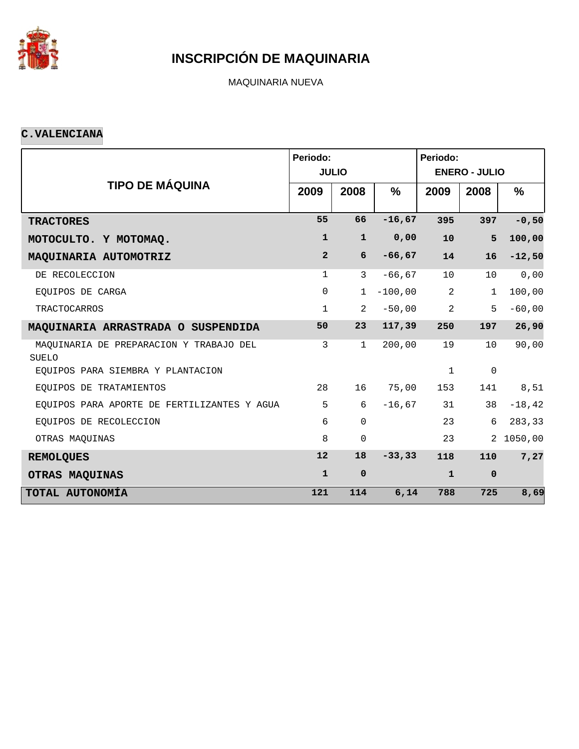# INSCRIPCIÓN DE MAQUINARIA

MAQUINARIA NUEVA

**C.VALENCIANA**

| TIPO DE MÁQUINA | Periodo: JULIO | | | Periodo: ENERO - JULIO | | |
|---|---|---|---|---|---|---|
| | 2009 | 2008 | % | 2009 | 2008 | % |
| **TRACTORES** | **55** | **66** | **-16,67** | **395** | **397** | **-0,50** |
| **MOTOCULTO. Y MOTOMAQ.** | **1** | **1** | **0,00** | **10** | **5** | **100,00** |
| **MAQUINARIA AUTOMOTRIZ** | **2** | **6** | **-66,67** | **14** | **16** | **-12,50** |
| DE RECOLECCION | 1 | 3 | -66,67 | 10 | 10 | 0,00 |
| EQUIPOS DE CARGA | 0 | 1 | -100,00 | 2 | 1 | 100,00 |
| TRACTOCARROS | 1 | 2 | -50,00 | 2 | 5 | -60,00 |
| **MAQUINARIA ARRASTRADA O SUSPENDIDA** | **50** | **23** | **117,39** | **250** | **197** | **26,90** |
| MAQUINARIA DE PREPARACION Y TRABAJO DEL SUELO | 3 | 1 | 200,00 | 19 | 10 | 90,00 |
| EQUIPOS PARA SIEMBRA Y PLANTACION | | | | 1 | 0 | |
| EQUIPOS DE TRATAMIENTOS | 28 | 16 | 75,00 | 153 | 141 | 8,51 |
| EQUIPOS PARA APORTE DE FERTILIZANTES Y AGUA | 5 | 6 | -16,67 | 31 | 38 | -18,42 |
| EQUIPOS DE RECOLECCION | 6 | 0 | | 23 | 6 | 283,33 |
| OTRAS MAQUINAS | 8 | 0 | | 23 | 2 | 1050,00 |
| **REMOLQUES** | **12** | **18** | **-33,33** | **118** | **110** | **7,27** |
| **OTRAS MAQUINAS** | **1** | **0** | | **1** | **0** | |
| **TOTAL AUTONOMÍA** | **121** | **114** | **6,14** | **788** | **725** | **8,69** |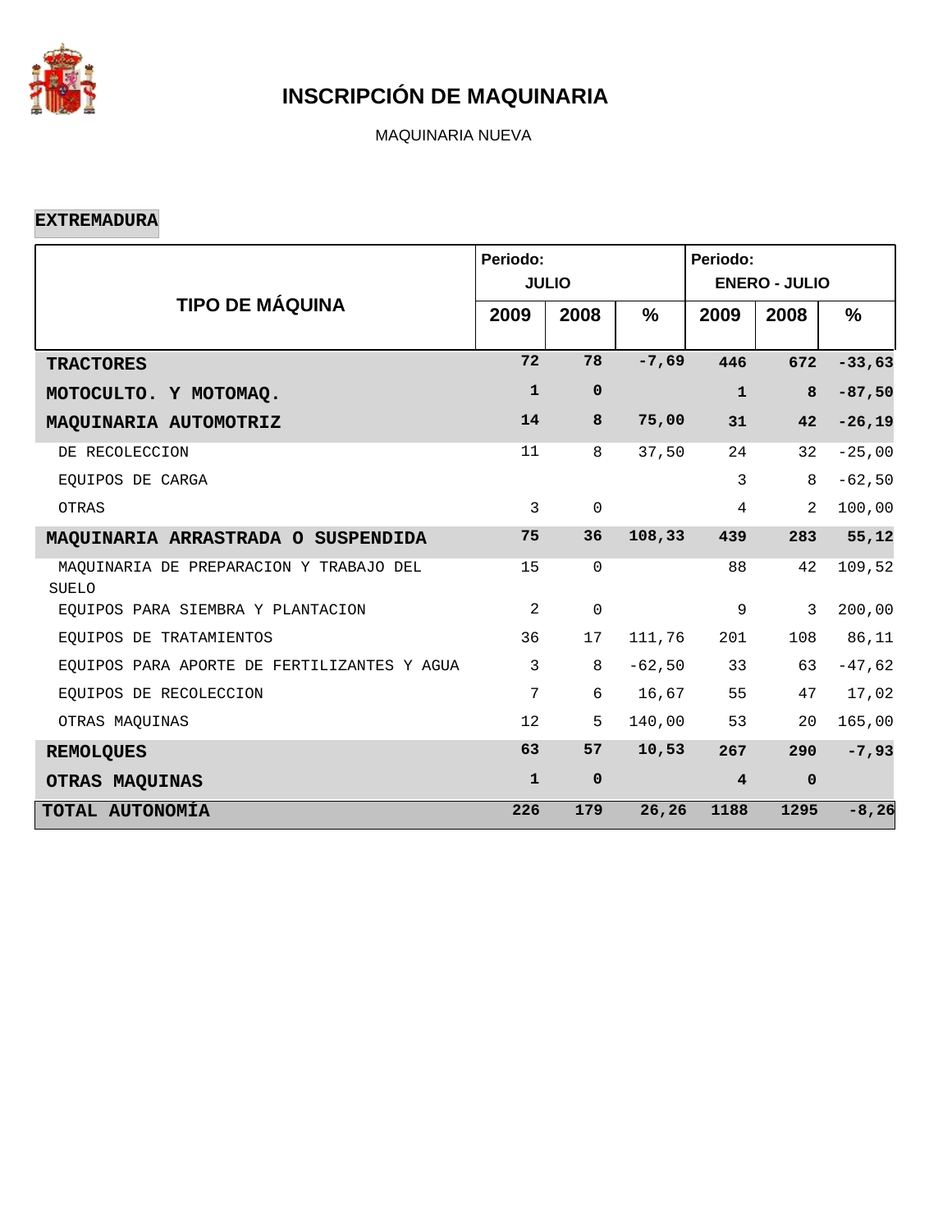# INSCRIPCIÓN DE MAQUINARIA

MAQUINARIA NUEVA

**EXTREMADURA**

| TIPO DE MÁQUINA | Periodo: JULIO | | | Periodo: ENERO - JULIO | | |
|---|---|---|---|---|---|---|
| | 2009 | 2008 | % | 2009 | 2008 | % |
| **TRACTORES** | **72** | **78** | **-7,69** | **446** | **672** | **-33,63** |
| **MOTOCULTO. Y MOTOMAQ.** | **1** | **0** | | **1** | **8** | **-87,50** |
| **MAQUINARIA AUTOMOTRIZ** | **14** | **8** | **75,00** | **31** | **42** | **-26,19** |
| DE RECOLECCION | 11 | 8 | 37,50 | 24 | 32 | -25,00 |
| EQUIPOS DE CARGA | | | | 3 | 8 | -62,50 |
| OTRAS | 3 | 0 | | 4 | 2 | 100,00 |
| **MAQUINARIA ARRASTRADA O SUSPENDIDA** | **75** | **36** | **108,33** | **439** | **283** | **55,12** |
| MAQUINARIA DE PREPARACION Y TRABAJO DEL SUELO | 15 | 0 | | 88 | 42 | 109,52 |
| EQUIPOS PARA SIEMBRA Y PLANTACION | 2 | 0 | | 9 | 3 | 200,00 |
| EQUIPOS DE TRATAMIENTOS | 36 | 17 | 111,76 | 201 | 108 | 86,11 |
| EQUIPOS PARA APORTE DE FERTILIZANTES Y AGUA | 3 | 8 | -62,50 | 33 | 63 | -47,62 |
| EQUIPOS DE RECOLECCION | 7 | 6 | 16,67 | 55 | 47 | 17,02 |
| OTRAS MAQUINAS | 12 | 5 | 140,00 | 53 | 20 | 165,00 |
| **REMOLQUES** | **63** | **57** | **10,53** | **267** | **290** | **-7,93** |
| **OTRAS MAQUINAS** | **1** | **0** | | **4** | **0** | |
| **TOTAL AUTONOMÍA** | **226** | **179** | **26,26** | **1188** | **1295** | **-8,26** |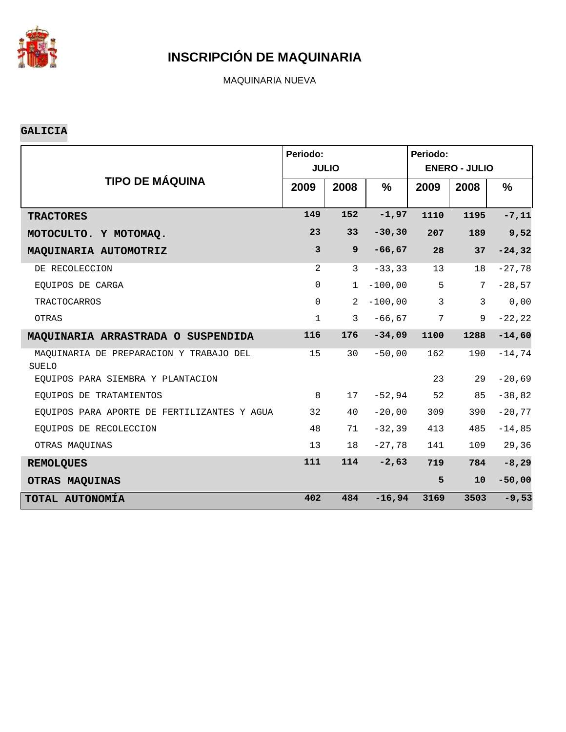# INSCRIPCIÓN DE MAQUINARIA

MAQUINARIA NUEVA

**GALICIA**

| TIPO DE MÁQUINA | Periodo: JULIO | | | Periodo: ENERO - JULIO | | |
|---|---|---|---|---|---|---|
| | 2009 | 2008 | % | 2009 | 2008 | % |
| **TRACTORES** | **149** | **152** | **-1,97** | **1110** | **1195** | **-7,11** |
| **MOTOCULTO. Y MOTOMAQ.** | **23** | **33** | **-30,30** | **207** | **189** | **9,52** |
| **MAQUINARIA AUTOMOTRIZ** | **3** | **9** | **-66,67** | **28** | **37** | **-24,32** |
| DE RECOLECCION | 2 | 3 | -33,33 | 13 | 18 | -27,78 |
| EQUIPOS DE CARGA | 0 | 1 | -100,00 | 5 | 7 | -28,57 |
| TRACTOCARROS | 0 | 2 | -100,00 | 3 | 3 | 0,00 |
| OTRAS | 1 | 3 | -66,67 | 7 | 9 | -22,22 |
| **MAQUINARIA ARRASTRADA O SUSPENDIDA** | **116** | **176** | **-34,09** | **1100** | **1288** | **-14,60** |
| MAQUINARIA DE PREPARACION Y TRABAJO DEL SUELO | 15 | 30 | -50,00 | 162 | 190 | -14,74 |
| EQUIPOS PARA SIEMBRA Y PLANTACION | | | | 23 | 29 | -20,69 |
| EQUIPOS DE TRATAMIENTOS | 8 | 17 | -52,94 | 52 | 85 | -38,82 |
| EQUIPOS PARA APORTE DE FERTILIZANTES Y AGUA | 32 | 40 | -20,00 | 309 | 390 | -20,77 |
| EQUIPOS DE RECOLECCION | 48 | 71 | -32,39 | 413 | 485 | -14,85 |
| OTRAS MAQUINAS | 13 | 18 | -27,78 | 141 | 109 | 29,36 |
| **REMOLQUES** | **111** | **114** | **-2,63** | **719** | **784** | **-8,29** |
| **OTRAS MAQUINAS** | | | | **5** | **10** | **-50,00** |
| **TOTAL AUTONOMÍA** | **402** | **484** | **-16,94** | **3169** | **3503** | **-9,53** |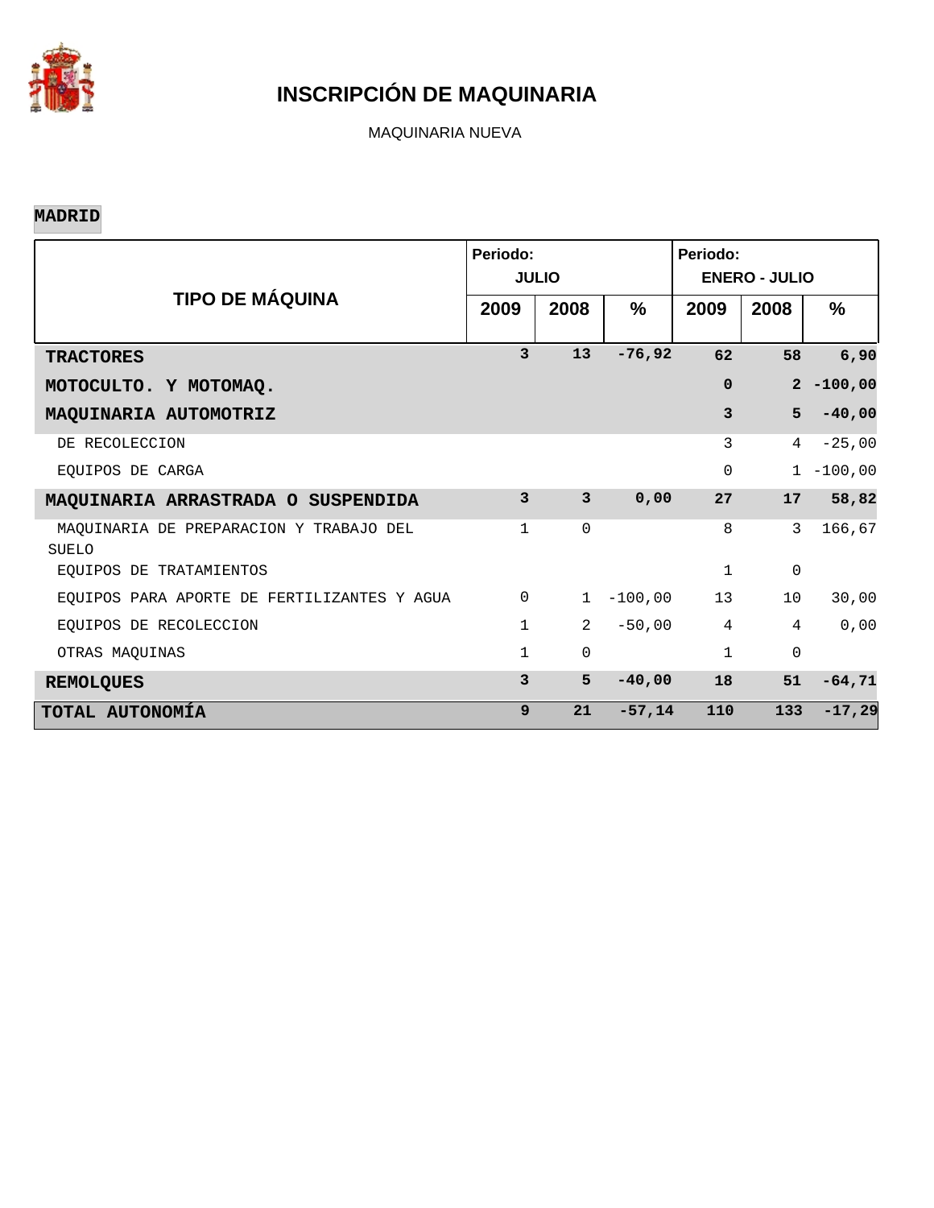# INSCRIPCIÓN DE MAQUINARIA

MAQUINARIA NUEVA

**MADRID**

| TIPO DE MÁQUINA | Periodo: JULIO | | | Periodo: ENERO - JULIO | | |
|---|---|---|---|---|---|---|
| | 2009 | 2008 | % | 2009 | 2008 | % |
| **TRACTORES** | **3** | **13** | **-76,92** | **62** | **58** | **6,90** |
| **MOTOCULTO. Y MOTOMAQ.** | | | | **0** | **2** | **-100,00** |
| **MAQUINARIA AUTOMOTRIZ** | | | | **3** | **5** | **-40,00** |
| DE RECOLECCION | | | | 3 | 4 | -25,00 |
| EQUIPOS DE CARGA | | | | 0 | 1 | -100,00 |
| **MAQUINARIA ARRASTRADA O SUSPENDIDA** | **3** | **3** | **0,00** | **27** | **17** | **58,82** |
| MAQUINARIA DE PREPARACION Y TRABAJO DEL SUELO | 1 | 0 | | 8 | 3 | 166,67 |
| EQUIPOS DE TRATAMIENTOS | | | | 1 | 0 | |
| EQUIPOS PARA APORTE DE FERTILIZANTES Y AGUA | 0 | 1 | -100,00 | 13 | 10 | 30,00 |
| EQUIPOS DE RECOLECCION | 1 | 2 | -50,00 | 4 | 4 | 0,00 |
| OTRAS MAQUINAS | 1 | 0 | | 1 | 0 | |
| **REMOLQUES** | **3** | **5** | **-40,00** | **18** | **51** | **-64,71** |
| **TOTAL AUTONOMÍA** | **9** | **21** | **-57,14** | **110** | **133** | **-17,29** |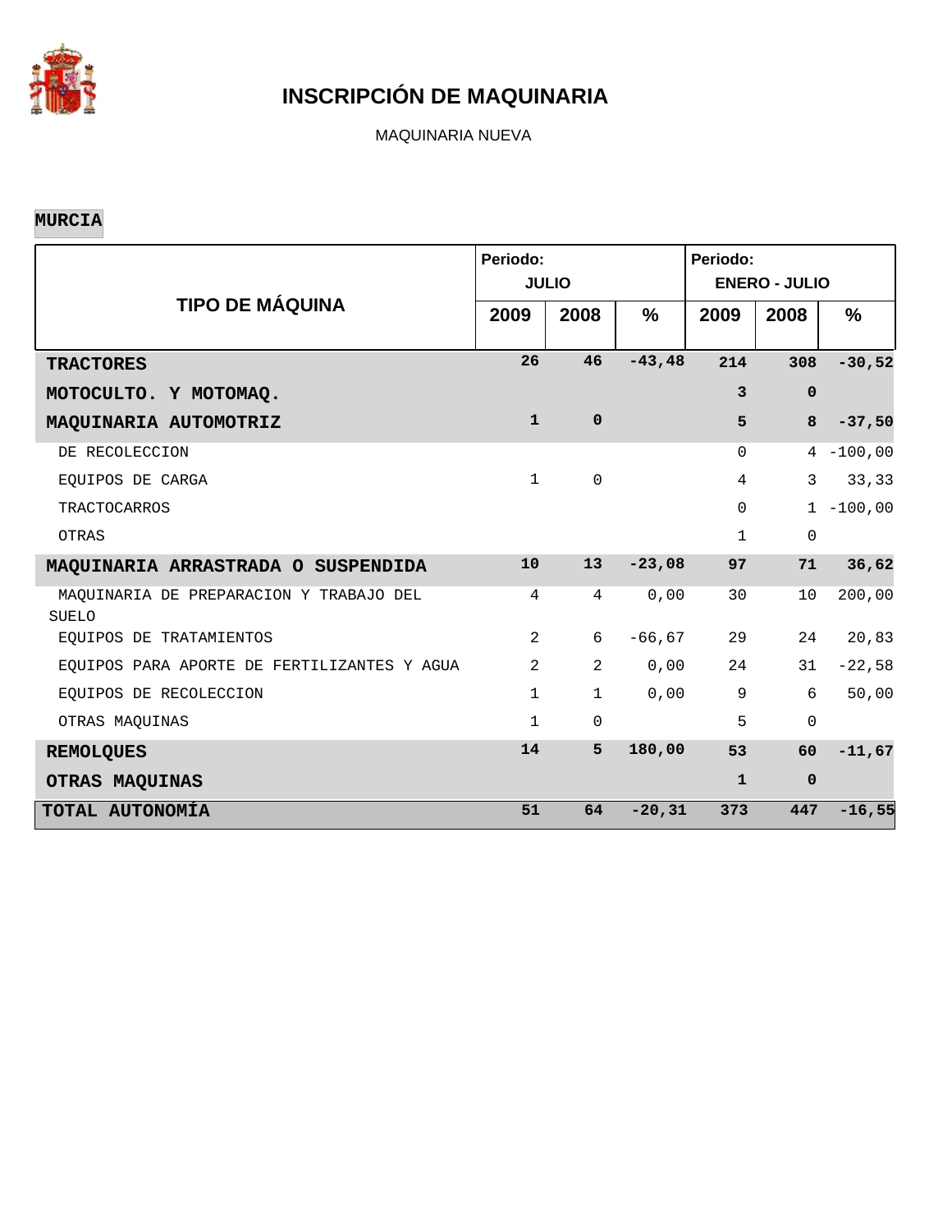# INSCRIPCIÓN DE MAQUINARIA

MAQUINARIA NUEVA

**MURCIA**

| TIPO DE MÁQUINA | Periodo: JULIO | | | Periodo: ENERO - JULIO | | |
|---|---|---|---|---|---|---|
| | 2009 | 2008 | % | 2009 | 2008 | % |
| **TRACTORES** | **26** | **46** | **-43,48** | **214** | **308** | **-30,52** |
| **MOTOCULTO. Y MOTOMAQ.** | | | | **3** | **0** | |
| **MAQUINARIA AUTOMOTRIZ** | **1** | **0** | | **5** | **8** | **-37,50** |
| DE RECOLECCION | | | | 0 | 4 | -100,00 |
| EQUIPOS DE CARGA | 1 | 0 | | 4 | 3 | 33,33 |
| TRACTOCARROS | | | | 0 | 1 | -100,00 |
| OTRAS | | | | 1 | 0 | |
| **MAQUINARIA ARRASTRADA O SUSPENDIDA** | **10** | **13** | **-23,08** | **97** | **71** | **36,62** |
| MAQUINARIA DE PREPARACION Y TRABAJO DEL SUELO | 4 | 4 | 0,00 | 30 | 10 | 200,00 |
| EQUIPOS DE TRATAMIENTOS | 2 | 6 | -66,67 | 29 | 24 | 20,83 |
| EQUIPOS PARA APORTE DE FERTILIZANTES Y AGUA | 2 | 2 | 0,00 | 24 | 31 | -22,58 |
| EQUIPOS DE RECOLECCION | 1 | 1 | 0,00 | 9 | 6 | 50,00 |
| OTRAS MAQUINAS | 1 | 0 | | 5 | 0 | |
| **REMOLQUES** | **14** | **5** | **180,00** | **53** | **60** | **-11,67** |
| **OTRAS MAQUINAS** | | | | **1** | **0** | |
| **TOTAL AUTONOMÍA** | **51** | **64** | **-20,31** | **373** | **447** | **-16,55** |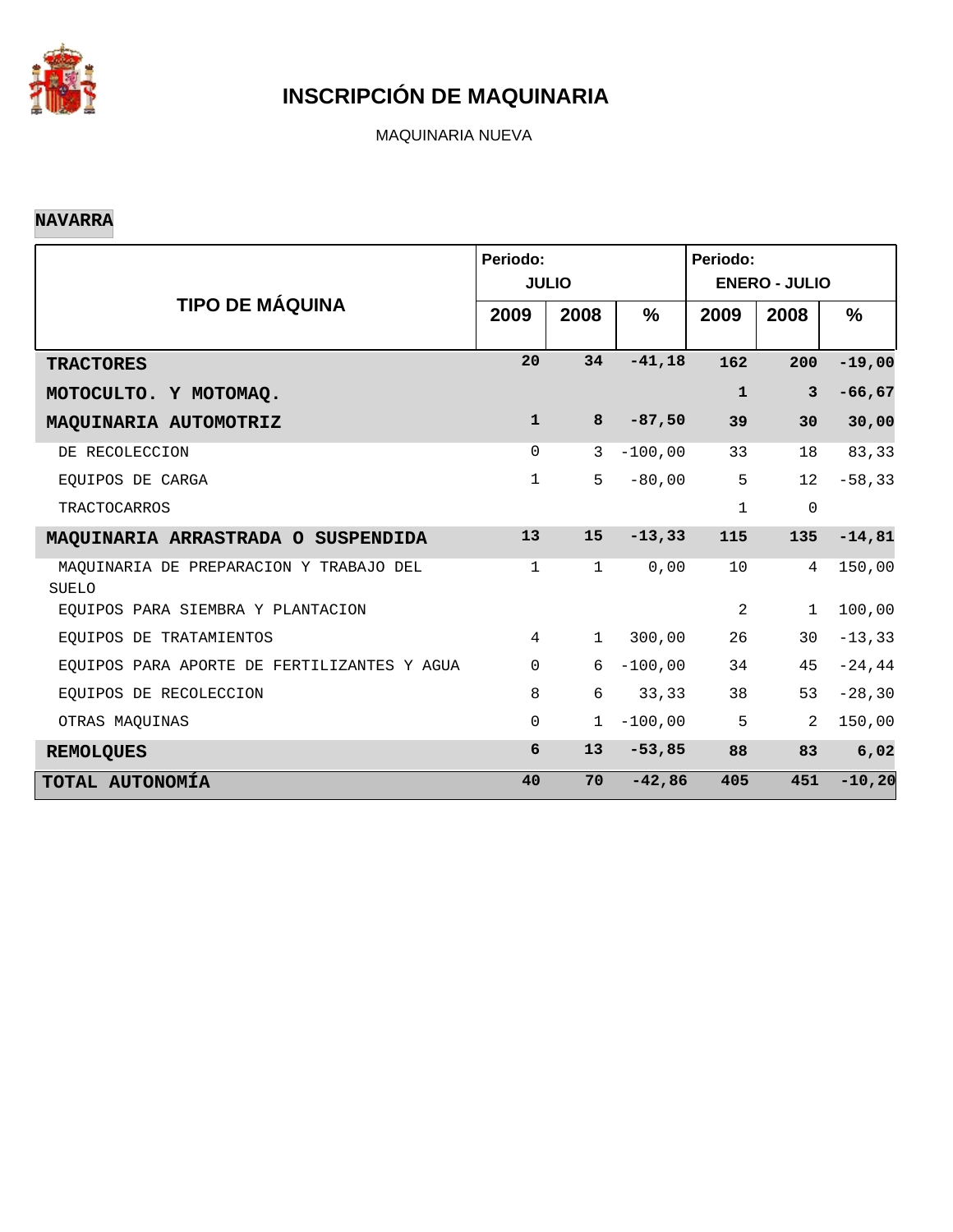# INSCRIPCIÓN DE MAQUINARIA

MAQUINARIA NUEVA

**NAVARRA**

| TIPO DE MÁQUINA | Periodo: JULIO | | | Periodo: ENERO - JULIO | | |
|---|---|---|---|---|---|---|
| | 2009 | 2008 | % | 2009 | 2008 | % |
| **TRACTORES** | **20** | **34** | **-41,18** | **162** | **200** | **-19,00** |
| **MOTOCULTO. Y MOTOMAQ.** | | | | **1** | **3** | **-66,67** |
| **MAQUINARIA AUTOMOTRIZ** | **1** | **8** | **-87,50** | **39** | **30** | **30,00** |
| DE RECOLECCION | 0 | 3 | -100,00 | 33 | 18 | 83,33 |
| EQUIPOS DE CARGA | 1 | 5 | -80,00 | 5 | 12 | -58,33 |
| TRACTOCARROS | | | | 1 | 0 | |
| **MAQUINARIA ARRASTRADA O SUSPENDIDA** | **13** | **15** | **-13,33** | **115** | **135** | **-14,81** |
| MAQUINARIA DE PREPARACION Y TRABAJO DEL SUELO | 1 | 1 | 0,00 | 10 | 4 | 150,00 |
| EQUIPOS PARA SIEMBRA Y PLANTACION | | | | 2 | 1 | 100,00 |
| EQUIPOS DE TRATAMIENTOS | 4 | 1 | 300,00 | 26 | 30 | -13,33 |
| EQUIPOS PARA APORTE DE FERTILIZANTES Y AGUA | 0 | 6 | -100,00 | 34 | 45 | -24,44 |
| EQUIPOS DE RECOLECCION | 8 | 6 | 33,33 | 38 | 53 | -28,30 |
| OTRAS MAQUINAS | 0 | 1 | -100,00 | 5 | 2 | 150,00 |
| **REMOLQUES** | **6** | **13** | **-53,85** | **88** | **83** | **6,02** |
| **TOTAL AUTONOMÍA** | **40** | **70** | **-42,86** | **405** | **451** | **-10,20** |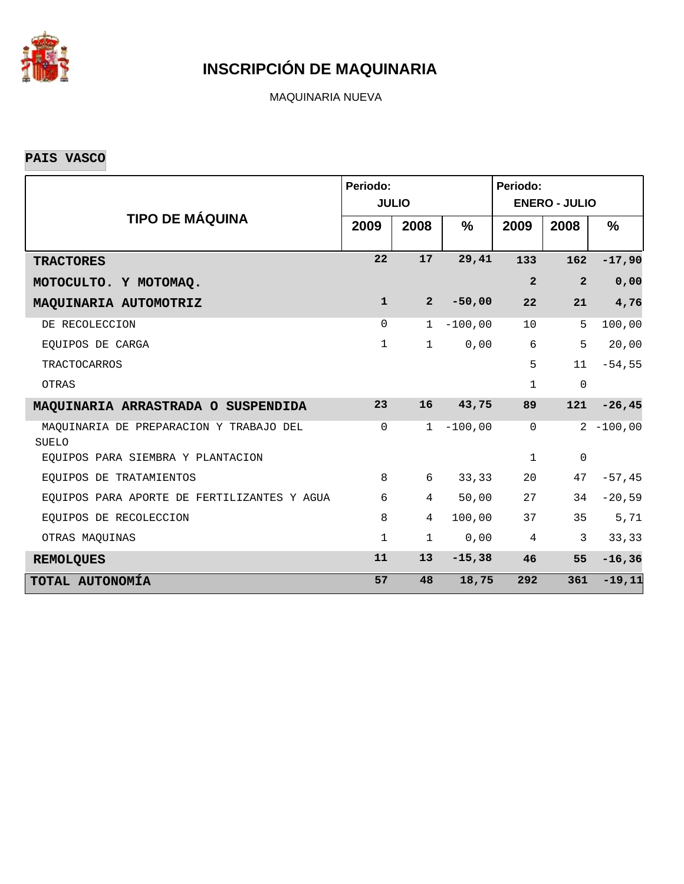# INSCRIPCIÓN DE MAQUINARIA

MAQUINARIA NUEVA

**PAIS VASCO**

| TIPO DE MÁQUINA | Periodo: JULIO | | | Periodo: ENERO - JULIO | | |
|---|---|---|---|---|---|---|
| | 2009 | 2008 | % | 2009 | 2008 | % |
| **TRACTORES** | **22** | **17** | **29,41** | **133** | **162** | **-17,90** |
| **MOTOCULTO. Y MOTOMAQ.** | | | | **2** | **2** | **0,00** |
| **MAQUINARIA AUTOMOTRIZ** | **1** | **2** | **-50,00** | **22** | **21** | **4,76** |
| DE RECOLECCION | 0 | 1 | -100,00 | 10 | 5 | 100,00 |
| EQUIPOS DE CARGA | 1 | 1 | 0,00 | 6 | 5 | 20,00 |
| TRACTOCARROS | | | | 5 | 11 | -54,55 |
| OTRAS | | | | 1 | 0 | |
| **MAQUINARIA ARRASTRADA O SUSPENDIDA** | **23** | **16** | **43,75** | **89** | **121** | **-26,45** |
| MAQUINARIA DE PREPARACION Y TRABAJO DEL SUELO | 0 | 1 | -100,00 | 0 | 2 | -100,00 |
| EQUIPOS PARA SIEMBRA Y PLANTACION | | | | 1 | 0 | |
| EQUIPOS DE TRATAMIENTOS | 8 | 6 | 33,33 | 20 | 47 | -57,45 |
| EQUIPOS PARA APORTE DE FERTILIZANTES Y AGUA | 6 | 4 | 50,00 | 27 | 34 | -20,59 |
| EQUIPOS DE RECOLECCION | 8 | 4 | 100,00 | 37 | 35 | 5,71 |
| OTRAS MAQUINAS | 1 | 1 | 0,00 | 4 | 3 | 33,33 |
| **REMOLQUES** | **11** | **13** | **-15,38** | **46** | **55** | **-16,36** |
| **TOTAL AUTONOMÍA** | **57** | **48** | **18,75** | **292** | **361** | **-19,11** |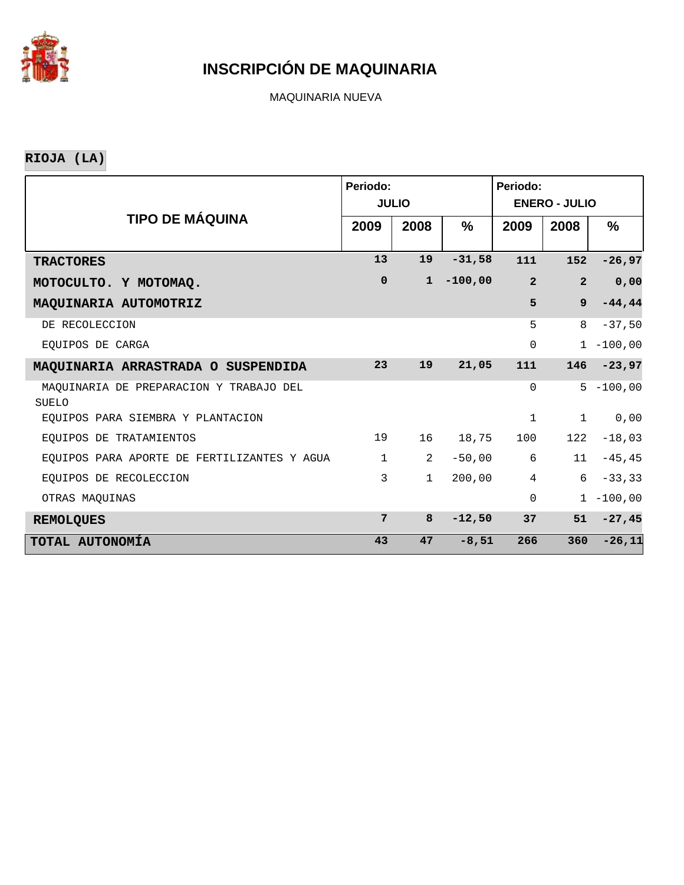# INSCRIPCIÓN DE MAQUINARIA

MAQUINARIA NUEVA

**RIOJA (LA)**

| TIPO DE MÁQUINA | Periodo: JULIO | | | Periodo: ENERO - JULIO | | |
|---|---|---|---|---|---|---|
| | 2009 | 2008 | % | 2009 | 2008 | % |
| **TRACTORES** | **13** | **19** | **-31,58** | **111** | **152** | **-26,97** |
| **MOTOCULTO. Y MOTOMAQ.** | **0** | **1** | **-100,00** | **2** | **2** | **0,00** |
| **MAQUINARIA AUTOMOTRIZ** | | | | **5** | **9** | **-44,44** |
| DE RECOLECCION | | | | 5 | 8 | -37,50 |
| EQUIPOS DE CARGA | | | | 0 | 1 | -100,00 |
| **MAQUINARIA ARRASTRADA O SUSPENDIDA** | **23** | **19** | **21,05** | **111** | **146** | **-23,97** |
| MAQUINARIA DE PREPARACION Y TRABAJO DEL SUELO | | | | 0 | 5 | -100,00 |
| EQUIPOS PARA SIEMBRA Y PLANTACION | | | | 1 | 1 | 0,00 |
| EQUIPOS DE TRATAMIENTOS | 19 | 16 | 18,75 | 100 | 122 | -18,03 |
| EQUIPOS PARA APORTE DE FERTILIZANTES Y AGUA | 1 | 2 | -50,00 | 6 | 11 | -45,45 |
| EQUIPOS DE RECOLECCION | 3 | 1 | 200,00 | 4 | 6 | -33,33 |
| OTRAS MAQUINAS | | | | 0 | 1 | -100,00 |
| **REMOLQUES** | **7** | **8** | **-12,50** | **37** | **51** | **-27,45** |
| **TOTAL AUTONOMÍA** | **43** | **47** | **-8,51** | **266** | **360** | **-26,11** |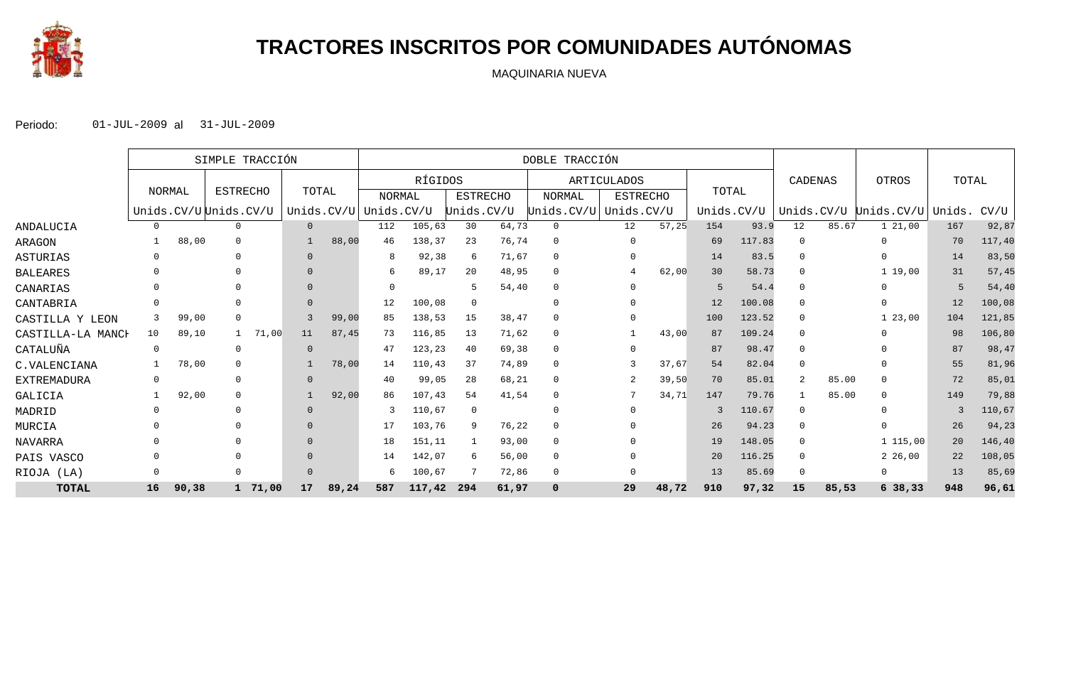# TRACTORES INSCRITOS POR COMUNIDADES AUTÓNOMAS

MAQUINARIA NUEVA

Periodo: 01-JUL-2009 al 31-JUL-2009

| | SIMPLE TRACCIÓN | | | | | | DOBLE TRACCIÓN | | | | | | | | | | | | | | | |
|---|---|---|---|---|---|---|---|---|---|---|---|---|---|---|---|---|---|---|---|---|---|---|
| | NORMAL | | ESTRECHO | | TOTAL | | RÍGIDOS | | | | ARTICULADOS | | | | TOTAL | | CADENAS | | OTROS | | TOTAL | |
| | | | | | | | NORMAL | | ESTRECHO | | NORMAL | | ESTRECHO | | | | | | | | | |
| | Unids. | CV/U | Unids. | CV/U | Unids. | CV/U | Unids. | CV/U | Unids. | CV/U | Unids. | CV/U | Unids. | CV/U | Unids. | CV/U | Unids. | CV/U | Unids. | CV/U | Unids. | CV/U |
| ANDALUCIA | 0 | | 0 | | 0 | | 112 | 105,63 | 30 | 64,73 | 0 | | 12 | 57,25 | 154 | 93.9 | 12 | 85.67 | 1 | 21,00 | 167 | 92,87 |
| ARAGON | 1 | 88,00 | 0 | | 1 | 88,00 | 46 | 138,37 | 23 | 76,74 | 0 | | 0 | | 69 | 117.83 | 0 | | 0 | | 70 | 117,40 |
| ASTURIAS | 0 | | 0 | | 0 | | 8 | 92,38 | 6 | 71,67 | 0 | | 0 | | 14 | 83.5 | 0 | | 0 | | 14 | 83,50 |
| BALEARES | 0 | | 0 | | 0 | | 6 | 89,17 | 20 | 48,95 | 0 | | 4 | 62,00 | 30 | 58.73 | 0 | | 1 | 19,00 | 31 | 57,45 |
| CANARIAS | 0 | | 0 | | 0 | | 0 | | 5 | 54,40 | 0 | | 0 | | 5 | 54.4 | 0 | | 0 | | 5 | 54,40 |
| CANTABRIA | 0 | | 0 | | 0 | | 12 | 100,08 | 0 | | 0 | | 0 | | 12 | 100.08 | 0 | | 0 | | 12 | 100,08 |
| CASTILLA Y LEON | 3 | 99,00 | 0 | | 3 | 99,00 | 85 | 138,53 | 15 | 38,47 | 0 | | 0 | | 100 | 123.52 | 0 | | 1 | 23,00 | 104 | 121,85 |
| CASTILLA-LA MANCH | 10 | 89,10 | 1 | 71,00 | 11 | 87,45 | 73 | 116,85 | 13 | 71,62 | 0 | | 1 | 43,00 | 87 | 109.24 | 0 | | 0 | | 98 | 106,80 |
| CATALUÑA | 0 | | 0 | | 0 | | 47 | 123,23 | 40 | 69,38 | 0 | | 0 | | 87 | 98.47 | 0 | | 0 | | 87 | 98,47 |
| C.VALENCIANA | 1 | 78,00 | 0 | | 1 | 78,00 | 14 | 110,43 | 37 | 74,89 | 0 | | 3 | 37,67 | 54 | 82.04 | 0 | | 0 | | 55 | 81,96 |
| EXTREMADURA | 0 | | 0 | | 0 | | 40 | 99,05 | 28 | 68,21 | 0 | | 2 | 39,50 | 70 | 85.01 | 2 | 85.00 | 0 | | 72 | 85,01 |
| GALICIA | 1 | 92,00 | 0 | | 1 | 92,00 | 86 | 107,43 | 54 | 41,54 | 0 | | 7 | 34,71 | 147 | 79.76 | 1 | 85.00 | 0 | | 149 | 79,88 |
| MADRID | 0 | | 0 | | 0 | | 3 | 110,67 | 0 | | 0 | | 0 | | 3 | 110.67 | 0 | | 0 | | 3 | 110,67 |
| MURCIA | 0 | | 0 | | 0 | | 17 | 103,76 | 9 | 76,22 | 0 | | 0 | | 26 | 94.23 | 0 | | 0 | | 26 | 94,23 |
| NAVARRA | 0 | | 0 | | 0 | | 18 | 151,11 | 1 | 93,00 | 0 | | 0 | | 19 | 148.05 | 0 | | 1 | 115,00 | 20 | 146,40 |
| PAIS VASCO | 0 | | 0 | | 0 | | 14 | 142,07 | 6 | 56,00 | 0 | | 0 | | 20 | 116.25 | 0 | | 2 | 26,00 | 22 | 108,05 |
| RIOJA (LA) | 0 | | 0 | | 0 | | 6 | 100,67 | 7 | 72,86 | 0 | | 0 | | 13 | 85.69 | 0 | | 0 | | 13 | 85,69 |
| **TOTAL** | **16** | **90,38** | **1** | **71,00** | **17** | **89,24** | **587** | **117,42** | **294** | **61,97** | **0** | | **29** | **48,72** | **910** | **97,32** | **15** | **85,53** | **6** | **38,33** | **948** | **96,61** |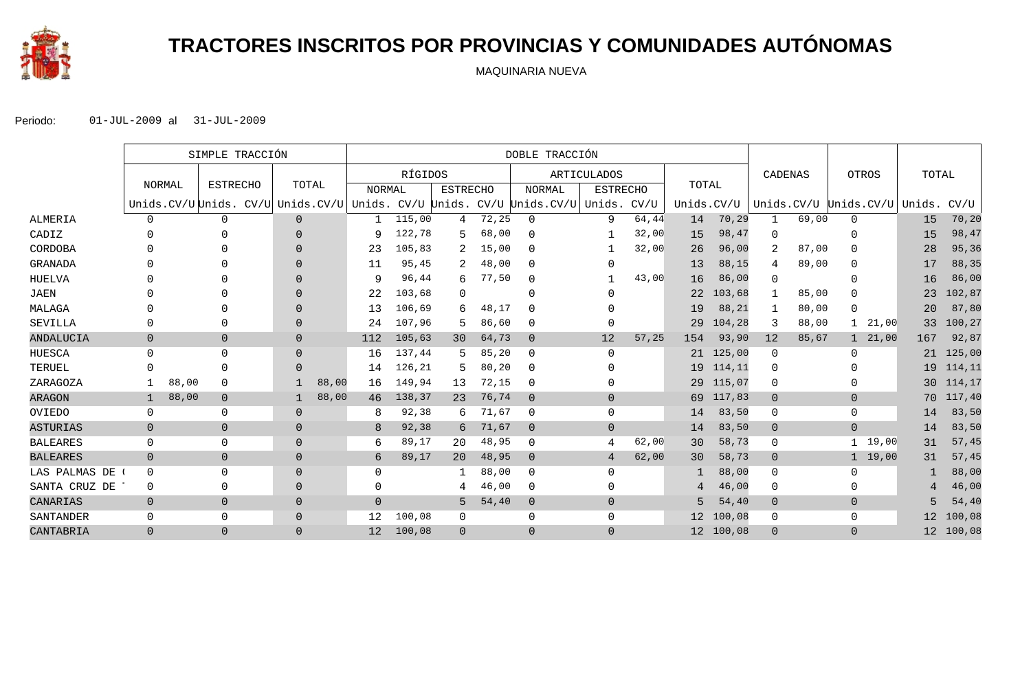# TRACTORES INSCRITOS POR PROVINCIAS Y COMUNIDADES AUTÓNOMAS

MAQUINARIA NUEVA

Periodo: 01-JUL-2009 al 31-JUL-2009

| | SIMPLE TRACCIÓN | | | | | | DOBLE TRACCIÓN | | | | | | | | | | | | | | | | | |
|---|---|---|---|---|---|---|---|---|---|---|---|---|---|---|---|---|---|---|---|---|---|---|---|---|
| | NORMAL | | ESTRECHO | | TOTAL | | RÍGIDOS | | | | ARTICULADOS | | | | TOTAL | | CADENAS | | OTROS | | TOTAL | |
| | | | | | | | NORMAL | | ESTRECHO | | NORMAL | | ESTRECHO | | | | | | | | | |
| | Unids. | CV/U | Unids. | CV/U | Unids. | CV/U | Unids. | CV/U | Unids. | CV/U | Unids. | CV/U | Unids. | CV/U | Unids. | CV/U | Unids. | CV/U | Unids. | CV/U | Unids. | CV/U |
| ALMERIA | 0 | | 0 | | 0 | | 1 | 115,00 | 4 | 72,25 | 0 | | 9 | 64,44 | 14 | 70,29 | 1 | 69,00 | 0 | | 15 | 70,20 |
| CADIZ | 0 | | 0 | | 0 | | 9 | 122,78 | 5 | 68,00 | 0 | | 1 | 32,00 | 15 | 98,47 | 0 | | 0 | | 15 | 98,47 |
| CORDOBA | 0 | | 0 | | 0 | | 23 | 105,83 | 2 | 15,00 | 0 | | 1 | 32,00 | 26 | 96,00 | 2 | 87,00 | 0 | | 28 | 95,36 |
| GRANADA | 0 | | 0 | | 0 | | 11 | 95,45 | 2 | 48,00 | 0 | | 0 | | 13 | 88,15 | 4 | 89,00 | 0 | | 17 | 88,35 |
| HUELVA | 0 | | 0 | | 0 | | 9 | 96,44 | 6 | 77,50 | 0 | | 1 | 43,00 | 16 | 86,00 | 0 | | 0 | | 16 | 86,00 |
| JAEN | 0 | | 0 | | 0 | | 22 | 103,68 | 0 | | 0 | | 0 | | 22 | 103,68 | 1 | 85,00 | 0 | | 23 | 102,87 |
| MALAGA | 0 | | 0 | | 0 | | 13 | 106,69 | 6 | 48,17 | 0 | | 0 | | 19 | 88,21 | 1 | 80,00 | 0 | | 20 | 87,80 |
| SEVILLA | 0 | | 0 | | 0 | | 24 | 107,96 | 5 | 86,60 | 0 | | 0 | | 29 | 104,28 | 3 | 88,00 | 1 | 21,00 | 33 | 100,27 |
| ANDALUCIA | 0 | | 0 | | 0 | | 112 | 105,63 | 30 | 64,73 | 0 | | 12 | 57,25 | 154 | 93,90 | 12 | 85,67 | 1 | 21,00 | 167 | 92,87 |
| HUESCA | 0 | | 0 | | 0 | | 16 | 137,44 | 5 | 85,20 | 0 | | 0 | | 21 | 125,00 | 0 | | 0 | | 21 | 125,00 |
| TERUEL | 0 | | 0 | | 0 | | 14 | 126,21 | 5 | 80,20 | 0 | | 0 | | 19 | 114,11 | 0 | | 0 | | 19 | 114,11 |
| ZARAGOZA | 1 | 88,00 | 0 | | 1 | 88,00 | 16 | 149,94 | 13 | 72,15 | 0 | | 0 | | 29 | 115,07 | 0 | | 0 | | 30 | 114,17 |
| ARAGON | 1 | 88,00 | 0 | | 1 | 88,00 | 46 | 138,37 | 23 | 76,74 | 0 | | 0 | | 69 | 117,83 | 0 | | 0 | | 70 | 117,40 |
| OVIEDO | 0 | | 0 | | 0 | | 8 | 92,38 | 6 | 71,67 | 0 | | 0 | | 14 | 83,50 | 0 | | 0 | | 14 | 83,50 |
| ASTURIAS | 0 | | 0 | | 0 | | 8 | 92,38 | 6 | 71,67 | 0 | | 0 | | 14 | 83,50 | 0 | | 0 | | 14 | 83,50 |
| BALEARES | 0 | | 0 | | 0 | | 6 | 89,17 | 20 | 48,95 | 0 | | 4 | 62,00 | 30 | 58,73 | 0 | | 1 | 19,00 | 31 | 57,45 |
| BALEARES | 0 | | 0 | | 0 | | 6 | 89,17 | 20 | 48,95 | 0 | | 4 | 62,00 | 30 | 58,73 | 0 | | 1 | 19,00 | 31 | 57,45 |
| LAS PALMAS DE ( | 0 | | 0 | | 0 | | 0 | | 1 | 88,00 | 0 | | 0 | | 1 | 88,00 | 0 | | 0 | | 1 | 88,00 |
| SANTA CRUZ DE | 0 | | 0 | | 0 | | 0 | | 4 | 46,00 | 0 | | 0 | | 4 | 46,00 | 0 | | 0 | | 4 | 46,00 |
| CANARIAS | 0 | | 0 | | 0 | | 0 | | 5 | 54,40 | 0 | | 0 | | 5 | 54,40 | 0 | | 0 | | 5 | 54,40 |
| SANTANDER | 0 | | 0 | | 0 | | 12 | 100,08 | 0 | | 0 | | 0 | | 12 | 100,08 | 0 | | 0 | | 12 | 100,08 |
| CANTABRIA | 0 | | 0 | | 0 | | 12 | 100,08 | 0 | | 0 | | 0 | | 12 | 100,08 | 0 | | 0 | | 12 | 100,08 |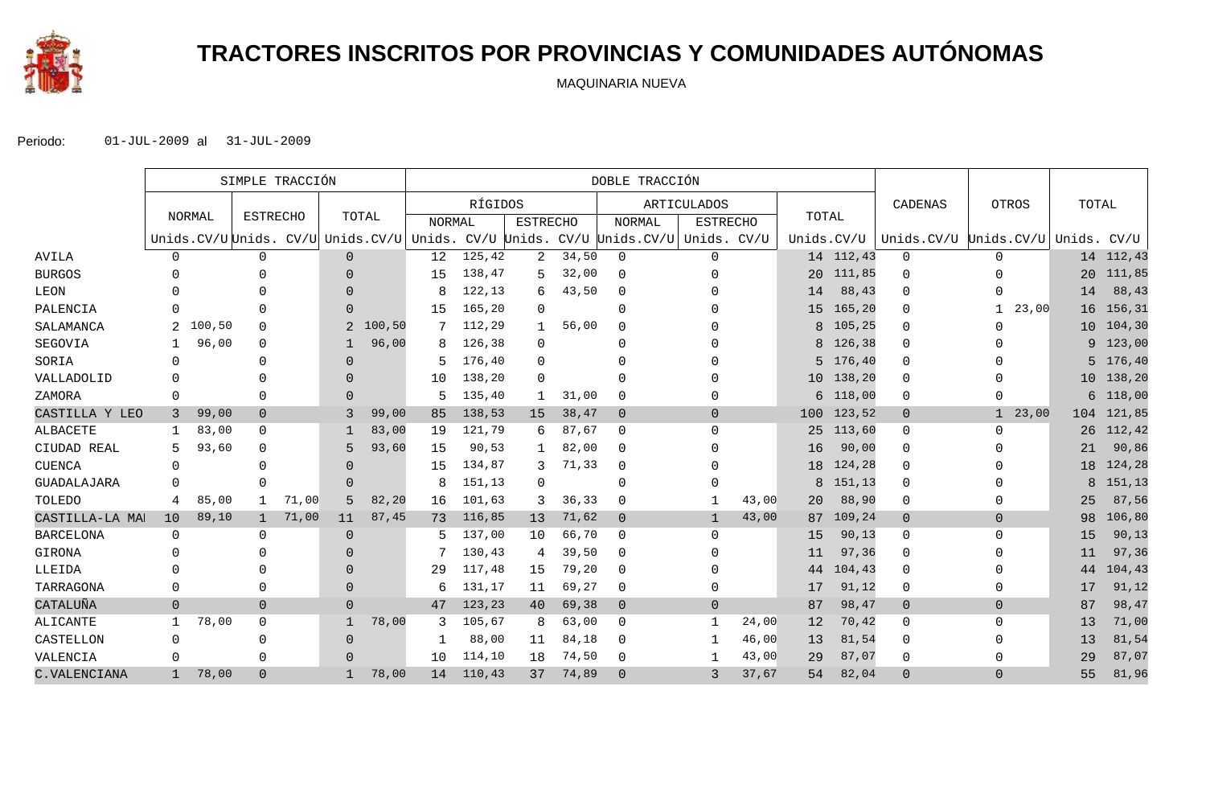# TRACTORES INSCRITOS POR PROVINCIAS Y COMUNIDADES AUTÓNOMAS

MAQUINARIA NUEVA

Periodo: 01-JUL-2009 al 31-JUL-2009

| | SIMPLE TRACCIÓN | | | | | | DOBLE TRACCIÓN | | | | | | | | | | CADENAS | | OTROS | | TOTAL | |
|---|---|---|---|---|---|---|---|---|---|---|---|---|---|---|---|---|---|---|---|---|---|---|
| | NORMAL | | ESTRECHO | | TOTAL | | RÍGIDOS | | | | ARTICULADOS | | | | TOTAL | | | | | | | |
| | | | | | | | NORMAL | | ESTRECHO | | NORMAL | | ESTRECHO | | | | | | | | | |
| | Unids. | CV/U | Unids. | CV/U | Unids. | CV/U | Unids. | CV/U | Unids. | CV/U | Unids. | CV/U | Unids. | CV/U | Unids. | CV/U | Unids. | CV/U | Unids. | CV/U | Unids. | CV/U |
| AVILA | 0 | | 0 | | 0 | | 12 | 125,42 | 2 | 34,50 | 0 | | 0 | | 14 | 112,43 | 0 | | 0 | | 14 | 112,43 |
| BURGOS | 0 | | 0 | | 0 | | 15 | 138,47 | 5 | 32,00 | 0 | | 0 | | 20 | 111,85 | 0 | | 0 | | 20 | 111,85 |
| LEON | 0 | | 0 | | 0 | | 8 | 122,13 | 6 | 43,50 | 0 | | 0 | | 14 | 88,43 | 0 | | 0 | | 14 | 88,43 |
| PALENCIA | 0 | | 0 | | 0 | | 15 | 165,20 | 0 | | 0 | | 0 | | 15 | 165,20 | 0 | | 1 | 23,00 | 16 | 156,31 |
| SALAMANCA | 2 | 100,50 | 0 | | 2 | 100,50 | 7 | 112,29 | 1 | 56,00 | 0 | | 0 | | 8 | 105,25 | 0 | | 0 | | 10 | 104,30 |
| SEGOVIA | 1 | 96,00 | 0 | | 1 | 96,00 | 8 | 126,38 | 0 | | 0 | | 0 | | 8 | 126,38 | 0 | | 0 | | 9 | 123,00 |
| SORIA | 0 | | 0 | | 0 | | 5 | 176,40 | 0 | | 0 | | 0 | | 5 | 176,40 | 0 | | 0 | | 5 | 176,40 |
| VALLADOLID | 0 | | 0 | | 0 | | 10 | 138,20 | 0 | | 0 | | 0 | | 10 | 138,20 | 0 | | 0 | | 10 | 138,20 |
| ZAMORA | 0 | | 0 | | 0 | | 5 | 135,40 | 1 | 31,00 | 0 | | 0 | | 6 | 118,00 | 0 | | 0 | | 6 | 118,00 |
| CASTILLA Y LEO | 3 | 99,00 | 0 | | 3 | 99,00 | 85 | 138,53 | 15 | 38,47 | 0 | | 0 | | 100 | 123,52 | 0 | | 1 | 23,00 | 104 | 121,85 |
| ALBACETE | 1 | 83,00 | 0 | | 1 | 83,00 | 19 | 121,79 | 6 | 87,67 | 0 | | 0 | | 25 | 113,60 | 0 | | 0 | | 26 | 112,42 |
| CIUDAD REAL | 5 | 93,60 | 0 | | 5 | 93,60 | 15 | 90,53 | 1 | 82,00 | 0 | | 0 | | 16 | 90,00 | 0 | | 0 | | 21 | 90,86 |
| CUENCA | 0 | | 0 | | 0 | | 15 | 134,87 | 3 | 71,33 | 0 | | 0 | | 18 | 124,28 | 0 | | 0 | | 18 | 124,28 |
| GUADALAJARA | 0 | | 0 | | 0 | | 8 | 151,13 | 0 | | 0 | | 0 | | 8 | 151,13 | 0 | | 0 | | 8 | 151,13 |
| TOLEDO | 4 | 85,00 | 1 | 71,00 | 5 | 82,20 | 16 | 101,63 | 3 | 36,33 | 0 | | 1 | 43,00 | 20 | 88,90 | 0 | | 0 | | 25 | 87,56 |
| CASTILLA-LA MAI | 10 | 89,10 | 1 | 71,00 | 11 | 87,45 | 73 | 116,85 | 13 | 71,62 | 0 | | 1 | 43,00 | 87 | 109,24 | 0 | | 0 | | 98 | 106,80 |
| BARCELONA | 0 | | 0 | | 0 | | 5 | 137,00 | 10 | 66,70 | 0 | | 0 | | 15 | 90,13 | 0 | | 0 | | 15 | 90,13 |
| GIRONA | 0 | | 0 | | 0 | | 7 | 130,43 | 4 | 39,50 | 0 | | 0 | | 11 | 97,36 | 0 | | 0 | | 11 | 97,36 |
| LLEIDA | 0 | | 0 | | 0 | | 29 | 117,48 | 15 | 79,20 | 0 | | 0 | | 44 | 104,43 | 0 | | 0 | | 44 | 104,43 |
| TARRAGONA | 0 | | 0 | | 0 | | 6 | 131,17 | 11 | 69,27 | 0 | | 0 | | 17 | 91,12 | 0 | | 0 | | 17 | 91,12 |
| CATALUÑA | 0 | | 0 | | 0 | | 47 | 123,23 | 40 | 69,38 | 0 | | 0 | | 87 | 98,47 | 0 | | 0 | | 87 | 98,47 |
| ALICANTE | 1 | 78,00 | 0 | | 1 | 78,00 | 3 | 105,67 | 8 | 63,00 | 0 | | 1 | 24,00 | 12 | 70,42 | 0 | | 0 | | 13 | 71,00 |
| CASTELLON | 0 | | 0 | | 0 | | 1 | 88,00 | 11 | 84,18 | 0 | | 1 | 46,00 | 13 | 81,54 | 0 | | 0 | | 13 | 81,54 |
| VALENCIA | 0 | | 0 | | 0 | | 10 | 114,10 | 18 | 74,50 | 0 | | 1 | 43,00 | 29 | 87,07 | 0 | | 0 | | 29 | 87,07 |
| C.VALENCIANA | 1 | 78,00 | 0 | | 1 | 78,00 | 14 | 110,43 | 37 | 74,89 | 0 | | 3 | 37,67 | 54 | 82,04 | 0 | | 0 | | 55 | 81,96 |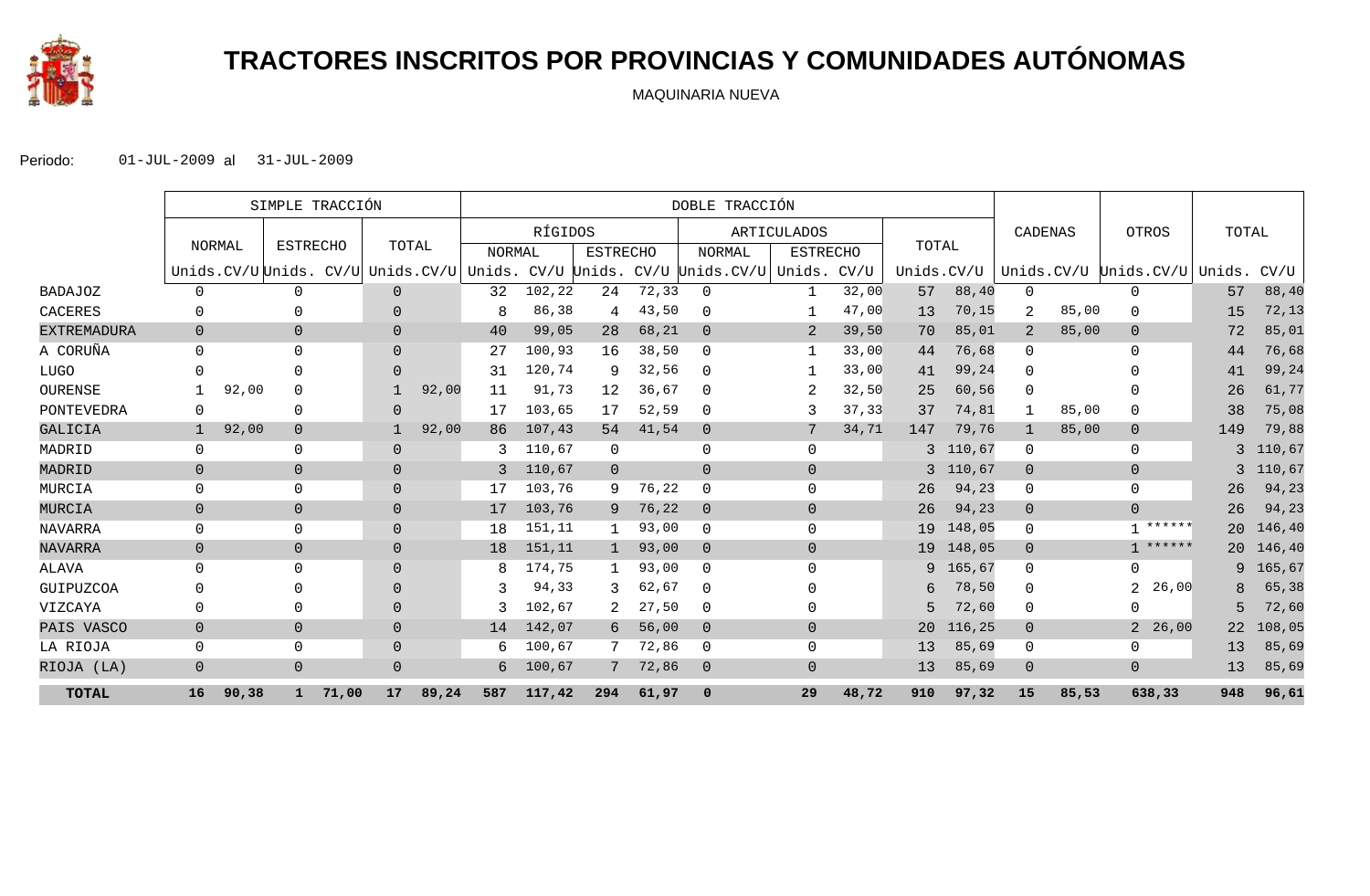# TRACTORES INSCRITOS POR PROVINCIAS Y COMUNIDADES AUTÓNOMAS

MAQUINARIA NUEVA

Periodo: 01-JUL-2009 al 31-JUL-2009

| | SIMPLE TRACCIÓN | | | | | | DOBLE TRACCIÓN | | | | | | | | | | | | | | | |
|---|---|---|---|---|---|---|---|---|---|---|---|---|---|---|---|---|---|---|---|---|---|---|
| | NORMAL | | ESTRECHO | | TOTAL | | RÍGIDOS | | | | ARTICULADOS | | | | TOTAL | | CADENAS | | OTROS | | TOTAL | |
| | | | | | | | NORMAL | | ESTRECHO | | NORMAL | | ESTRECHO | | | | | | | | | |
| | Unids. | CV/U | Unids. | CV/U | Unids. | CV/U | Unids. | CV/U | Unids. | CV/U | Unids. | CV/U | Unids. | CV/U | Unids. | CV/U | Unids. | CV/U | Unids. | CV/U | Unids. | CV/U |
| BADAJOZ | 0 | | 0 | | 0 | | 32 | 102,22 | 24 | 72,33 | 0 | | 1 | 32,00 | 57 | 88,40 | 0 | | 0 | | 57 | 88,40 |
| CACERES | 0 | | 0 | | 0 | | 8 | 86,38 | 4 | 43,50 | 0 | | 1 | 47,00 | 13 | 70,15 | 2 | 85,00 | 0 | | 15 | 72,13 |
| EXTREMADURA | 0 | | 0 | | 0 | | 40 | 99,05 | 28 | 68,21 | 0 | | 2 | 39,50 | 70 | 85,01 | 2 | 85,00 | 0 | | 72 | 85,01 |
| A CORUÑA | 0 | | 0 | | 0 | | 27 | 100,93 | 16 | 38,50 | 0 | | 1 | 33,00 | 44 | 76,68 | 0 | | 0 | | 44 | 76,68 |
| LUGO | 0 | | 0 | | 0 | | 31 | 120,74 | 9 | 32,56 | 0 | | 1 | 33,00 | 41 | 99,24 | 0 | | 0 | | 41 | 99,24 |
| OURENSE | 1 | 92,00 | 0 | | 1 | 92,00 | 11 | 91,73 | 12 | 36,67 | 0 | | 2 | 32,50 | 25 | 60,56 | 0 | | 0 | | 26 | 61,77 |
| PONTEVEDRA | 0 | | 0 | | 0 | | 17 | 103,65 | 17 | 52,59 | 0 | | 3 | 37,33 | 37 | 74,81 | 1 | 85,00 | 0 | | 38 | 75,08 |
| GALICIA | 1 | 92,00 | 0 | | 1 | 92,00 | 86 | 107,43 | 54 | 41,54 | 0 | | 7 | 34,71 | 147 | 79,76 | 1 | 85,00 | 0 | | 149 | 79,88 |
| MADRID | 0 | | 0 | | 0 | | 3 | 110,67 | 0 | | 0 | | 0 | | 3 | 110,67 | 0 | | 0 | | 3 | 110,67 |
| MADRID | 0 | | 0 | | 0 | | 3 | 110,67 | 0 | | 0 | | 0 | | 3 | 110,67 | 0 | | 0 | | 3 | 110,67 |
| MURCIA | 0 | | 0 | | 0 | | 17 | 103,76 | 9 | 76,22 | 0 | | 0 | | 26 | 94,23 | 0 | | 0 | | 26 | 94,23 |
| MURCIA | 0 | | 0 | | 0 | | 17 | 103,76 | 9 | 76,22 | 0 | | 0 | | 26 | 94,23 | 0 | | 0 | | 26 | 94,23 |
| NAVARRA | 0 | | 0 | | 0 | | 18 | 151,11 | 1 | 93,00 | 0 | | 0 | | 19 | 148,05 | 0 | | 1 | ****** | 20 | 146,40 |
| NAVARRA | 0 | | 0 | | 0 | | 18 | 151,11 | 1 | 93,00 | 0 | | 0 | | 19 | 148,05 | 0 | | 1 | ****** | 20 | 146,40 |
| ALAVA | 0 | | 0 | | 0 | | 8 | 174,75 | 1 | 93,00 | 0 | | 0 | | 9 | 165,67 | 0 | | 0 | | 9 | 165,67 |
| GUIPUZCOA | 0 | | 0 | | 0 | | 3 | 94,33 | 3 | 62,67 | 0 | | 0 | | 6 | 78,50 | 0 | | 2 | 26,00 | 8 | 65,38 |
| VIZCAYA | 0 | | 0 | | 0 | | 3 | 102,67 | 2 | 27,50 | 0 | | 0 | | 5 | 72,60 | 0 | | 0 | | 5 | 72,60 |
| PAIS VASCO | 0 | | 0 | | 0 | | 14 | 142,07 | 6 | 56,00 | 0 | | 0 | | 20 | 116,25 | 0 | | 2 | 26,00 | 22 | 108,05 |
| LA RIOJA | 0 | | 0 | | 0 | | 6 | 100,67 | 7 | 72,86 | 0 | | 0 | | 13 | 85,69 | 0 | | 0 | | 13 | 85,69 |
| RIOJA (LA) | 0 | | 0 | | 0 | | 6 | 100,67 | 7 | 72,86 | 0 | | 0 | | 13 | 85,69 | 0 | | 0 | | 13 | 85,69 |
| **TOTAL** | **16** | **90,38** | **1** | **71,00** | **17** | **89,24** | **587** | **117,42** | **294** | **61,97** | **0** | | **29** | **48,72** | **910** | **97,32** | **15** | **85,53** | | **638,33** | **948** | **96,61** |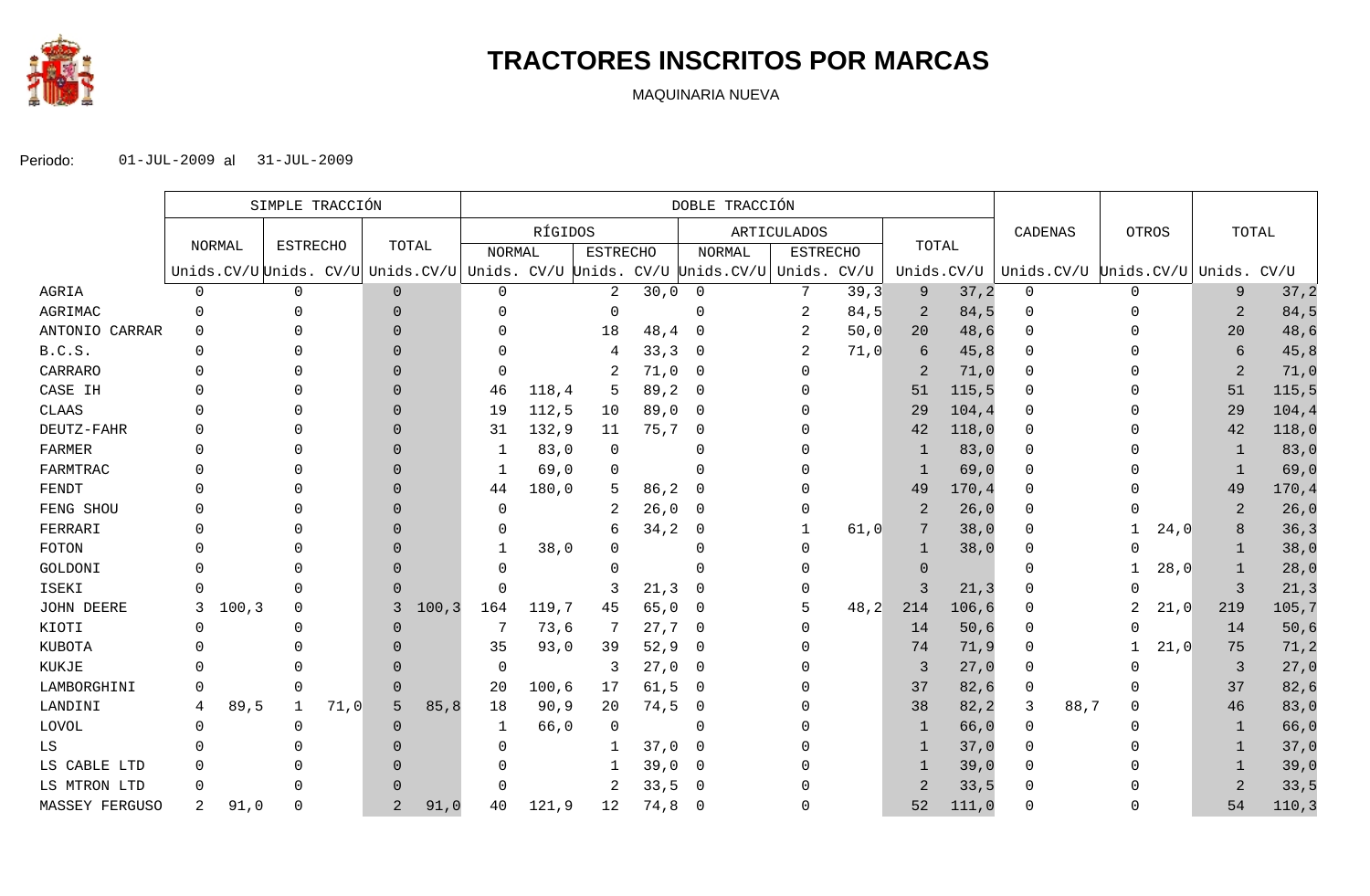# TRACTORES INSCRITOS POR MARCAS

MAQUINARIA NUEVA

Periodo: 01-JUL-2009 al 31-JUL-2009

| | SIMPLE TRACCIÓN | | | | | | DOBLE TRACCIÓN | | | | | | | | | | | | | | | |
|---|---|---|---|---|---|---|---|---|---|---|---|---|---|---|---|---|---|---|---|---|---|---|
| | NORMAL | | ESTRECHO | | TOTAL | | RÍGIDOS | | | | ARTICULADOS | | | | TOTAL | | CADENAS | | OTROS | | TOTAL | |
| | | | | | | | NORMAL | | ESTRECHO | | NORMAL | | ESTRECHO | | | | | | | | | |
| | Unids. | CV/U | Unids. | CV/U | Unids. | CV/U | Unids. | CV/U | Unids. | CV/U | Unids. | CV/U | Unids. | CV/U | Unids. | CV/U | Unids. | CV/U | Unids. | CV/U | Unids. | CV/U |
| AGRIA | 0 | | 0 | | 0 | | 0 | | 2 | 30,0 | 0 | | 7 | 39,3 | 9 | 37,2 | 0 | | 0 | | 9 | 37,2 |
| AGRIMAC | 0 | | 0 | | 0 | | 0 | | 0 | | 0 | | 2 | 84,5 | 2 | 84,5 | 0 | | 0 | | 2 | 84,5 |
| ANTONIO CARRAR | 0 | | 0 | | 0 | | 0 | | 18 | 48,4 | 0 | | 2 | 50,0 | 20 | 48,6 | 0 | | 0 | | 20 | 48,6 |
| B.C.S. | 0 | | 0 | | 0 | | 0 | | 4 | 33,3 | 0 | | 2 | 71,0 | 6 | 45,8 | 0 | | 0 | | 6 | 45,8 |
| CARRARO | 0 | | 0 | | 0 | | 0 | | 2 | 71,0 | 0 | | 0 | | 2 | 71,0 | 0 | | 0 | | 2 | 71,0 |
| CASE IH | 0 | | 0 | | 0 | | 46 | 118,4 | 5 | 89,2 | 0 | | 0 | | 51 | 115,5 | 0 | | 0 | | 51 | 115,5 |
| CLAAS | 0 | | 0 | | 0 | | 19 | 112,5 | 10 | 89,0 | 0 | | 0 | | 29 | 104,4 | 0 | | 0 | | 29 | 104,4 |
| DEUTZ-FAHR | 0 | | 0 | | 0 | | 31 | 132,9 | 11 | 75,7 | 0 | | 0 | | 42 | 118,0 | 0 | | 0 | | 42 | 118,0 |
| FARMER | 0 | | 0 | | 0 | | 1 | 83,0 | 0 | | 0 | | 0 | | 1 | 83,0 | 0 | | 0 | | 1 | 83,0 |
| FARMTRAC | 0 | | 0 | | 0 | | 1 | 69,0 | 0 | | 0 | | 0 | | 1 | 69,0 | 0 | | 0 | | 1 | 69,0 |
| FENDT | 0 | | 0 | | 0 | | 44 | 180,0 | 5 | 86,2 | 0 | | 0 | | 49 | 170,4 | 0 | | 0 | | 49 | 170,4 |
| FENG SHOU | 0 | | 0 | | 0 | | 0 | | 2 | 26,0 | 0 | | 0 | | 2 | 26,0 | 0 | | 0 | | 2 | 26,0 |
| FERRARI | 0 | | 0 | | 0 | | 0 | | 6 | 34,2 | 0 | | 1 | 61,0 | 7 | 38,0 | 0 | | 1 | 24,0 | 8 | 36,3 |
| FOTON | 0 | | 0 | | 0 | | 1 | 38,0 | 0 | | 0 | | 0 | | 1 | 38,0 | 0 | | 0 | | 1 | 38,0 |
| GOLDONI | 0 | | 0 | | 0 | | 0 | | 0 | | 0 | | 0 | | 0 | | 0 | | 1 | 28,0 | 1 | 28,0 |
| ISEKI | 0 | | 0 | | 0 | | 0 | | 3 | 21,3 | 0 | | 0 | | 3 | 21,3 | 0 | | 0 | | 3 | 21,3 |
| JOHN DEERE | 3 | 100,3 | 0 | | 3 | 100,3 | 164 | 119,7 | 45 | 65,0 | 0 | | 5 | 48,2 | 214 | 106,6 | 0 | | 2 | 21,0 | 219 | 105,7 |
| KIOTI | 0 | | 0 | | 0 | | 7 | 73,6 | 7 | 27,7 | 0 | | 0 | | 14 | 50,6 | 0 | | 0 | | 14 | 50,6 |
| KUBOTA | 0 | | 0 | | 0 | | 35 | 93,0 | 39 | 52,9 | 0 | | 0 | | 74 | 71,9 | 0 | | 1 | 21,0 | 75 | 71,2 |
| KUKJE | 0 | | 0 | | 0 | | 0 | | 3 | 27,0 | 0 | | 0 | | 3 | 27,0 | 0 | | 0 | | 3 | 27,0 |
| LAMBORGHINI | 0 | | 0 | | 0 | | 20 | 100,6 | 17 | 61,5 | 0 | | 0 | | 37 | 82,6 | 0 | | 0 | | 37 | 82,6 |
| LANDINI | 4 | 89,5 | 1 | 71,0 | 5 | 85,8 | 18 | 90,9 | 20 | 74,5 | 0 | | 0 | | 38 | 82,2 | 3 | 88,7 | 0 | | 46 | 83,0 |
| LOVOL | 0 | | 0 | | 0 | | 1 | 66,0 | 0 | | 0 | | 0 | | 1 | 66,0 | 0 | | 0 | | 1 | 66,0 |
| LS | 0 | | 0 | | 0 | | 0 | | 1 | 37,0 | 0 | | 0 | | 1 | 37,0 | 0 | | 0 | | 1 | 37,0 |
| LS CABLE LTD | 0 | | 0 | | 0 | | 0 | | 1 | 39,0 | 0 | | 0 | | 1 | 39,0 | 0 | | 0 | | 1 | 39,0 |
| LS MTRON LTD | 0 | | 0 | | 0 | | 0 | | 2 | 33,5 | 0 | | 0 | | 2 | 33,5 | 0 | | 0 | | 2 | 33,5 |
| MASSEY FERGUSO | 2 | 91,0 | 0 | | 2 | 91,0 | 40 | 121,9 | 12 | 74,8 | 0 | | 0 | | 52 | 111,0 | 0 | | 0 | | 54 | 110,3 |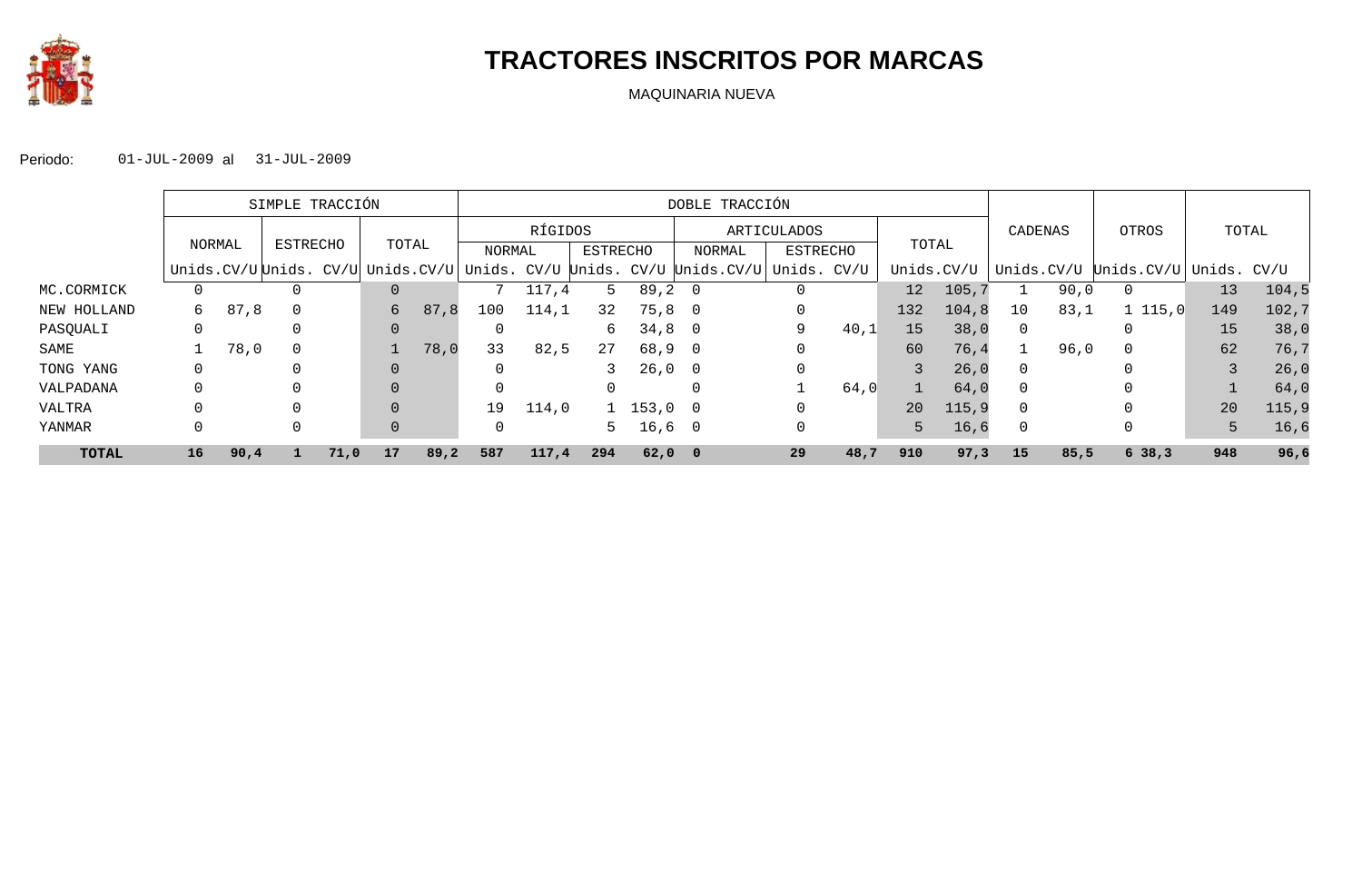# TRACTORES INSCRITOS POR MARCAS

MAQUINARIA NUEVA

Periodo: 01-JUL-2009 al 31-JUL-2009

| | SIMPLE TRACCIÓN | | | | | | DOBLE TRACCIÓN | | | | | | | | | | | | | | | | | |
|---|---|---|---|---|---|---|---|---|---|---|---|---|---|---|---|---|---|---|---|---|---|---|---|---|
| | NORMAL | | ESTRECHO | | TOTAL | | RÍGIDOS | | | | ARTICULADOS | | | | TOTAL | | CADENAS | | OTROS | | TOTAL | |
| | | | | | | | NORMAL | | ESTRECHO | | NORMAL | | ESTRECHO | | | | | | | | | |
| | Unids. | CV/U | Unids. | CV/U | Unids. | CV/U | Unids. | CV/U | Unids. | CV/U | Unids. | CV/U | Unids. | CV/U | Unids. | CV/U | Unids. | CV/U | Unids. | CV/U | Unids. | CV/U |
| MC.CORMICK | 0 | | 0 | | 0 | | 7 | 117,4 | 5 | 89,2 | 0 | | 0 | | 12 | 105,7 | 1 | 90,0 | 0 | | 13 | 104,5 |
| NEW HOLLAND | 6 | 87,8 | 0 | | 6 | 87,8 | 100 | 114,1 | 32 | 75,8 | 0 | | 0 | | 132 | 104,8 | 10 | 83,1 | 1 | 115,0 | 149 | 102,7 |
| PASQUALI | 0 | | 0 | | 0 | | 0 | | 6 | 34,8 | 0 | | 9 | 40,1 | 15 | 38,0 | 0 | | 0 | | 15 | 38,0 |
| SAME | 1 | 78,0 | 0 | | 1 | 78,0 | 33 | 82,5 | 27 | 68,9 | 0 | | 0 | | 60 | 76,4 | 1 | 96,0 | 0 | | 62 | 76,7 |
| TONG YANG | 0 | | 0 | | 0 | | 0 | | 3 | 26,0 | 0 | | 0 | | 3 | 26,0 | 0 | | 0 | | 3 | 26,0 |
| VALPADANA | 0 | | 0 | | 0 | | 0 | | 0 | | 0 | | 1 | 64,0 | 1 | 64,0 | 0 | | 0 | | 1 | 64,0 |
| VALTRA | 0 | | 0 | | 0 | | 19 | 114,0 | 1 | 153,0 | 0 | | 0 | | 20 | 115,9 | 0 | | 0 | | 20 | 115,9 |
| YANMAR | 0 | | 0 | | 0 | | 0 | | 5 | 16,6 | 0 | | 0 | | 5 | 16,6 | 0 | | 0 | | 5 | 16,6 |
| **TOTAL** | **16** | **90,4** | **1** | **71,0** | **17** | **89,2** | **587** | **117,4** | **294** | **62,0** | **0** | | **29** | **48,7** | **910** | **97,3** | **15** | **85,5** | **6** | **38,3** | **948** | **96,6** |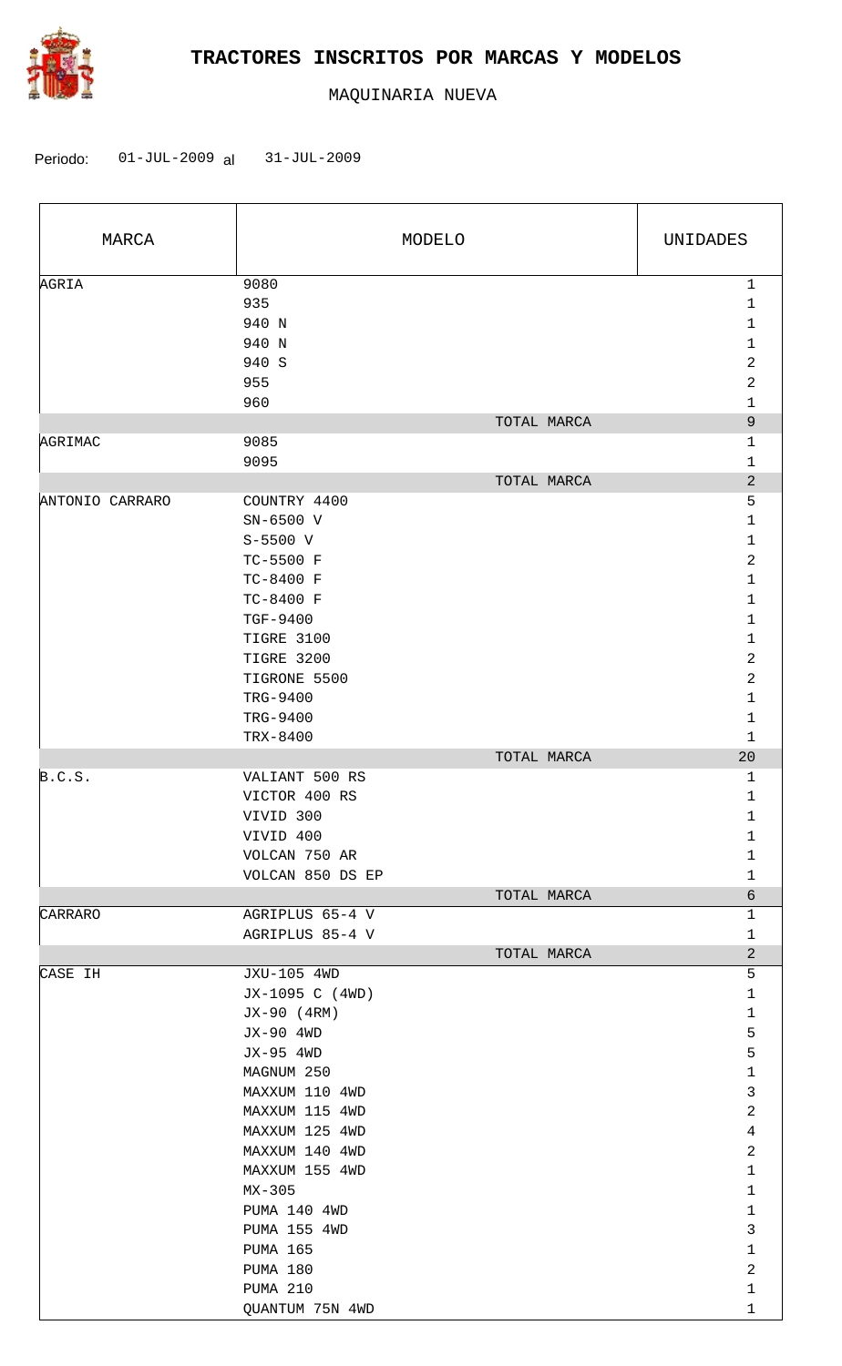# TRACTORES INSCRITOS POR MARCAS Y MODELOS

MAQUINARIA NUEVA

Periodo: 01-JUL-2009 al 31-JUL-2009

| MARCA | MODELO | UNIDADES |
|---|---|---|
| AGRIA | 9080 | 1 |
| | 935 | 1 |
| | 940 N | 1 |
| | 940 N | 1 |
| | 940 S | 2 |
| | 955 | 2 |
| | 960 | 1 |
| | TOTAL MARCA | 9 |
| AGRIMAC | 9085 | 1 |
| | 9095 | 1 |
| | TOTAL MARCA | 2 |
| ANTONIO CARRARO | COUNTRY 4400 | 5 |
| | SN-6500 V | 1 |
| | S-5500 V | 1 |
| | TC-5500 F | 2 |
| | TC-8400 F | 1 |
| | TC-8400 F | 1 |
| | TGF-9400 | 1 |
| | TIGRE 3100 | 1 |
| | TIGRE 3200 | 2 |
| | TIGRONE 5500 | 2 |
| | TRG-9400 | 1 |
| | TRG-9400 | 1 |
| | TRX-8400 | 1 |
| | TOTAL MARCA | 20 |
| B.C.S. | VALIANT 500 RS | 1 |
| | VICTOR 400 RS | 1 |
| | VIVID 300 | 1 |
| | VIVID 400 | 1 |
| | VOLCAN 750 AR | 1 |
| | VOLCAN 850 DS EP | 1 |
| | TOTAL MARCA | 6 |
| CARRARO | AGRIPLUS 65-4 V | 1 |
| | AGRIPLUS 85-4 V | 1 |
| | TOTAL MARCA | 2 |
| CASE IH | JXU-105 4WD | 5 |
| | JX-1095 C (4WD) | 1 |
| | JX-90 (4RM) | 1 |
| | JX-90 4WD | 5 |
| | JX-95 4WD | 5 |
| | MAGNUM 250 | 1 |
| | MAXXUM 110 4WD | 3 |
| | MAXXUM 115 4WD | 2 |
| | MAXXUM 125 4WD | 4 |
| | MAXXUM 140 4WD | 2 |
| | MAXXUM 155 4WD | 1 |
| | MX-305 | 1 |
| | PUMA 140 4WD | 1 |
| | PUMA 155 4WD | 3 |
| | PUMA 165 | 1 |
| | PUMA 180 | 2 |
| | PUMA 210 | 1 |
| | QUANTUM 75N 4WD | 1 |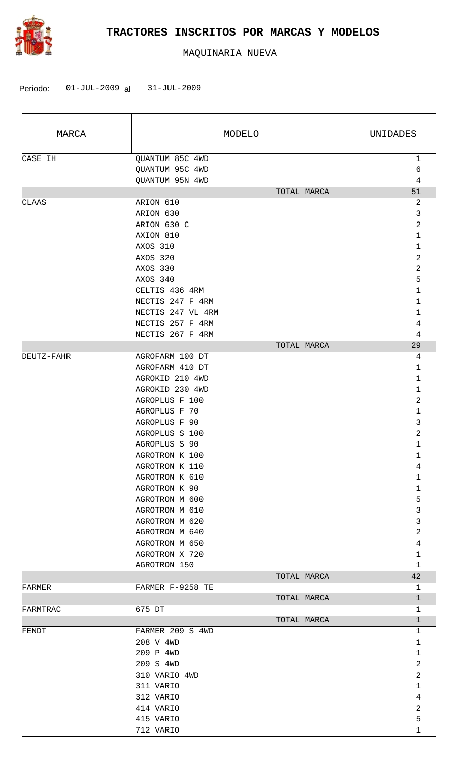# TRACTORES INSCRITOS POR MARCAS Y MODELOS

MAQUINARIA NUEVA

Periodo: 01-JUL-2009 al 31-JUL-2009

| MARCA | MODELO | | UNIDADES |
|---|---|---|---|
| CASE IH | QUANTUM 85C 4WD | | 1 |
| | QUANTUM 95C 4WD | | 6 |
| | QUANTUM 95N 4WD | | 4 |
| | | TOTAL MARCA | 51 |
| CLAAS | ARION 610 | | 2 |
| | ARION 630 | | 3 |
| | ARION 630 C | | 2 |
| | AXION 810 | | 1 |
| | AXOS 310 | | 1 |
| | AXOS 320 | | 2 |
| | AXOS 330 | | 2 |
| | AXOS 340 | | 5 |
| | CELTIS 436 4RM | | 1 |
| | NECTIS 247 F 4RM | | 1 |
| | NECTIS 247 VL 4RM | | 1 |
| | NECTIS 257 F 4RM | | 4 |
| | NECTIS 267 F 4RM | | 4 |
| | | TOTAL MARCA | 29 |
| DEUTZ-FAHR | AGROFARM 100 DT | | 4 |
| | AGROFARM 410 DT | | 1 |
| | AGROKID 210 4WD | | 1 |
| | AGROKID 230 4WD | | 1 |
| | AGROPLUS F 100 | | 2 |
| | AGROPLUS F 70 | | 1 |
| | AGROPLUS F 90 | | 3 |
| | AGROPLUS S 100 | | 2 |
| | AGROPLUS S 90 | | 1 |
| | AGROTRON K 100 | | 1 |
| | AGROTRON K 110 | | 4 |
| | AGROTRON K 610 | | 1 |
| | AGROTRON K 90 | | 1 |
| | AGROTRON M 600 | | 5 |
| | AGROTRON M 610 | | 3 |
| | AGROTRON M 620 | | 3 |
| | AGROTRON M 640 | | 2 |
| | AGROTRON M 650 | | 4 |
| | AGROTRON X 720 | | 1 |
| | AGROTRON 150 | | 1 |
| | | TOTAL MARCA | 42 |
| FARMER | FARMER F-9258 TE | | 1 |
| | | TOTAL MARCA | 1 |
| FARMTRAC | 675 DT | | 1 |
| | | TOTAL MARCA | 1 |
| FENDT | FARMER 209 S 4WD | | 1 |
| | 208 V 4WD | | 1 |
| | 209 P 4WD | | 1 |
| | 209 S 4WD | | 2 |
| | 310 VARIO 4WD | | 2 |
| | 311 VARIO | | 1 |
| | 312 VARIO | | 4 |
| | 414 VARIO | | 2 |
| | 415 VARIO | | 5 |
| | 712 VARIO | | 1 |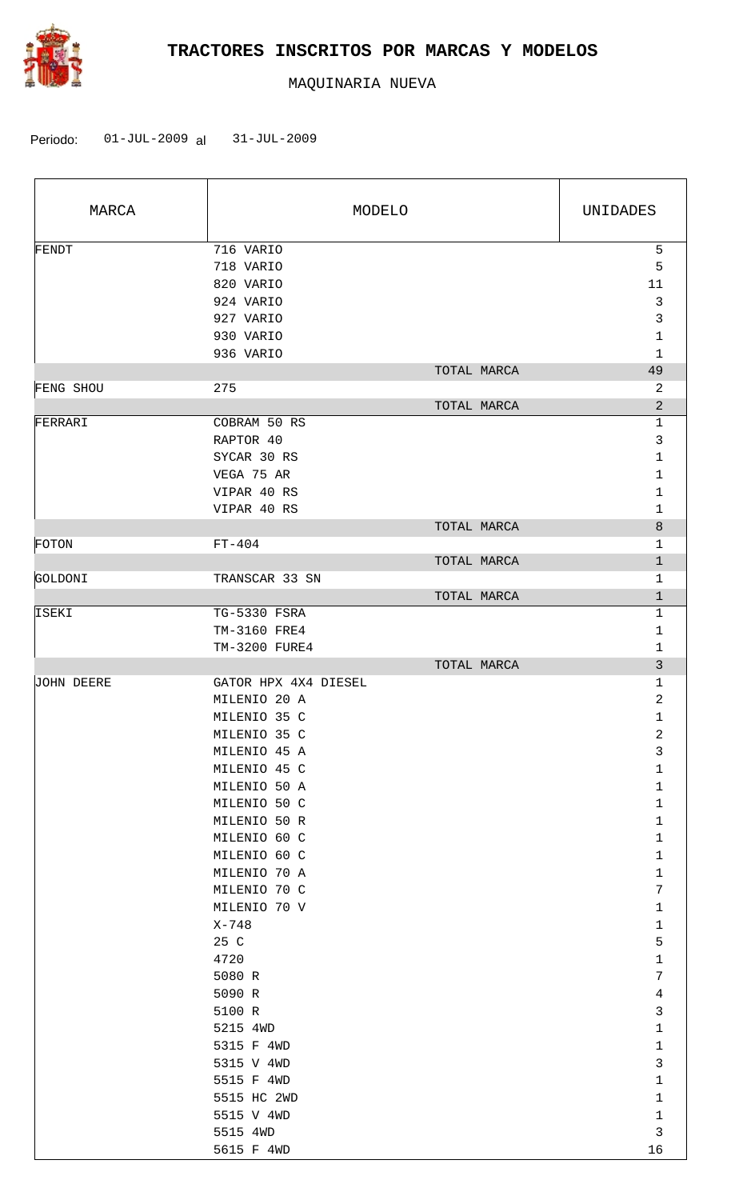# TRACTORES INSCRITOS POR MARCAS Y MODELOS

MAQUINARIA NUEVA

Periodo: 01-JUL-2009 al 31-JUL-2009

| MARCA | MODELO | | UNIDADES |
|---|---|---|---|
| FENDT | 716 VARIO | | 5 |
| | 718 VARIO | | 5 |
| | 820 VARIO | | 11 |
| | 924 VARIO | | 3 |
| | 927 VARIO | | 3 |
| | 930 VARIO | | 1 |
| | 936 VARIO | | 1 |
| | | TOTAL MARCA | 49 |
| FENG SHOU | 275 | | 2 |
| | | TOTAL MARCA | 2 |
| FERRARI | COBRAM 50 RS | | 1 |
| | RAPTOR 40 | | 3 |
| | SYCAR 30 RS | | 1 |
| | VEGA 75 AR | | 1 |
| | VIPAR 40 RS | | 1 |
| | VIPAR 40 RS | | 1 |
| | | TOTAL MARCA | 8 |
| FOTON | FT-404 | | 1 |
| | | TOTAL MARCA | 1 |
| GOLDONI | TRANSCAR 33 SN | | 1 |
| | | TOTAL MARCA | 1 |
| ISEKI | TG-5330 FSRA | | 1 |
| | TM-3160 FRE4 | | 1 |
| | TM-3200 FURE4 | | 1 |
| | | TOTAL MARCA | 3 |
| JOHN DEERE | GATOR HPX 4X4 DIESEL | | 1 |
| | MILENIO 20 A | | 2 |
| | MILENIO 35 C | | 1 |
| | MILENIO 35 C | | 2 |
| | MILENIO 45 A | | 3 |
| | MILENIO 45 C | | 1 |
| | MILENIO 50 A | | 1 |
| | MILENIO 50 C | | 1 |
| | MILENIO 50 R | | 1 |
| | MILENIO 60 C | | 1 |
| | MILENIO 60 C | | 1 |
| | MILENIO 70 A | | 1 |
| | MILENIO 70 C | | 7 |
| | MILENIO 70 V | | 1 |
| | X-748 | | 1 |
| | 25 C | | 5 |
| | 4720 | | 1 |
| | 5080 R | | 7 |
| | 5090 R | | 4 |
| | 5100 R | | 3 |
| | 5215 4WD | | 1 |
| | 5315 F 4WD | | 1 |
| | 5315 V 4WD | | 3 |
| | 5515 F 4WD | | 1 |
| | 5515 HC 2WD | | 1 |
| | 5515 V 4WD | | 1 |
| | 5515 4WD | | 3 |
| | 5615 F 4WD | | 16 |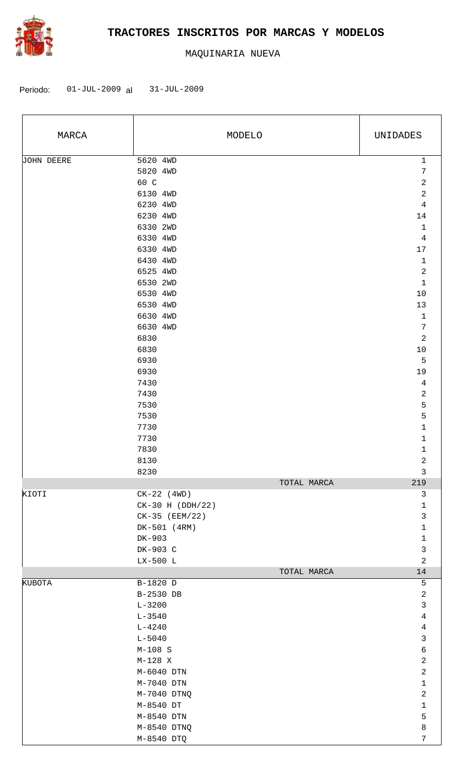# TRACTORES INSCRITOS POR MARCAS Y MODELOS

MAQUINARIA NUEVA

Periodo: 01-JUL-2009 al 31-JUL-2009

| MARCA | MODELO | UNIDADES |
|---|---|---|
| JOHN DEERE | 5620 4WD | 1 |
| | 5820 4WD | 7 |
| | 60 C | 2 |
| | 6130 4WD | 2 |
| | 6230 4WD | 4 |
| | 6230 4WD | 14 |
| | 6330 2WD | 1 |
| | 6330 4WD | 4 |
| | 6330 4WD | 17 |
| | 6430 4WD | 1 |
| | 6525 4WD | 2 |
| | 6530 2WD | 1 |
| | 6530 4WD | 10 |
| | 6530 4WD | 13 |
| | 6630 4WD | 1 |
| | 6630 4WD | 7 |
| | 6830 | 2 |
| | 6830 | 10 |
| | 6930 | 5 |
| | 6930 | 19 |
| | 7430 | 4 |
| | 7430 | 2 |
| | 7530 | 5 |
| | 7530 | 5 |
| | 7730 | 1 |
| | 7730 | 1 |
| | 7830 | 1 |
| | 8130 | 2 |
| | 8230 | 3 |
| | TOTAL MARCA | 219 |
| KIOTI | CK-22 (4WD) | 3 |
| | CK-30 H (DDH/22) | 1 |
| | CK-35 (EEM/22) | 3 |
| | DK-501 (4RM) | 1 |
| | DK-903 | 1 |
| | DK-903 C | 3 |
| | LX-500 L | 2 |
| | TOTAL MARCA | 14 |
| KUBOTA | B-1820 D | 5 |
| | B-2530 DB | 2 |
| | L-3200 | 3 |
| | L-3540 | 4 |
| | L-4240 | 4 |
| | L-5040 | 3 |
| | M-108 S | 6 |
| | M-128 X | 2 |
| | M-6040 DTN | 2 |
| | M-7040 DTN | 1 |
| | M-7040 DTNQ | 2 |
| | M-8540 DT | 1 |
| | M-8540 DTN | 5 |
| | M-8540 DTNQ | 8 |
| | M-8540 DTQ | 7 |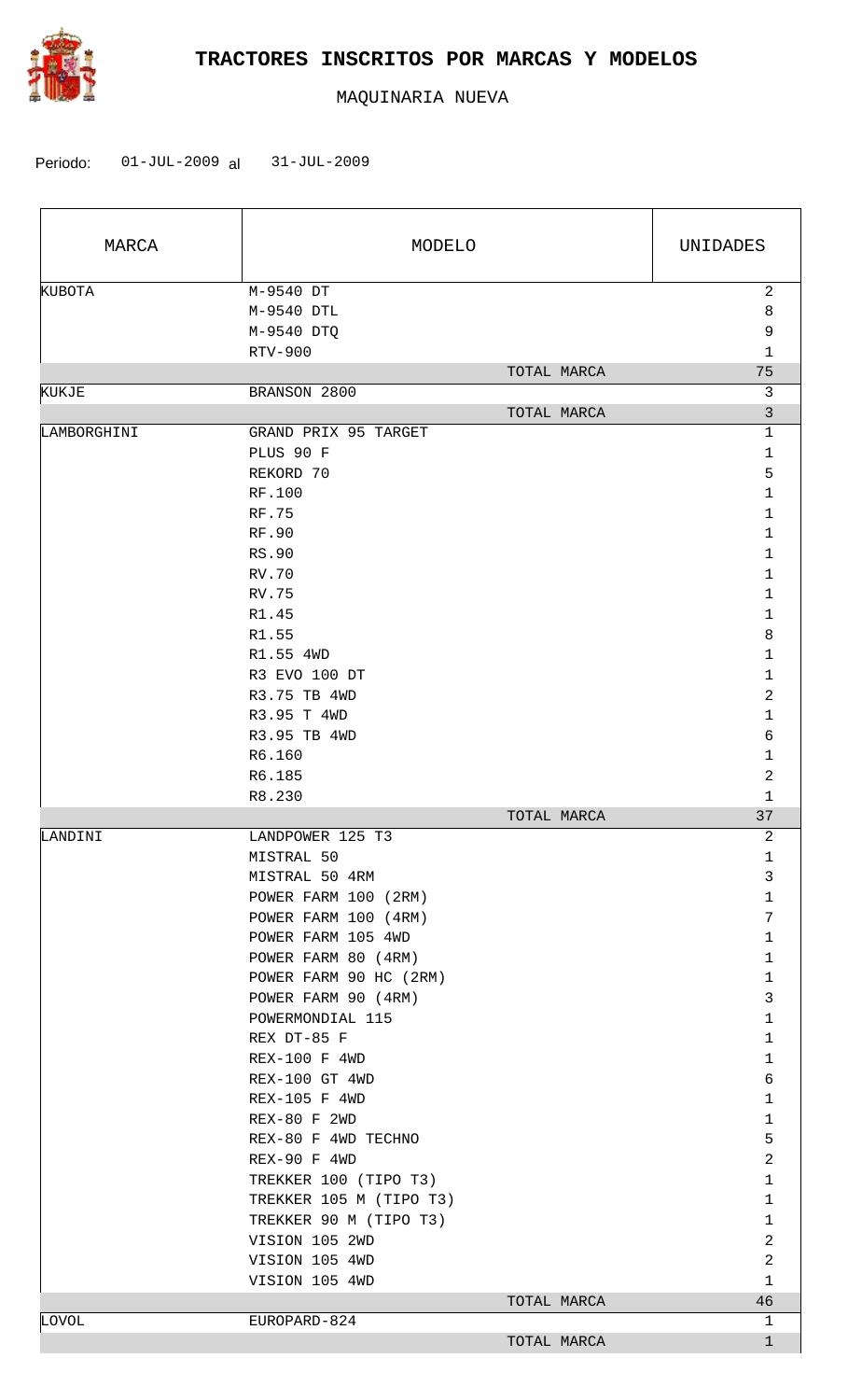# TRACTORES INSCRITOS POR MARCAS Y MODELOS

MAQUINARIA NUEVA

Periodo: 01-JUL-2009 al 31-JUL-2009

| MARCA | MODELO | UNIDADES |
|---|---|---|
| KUBOTA | M-9540 DT | 2 |
| | M-9540 DTL | 8 |
| | M-9540 DTQ | 9 |
| | RTV-900 | 1 |
| | TOTAL MARCA | 75 |
| KUKJE | BRANSON 2800 | 3 |
| | TOTAL MARCA | 3 |
| LAMBORGHINI | GRAND PRIX 95 TARGET | 1 |
| | PLUS 90 F | 1 |
| | REKORD 70 | 5 |
| | RF.100 | 1 |
| | RF.75 | 1 |
| | RF.90 | 1 |
| | RS.90 | 1 |
| | RV.70 | 1 |
| | RV.75 | 1 |
| | R1.45 | 1 |
| | R1.55 | 8 |
| | R1.55 4WD | 1 |
| | R3 EVO 100 DT | 1 |
| | R3.75 TB 4WD | 2 |
| | R3.95 T 4WD | 1 |
| | R3.95 TB 4WD | 6 |
| | R6.160 | 1 |
| | R6.185 | 2 |
| | R8.230 | 1 |
| | TOTAL MARCA | 37 |
| LANDINI | LANDPOWER 125 T3 | 2 |
| | MISTRAL 50 | 1 |
| | MISTRAL 50 4RM | 3 |
| | POWER FARM 100 (2RM) | 1 |
| | POWER FARM 100 (4RM) | 7 |
| | POWER FARM 105 4WD | 1 |
| | POWER FARM 80 (4RM) | 1 |
| | POWER FARM 90 HC (2RM) | 1 |
| | POWER FARM 90 (4RM) | 3 |
| | POWERMONDIAL 115 | 1 |
| | REX DT-85 F | 1 |
| | REX-100 F 4WD | 1 |
| | REX-100 GT 4WD | 6 |
| | REX-105 F 4WD | 1 |
| | REX-80 F 2WD | 1 |
| | REX-80 F 4WD TECHNO | 5 |
| | REX-90 F 4WD | 2 |
| | TREKKER 100 (TIPO T3) | 1 |
| | TREKKER 105 M (TIPO T3) | 1 |
| | TREKKER 90 M (TIPO T3) | 1 |
| | VISION 105 2WD | 2 |
| | VISION 105 4WD | 2 |
| | VISION 105 4WD | 1 |
| | TOTAL MARCA | 46 |
| LOVOL | EUROPARD-824 | 1 |
| | TOTAL MARCA | 1 |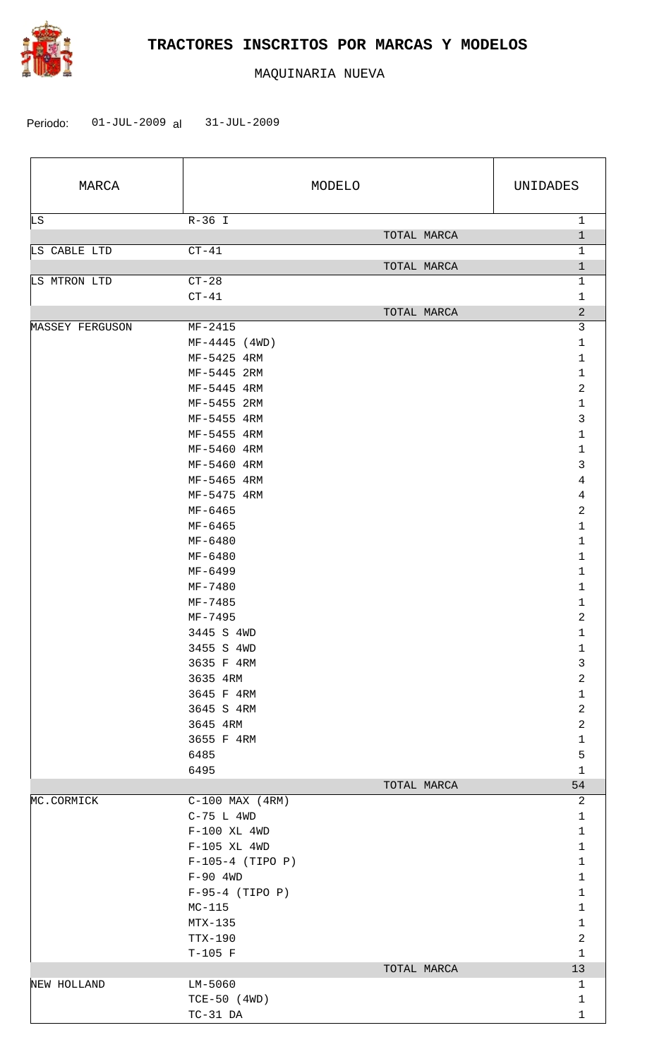# TRACTORES INSCRITOS POR MARCAS Y MODELOS

MAQUINARIA NUEVA

Periodo: 01-JUL-2009 al 31-JUL-2009

| MARCA | MODELO | UNIDADES |
|---|---|---|
| LS | R-36 I | 1 |
| | TOTAL MARCA | 1 |
| LS CABLE LTD | CT-41 | 1 |
| | TOTAL MARCA | 1 |
| LS MTRON LTD | CT-28 | 1 |
| | CT-41 | 1 |
| | TOTAL MARCA | 2 |
| MASSEY FERGUSON | MF-2415 | 3 |
| | MF-4445 (4WD) | 1 |
| | MF-5425 4RM | 1 |
| | MF-5445 2RM | 1 |
| | MF-5445 4RM | 2 |
| | MF-5455 2RM | 1 |
| | MF-5455 4RM | 3 |
| | MF-5455 4RM | 1 |
| | MF-5460 4RM | 1 |
| | MF-5460 4RM | 3 |
| | MF-5465 4RM | 4 |
| | MF-5475 4RM | 4 |
| | MF-6465 | 2 |
| | MF-6465 | 1 |
| | MF-6480 | 1 |
| | MF-6480 | 1 |
| | MF-6499 | 1 |
| | MF-7480 | 1 |
| | MF-7485 | 1 |
| | MF-7495 | 2 |
| | 3445 S 4WD | 1 |
| | 3455 S 4WD | 1 |
| | 3635 F 4RM | 3 |
| | 3635 4RM | 2 |
| | 3645 F 4RM | 1 |
| | 3645 S 4RM | 2 |
| | 3645 4RM | 2 |
| | 3655 F 4RM | 1 |
| | 6485 | 5 |
| | 6495 | 1 |
| | TOTAL MARCA | 54 |
| MC.CORMICK | C-100 MAX (4RM) | 2 |
| | C-75 L 4WD | 1 |
| | F-100 XL 4WD | 1 |
| | F-105 XL 4WD | 1 |
| | F-105-4 (TIPO P) | 1 |
| | F-90 4WD | 1 |
| | F-95-4 (TIPO P) | 1 |
| | MC-115 | 1 |
| | MTX-135 | 1 |
| | TTX-190 | 2 |
| | T-105 F | 1 |
| | TOTAL MARCA | 13 |
| NEW HOLLAND | LM-5060 | 1 |
| | TCE-50 (4WD) | 1 |
| | TC-31 DA | 1 |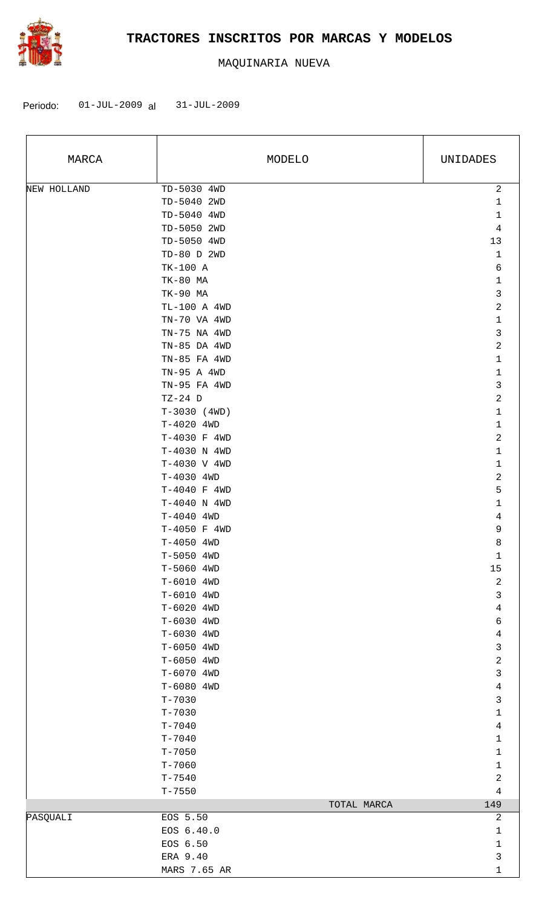# TRACTORES INSCRITOS POR MARCAS Y MODELOS

MAQUINARIA NUEVA

Periodo: 01-JUL-2009 al 31-JUL-2009

| MARCA | MODELO | UNIDADES |
|---|---|---|
| NEW HOLLAND | TD-5030 4WD | 2 |
| | TD-5040 2WD | 1 |
| | TD-5040 4WD | 1 |
| | TD-5050 2WD | 4 |
| | TD-5050 4WD | 13 |
| | TD-80 D 2WD | 1 |
| | TK-100 A | 6 |
| | TK-80 MA | 1 |
| | TK-90 MA | 3 |
| | TL-100 A 4WD | 2 |
| | TN-70 VA 4WD | 1 |
| | TN-75 NA 4WD | 3 |
| | TN-85 DA 4WD | 2 |
| | TN-85 FA 4WD | 1 |
| | TN-95 A 4WD | 1 |
| | TN-95 FA 4WD | 3 |
| | TZ-24 D | 2 |
| | T-3030 (4WD) | 1 |
| | T-4020 4WD | 1 |
| | T-4030 F 4WD | 2 |
| | T-4030 N 4WD | 1 |
| | T-4030 V 4WD | 1 |
| | T-4030 4WD | 2 |
| | T-4040 F 4WD | 5 |
| | T-4040 N 4WD | 1 |
| | T-4040 4WD | 4 |
| | T-4050 F 4WD | 9 |
| | T-4050 4WD | 8 |
| | T-5050 4WD | 1 |
| | T-5060 4WD | 15 |
| | T-6010 4WD | 2 |
| | T-6010 4WD | 3 |
| | T-6020 4WD | 4 |
| | T-6030 4WD | 6 |
| | T-6030 4WD | 4 |
| | T-6050 4WD | 3 |
| | T-6050 4WD | 2 |
| | T-6070 4WD | 3 |
| | T-6080 4WD | 4 |
| | T-7030 | 3 |
| | T-7030 | 1 |
| | T-7040 | 4 |
| | T-7040 | 1 |
| | T-7050 | 1 |
| | T-7060 | 1 |
| | T-7540 | 2 |
| | T-7550 | 4 |
| | TOTAL MARCA | 149 |
| PASQUALI | EOS 5.50 | 2 |
| | EOS 6.40.0 | 1 |
| | EOS 6.50 | 1 |
| | ERA 9.40 | 3 |
| | MARS 7.65 AR | 1 |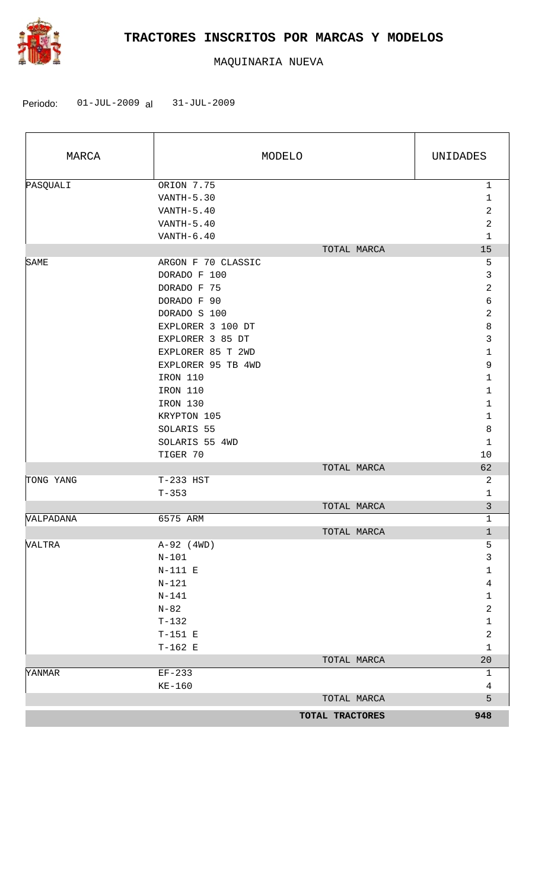# TRACTORES INSCRITOS POR MARCAS Y MODELOS

MAQUINARIA NUEVA

Periodo: 01-JUL-2009 al 31-JUL-2009

| MARCA | MODELO | UNIDADES |
|---|---|---|
| PASQUALI | ORION 7.75 | 1 |
| | VANTH-5.30 | 1 |
| | VANTH-5.40 | 2 |
| | VANTH-5.40 | 2 |
| | VANTH-6.40 | 1 |
| | TOTAL MARCA | 15 |
| SAME | ARGON F 70 CLASSIC | 5 |
| | DORADO F 100 | 3 |
| | DORADO F 75 | 2 |
| | DORADO F 90 | 6 |
| | DORADO S 100 | 2 |
| | EXPLORER 3 100 DT | 8 |
| | EXPLORER 3 85 DT | 3 |
| | EXPLORER 85 T 2WD | 1 |
| | EXPLORER 95 TB 4WD | 9 |
| | IRON 110 | 1 |
| | IRON 110 | 1 |
| | IRON 130 | 1 |
| | KRYPTON 105 | 1 |
| | SOLARIS 55 | 8 |
| | SOLARIS 55 4WD | 1 |
| | TIGER 70 | 10 |
| | TOTAL MARCA | 62 |
| TONG YANG | T-233 HST | 2 |
| | T-353 | 1 |
| | TOTAL MARCA | 3 |
| VALPADANA | 6575 ARM | 1 |
| | TOTAL MARCA | 1 |
| VALTRA | A-92 (4WD) | 5 |
| | N-101 | 3 |
| | N-111 E | 1 |
| | N-121 | 4 |
| | N-141 | 1 |
| | N-82 | 2 |
| | T-132 | 1 |
| | T-151 E | 2 |
| | T-162 E | 1 |
| | TOTAL MARCA | 20 |
| YANMAR | EF-233 | 1 |
| | KE-160 | 4 |
| | TOTAL MARCA | 5 |
| | **TOTAL TRACTORES** | **948** |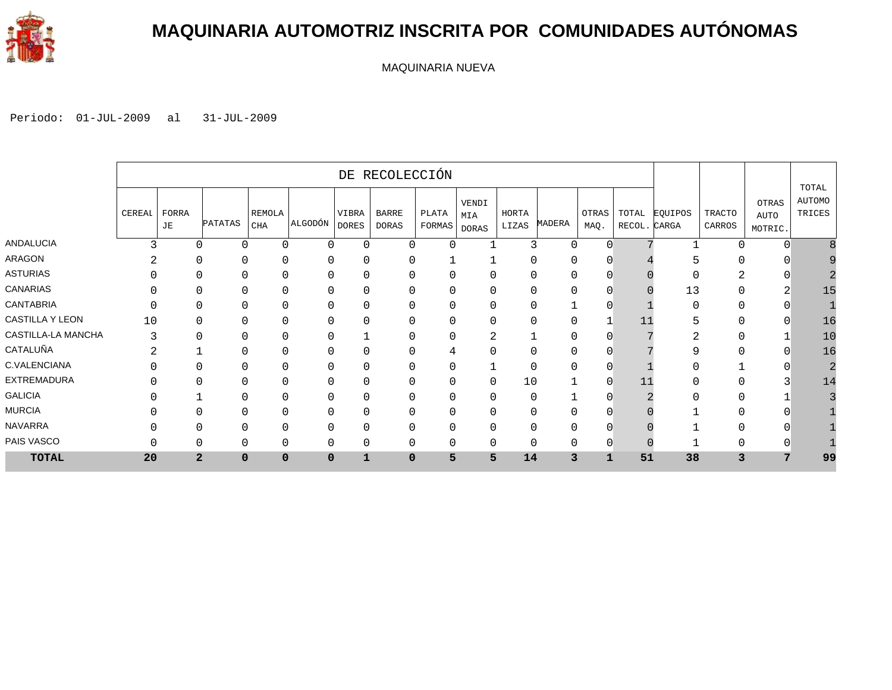# MAQUINARIA AUTOMOTRIZ INSCRITA POR COMUNIDADES AUTÓNOMAS

MAQUINARIA NUEVA

Periodo: 01-JUL-2009 al 31-JUL-2009

| | DE RECOLECCIÓN | | | | | | | | | | | | | | | | |
|---|---|---|---|---|---|---|---|---|---|---|---|---|---|---|---|---|---|
| | CEREAL | FORRAJE | PATATAS | REMOLACHA | ALGODÓN | VIBRADORES | BARREDORAS | PLATAFORMAS | VENDIMIADORAS | HORTALIZAS | MADERA | OTRAS MAQ. | TOTAL RECOL. | EQUIPOS CARGA | TRACTOCARROS | OTRAS AUTOMOTRIC. | TOTAL AUTOMOTRICES |
| ANDALUCIA | 3 | 0 | 0 | 0 | 0 | 0 | 0 | 0 | 1 | 3 | 0 | 0 | 7 | 1 | 0 | 0 | 8 |
| ARAGON | 2 | 0 | 0 | 0 | 0 | 0 | 0 | 1 | 1 | 0 | 0 | 0 | 4 | 5 | 0 | 0 | 9 |
| ASTURIAS | 0 | 0 | 0 | 0 | 0 | 0 | 0 | 0 | 0 | 0 | 0 | 0 | 0 | 0 | 2 | 0 | 2 |
| CANARIAS | 0 | 0 | 0 | 0 | 0 | 0 | 0 | 0 | 0 | 0 | 0 | 0 | 0 | 13 | 0 | 2 | 15 |
| CANTABRIA | 0 | 0 | 0 | 0 | 0 | 0 | 0 | 0 | 0 | 0 | 1 | 0 | 1 | 0 | 0 | 0 | 1 |
| CASTILLA Y LEON | 10 | 0 | 0 | 0 | 0 | 0 | 0 | 0 | 0 | 0 | 0 | 1 | 11 | 5 | 0 | 0 | 16 |
| CASTILLA-LA MANCHA | 3 | 0 | 0 | 0 | 0 | 1 | 0 | 0 | 2 | 1 | 0 | 0 | 7 | 2 | 0 | 1 | 10 |
| CATALUÑA | 2 | 1 | 0 | 0 | 0 | 0 | 0 | 4 | 0 | 0 | 0 | 0 | 7 | 9 | 0 | 0 | 16 |
| C.VALENCIANA | 0 | 0 | 0 | 0 | 0 | 0 | 0 | 0 | 1 | 0 | 0 | 0 | 1 | 0 | 1 | 0 | 2 |
| EXTREMADURA | 0 | 0 | 0 | 0 | 0 | 0 | 0 | 0 | 0 | 10 | 1 | 0 | 11 | 0 | 0 | 3 | 14 |
| GALICIA | 0 | 1 | 0 | 0 | 0 | 0 | 0 | 0 | 0 | 0 | 1 | 0 | 2 | 0 | 0 | 1 | 3 |
| MURCIA | 0 | 0 | 0 | 0 | 0 | 0 | 0 | 0 | 0 | 0 | 0 | 0 | 0 | 1 | 0 | 0 | 1 |
| NAVARRA | 0 | 0 | 0 | 0 | 0 | 0 | 0 | 0 | 0 | 0 | 0 | 0 | 0 | 1 | 0 | 0 | 1 |
| PAIS VASCO | 0 | 0 | 0 | 0 | 0 | 0 | 0 | 0 | 0 | 0 | 0 | 0 | 0 | 1 | 0 | 0 | 1 |
| **TOTAL** | **20** | **2** | **0** | **0** | **0** | **1** | **0** | **5** | **5** | **14** | **3** | **1** | **51** | **38** | **3** | **7** | **99** |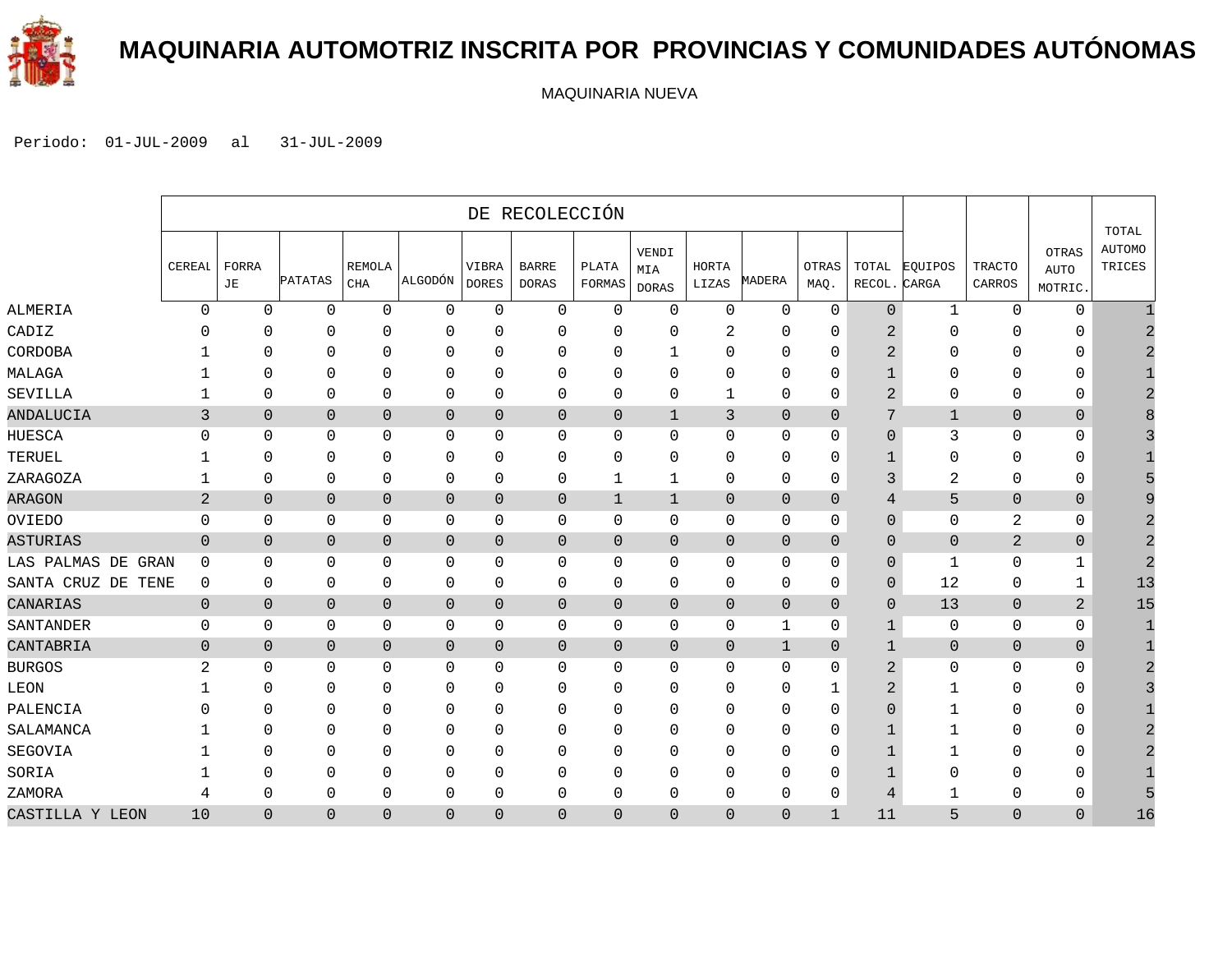# MAQUINARIA AUTOMOTRIZ INSCRITA POR PROVINCIAS Y COMUNIDADES AUTÓNOMAS

MAQUINARIA NUEVA

Periodo: 01-JUL-2009 al 31-JUL-2009

| | DE RECOLECCIÓN | | | | | | | | | | | | | | | | |
|---|---|---|---|---|---|---|---|---|---|---|---|---|---|---|---|---|---|
| | CEREAL | FORRAJE | PATATAS | REMOLACHA | ALGODÓN | VIBRADORES | BARREDORAS | PLATAFORMAS | VENDIMIADORAS | HORTALIZAS | MADERA | OTRAS MAQ. | TOTAL RECOL. | EQUIPOS CARGA | TRACTOCARROS | OTRAS AUTOMOTRIC. | TOTAL AUTOMOTRICES |
| ALMERIA | 0 | 0 | 0 | 0 | 0 | 0 | 0 | 0 | 0 | 0 | 0 | 0 | 0 | 1 | 0 | 0 | 1 |
| CADIZ | 0 | 0 | 0 | 0 | 0 | 0 | 0 | 0 | 0 | 2 | 0 | 0 | 2 | 0 | 0 | 0 | 2 |
| CORDOBA | 1 | 0 | 0 | 0 | 0 | 0 | 0 | 0 | 1 | 0 | 0 | 0 | 2 | 0 | 0 | 0 | 2 |
| MALAGA | 1 | 0 | 0 | 0 | 0 | 0 | 0 | 0 | 0 | 0 | 0 | 0 | 1 | 0 | 0 | 0 | 1 |
| SEVILLA | 1 | 0 | 0 | 0 | 0 | 0 | 0 | 0 | 0 | 1 | 0 | 0 | 2 | 0 | 0 | 0 | 2 |
| ANDALUCIA | 3 | 0 | 0 | 0 | 0 | 0 | 0 | 0 | 1 | 3 | 0 | 0 | 7 | 1 | 0 | 0 | 8 |
| HUESCA | 0 | 0 | 0 | 0 | 0 | 0 | 0 | 0 | 0 | 0 | 0 | 0 | 0 | 3 | 0 | 0 | 3 |
| TERUEL | 1 | 0 | 0 | 0 | 0 | 0 | 0 | 0 | 0 | 0 | 0 | 0 | 1 | 0 | 0 | 0 | 1 |
| ZARAGOZA | 1 | 0 | 0 | 0 | 0 | 0 | 0 | 1 | 1 | 0 | 0 | 0 | 3 | 2 | 0 | 0 | 5 |
| ARAGON | 2 | 0 | 0 | 0 | 0 | 0 | 0 | 1 | 1 | 0 | 0 | 0 | 4 | 5 | 0 | 0 | 9 |
| OVIEDO | 0 | 0 | 0 | 0 | 0 | 0 | 0 | 0 | 0 | 0 | 0 | 0 | 0 | 0 | 2 | 0 | 2 |
| ASTURIAS | 0 | 0 | 0 | 0 | 0 | 0 | 0 | 0 | 0 | 0 | 0 | 0 | 0 | 0 | 2 | 0 | 2 |
| LAS PALMAS DE GRAN | 0 | 0 | 0 | 0 | 0 | 0 | 0 | 0 | 0 | 0 | 0 | 0 | 0 | 1 | 0 | 1 | 2 |
| SANTA CRUZ DE TENE | 0 | 0 | 0 | 0 | 0 | 0 | 0 | 0 | 0 | 0 | 0 | 0 | 0 | 12 | 0 | 1 | 13 |
| CANARIAS | 0 | 0 | 0 | 0 | 0 | 0 | 0 | 0 | 0 | 0 | 0 | 0 | 0 | 13 | 0 | 2 | 15 |
| SANTANDER | 0 | 0 | 0 | 0 | 0 | 0 | 0 | 0 | 0 | 0 | 1 | 0 | 1 | 0 | 0 | 0 | 1 |
| CANTABRIA | 0 | 0 | 0 | 0 | 0 | 0 | 0 | 0 | 0 | 0 | 1 | 0 | 1 | 0 | 0 | 0 | 1 |
| BURGOS | 2 | 0 | 0 | 0 | 0 | 0 | 0 | 0 | 0 | 0 | 0 | 0 | 2 | 0 | 0 | 0 | 2 |
| LEON | 1 | 0 | 0 | 0 | 0 | 0 | 0 | 0 | 0 | 0 | 0 | 1 | 2 | 1 | 0 | 0 | 3 |
| PALENCIA | 0 | 0 | 0 | 0 | 0 | 0 | 0 | 0 | 0 | 0 | 0 | 0 | 0 | 1 | 0 | 0 | 1 |
| SALAMANCA | 1 | 0 | 0 | 0 | 0 | 0 | 0 | 0 | 0 | 0 | 0 | 0 | 1 | 1 | 0 | 0 | 2 |
| SEGOVIA | 1 | 0 | 0 | 0 | 0 | 0 | 0 | 0 | 0 | 0 | 0 | 0 | 1 | 1 | 0 | 0 | 2 |
| SORIA | 1 | 0 | 0 | 0 | 0 | 0 | 0 | 0 | 0 | 0 | 0 | 0 | 1 | 0 | 0 | 0 | 1 |
| ZAMORA | 4 | 0 | 0 | 0 | 0 | 0 | 0 | 0 | 0 | 0 | 0 | 0 | 4 | 1 | 0 | 0 | 5 |
| CASTILLA Y LEON | 10 | 0 | 0 | 0 | 0 | 0 | 0 | 0 | 0 | 0 | 0 | 1 | 11 | 5 | 0 | 0 | 16 |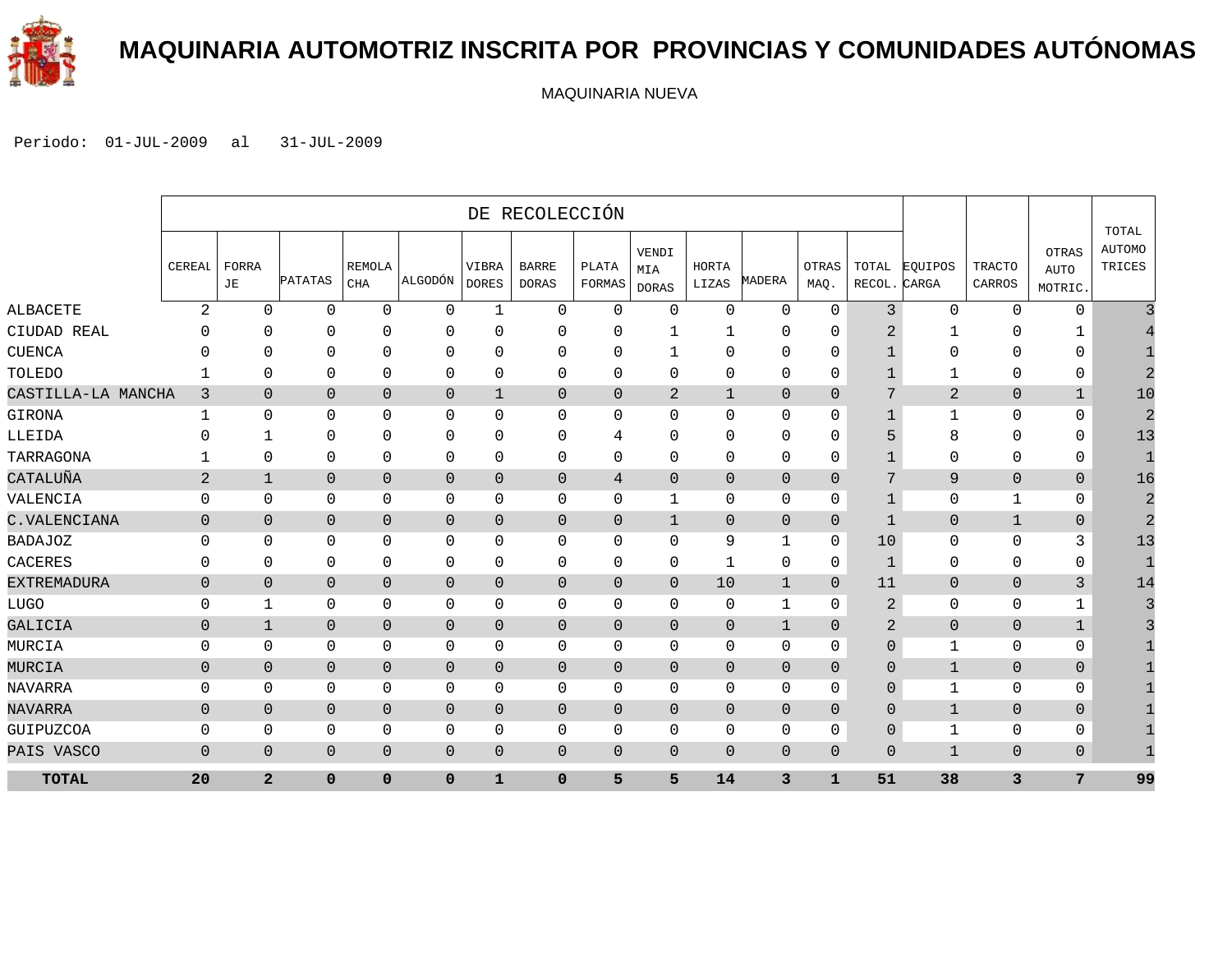# MAQUINARIA AUTOMOTRIZ INSCRITA POR PROVINCIAS Y COMUNIDADES AUTÓNOMAS

MAQUINARIA NUEVA

Periodo: 01-JUL-2009 al 31-JUL-2009

| | DE RECOLECCIÓN | | | | | | | | | | | | | | | | |
|---|---|---|---|---|---|---|---|---|---|---|---|---|---|---|---|---|---|
| | CEREAL | FORRAJE | PATATAS | REMOLACHA | ALGODÓN | VIBRADORES | BARREDORAS | PLATAFORMAS | VENDIMIADORAS | HORTALIZAS | MADERA | OTRAS MAQ. | TOTAL RECOL. | EQUIPOS CARGA | TRACTOCARROS | OTRAS AUTOMOTRIC. | TOTAL AUTOMOTRICES |
| ALBACETE | 2 | 0 | 0 | 0 | 0 | 1 | 0 | 0 | 0 | 0 | 0 | 0 | 3 | 0 | 0 | 0 | 3 |
| CIUDAD REAL | 0 | 0 | 0 | 0 | 0 | 0 | 0 | 0 | 1 | 1 | 0 | 0 | 2 | 1 | 0 | 1 | 4 |
| CUENCA | 0 | 0 | 0 | 0 | 0 | 0 | 0 | 0 | 1 | 0 | 0 | 0 | 1 | 0 | 0 | 0 | 1 |
| TOLEDO | 1 | 0 | 0 | 0 | 0 | 0 | 0 | 0 | 0 | 0 | 0 | 0 | 1 | 1 | 0 | 0 | 2 |
| CASTILLA-LA MANCHA | 3 | 0 | 0 | 0 | 0 | 1 | 0 | 0 | 2 | 1 | 0 | 0 | 7 | 2 | 0 | 1 | 10 |
| GIRONA | 1 | 0 | 0 | 0 | 0 | 0 | 0 | 0 | 0 | 0 | 0 | 0 | 1 | 1 | 0 | 0 | 2 |
| LLEIDA | 0 | 1 | 0 | 0 | 0 | 0 | 0 | 4 | 0 | 0 | 0 | 0 | 5 | 8 | 0 | 0 | 13 |
| TARRAGONA | 1 | 0 | 0 | 0 | 0 | 0 | 0 | 0 | 0 | 0 | 0 | 0 | 1 | 0 | 0 | 0 | 1 |
| CATALUÑA | 2 | 1 | 0 | 0 | 0 | 0 | 0 | 4 | 0 | 0 | 0 | 0 | 7 | 9 | 0 | 0 | 16 |
| VALENCIA | 0 | 0 | 0 | 0 | 0 | 0 | 0 | 0 | 1 | 0 | 0 | 0 | 1 | 0 | 1 | 0 | 2 |
| C.VALENCIANA | 0 | 0 | 0 | 0 | 0 | 0 | 0 | 0 | 1 | 0 | 0 | 0 | 1 | 0 | 1 | 0 | 2 |
| BADAJOZ | 0 | 0 | 0 | 0 | 0 | 0 | 0 | 0 | 0 | 9 | 1 | 0 | 10 | 0 | 0 | 3 | 13 |
| CACERES | 0 | 0 | 0 | 0 | 0 | 0 | 0 | 0 | 0 | 1 | 0 | 0 | 1 | 0 | 0 | 0 | 1 |
| EXTREMADURA | 0 | 0 | 0 | 0 | 0 | 0 | 0 | 0 | 0 | 10 | 1 | 0 | 11 | 0 | 0 | 3 | 14 |
| LUGO | 0 | 1 | 0 | 0 | 0 | 0 | 0 | 0 | 0 | 0 | 1 | 0 | 2 | 0 | 0 | 1 | 3 |
| GALICIA | 0 | 1 | 0 | 0 | 0 | 0 | 0 | 0 | 0 | 0 | 1 | 0 | 2 | 0 | 0 | 1 | 3 |
| MURCIA | 0 | 0 | 0 | 0 | 0 | 0 | 0 | 0 | 0 | 0 | 0 | 0 | 0 | 1 | 0 | 0 | 1 |
| MURCIA | 0 | 0 | 0 | 0 | 0 | 0 | 0 | 0 | 0 | 0 | 0 | 0 | 0 | 1 | 0 | 0 | 1 |
| NAVARRA | 0 | 0 | 0 | 0 | 0 | 0 | 0 | 0 | 0 | 0 | 0 | 0 | 0 | 1 | 0 | 0 | 1 |
| NAVARRA | 0 | 0 | 0 | 0 | 0 | 0 | 0 | 0 | 0 | 0 | 0 | 0 | 0 | 1 | 0 | 0 | 1 |
| GUIPUZCOA | 0 | 0 | 0 | 0 | 0 | 0 | 0 | 0 | 0 | 0 | 0 | 0 | 0 | 1 | 0 | 0 | 1 |
| PAIS VASCO | 0 | 0 | 0 | 0 | 0 | 0 | 0 | 0 | 0 | 0 | 0 | 0 | 0 | 1 | 0 | 0 | 1 |
| **TOTAL** | **20** | **2** | **0** | **0** | **0** | **1** | **0** | **5** | **5** | **14** | **3** | **1** | **51** | **38** | **3** | **7** | **99** |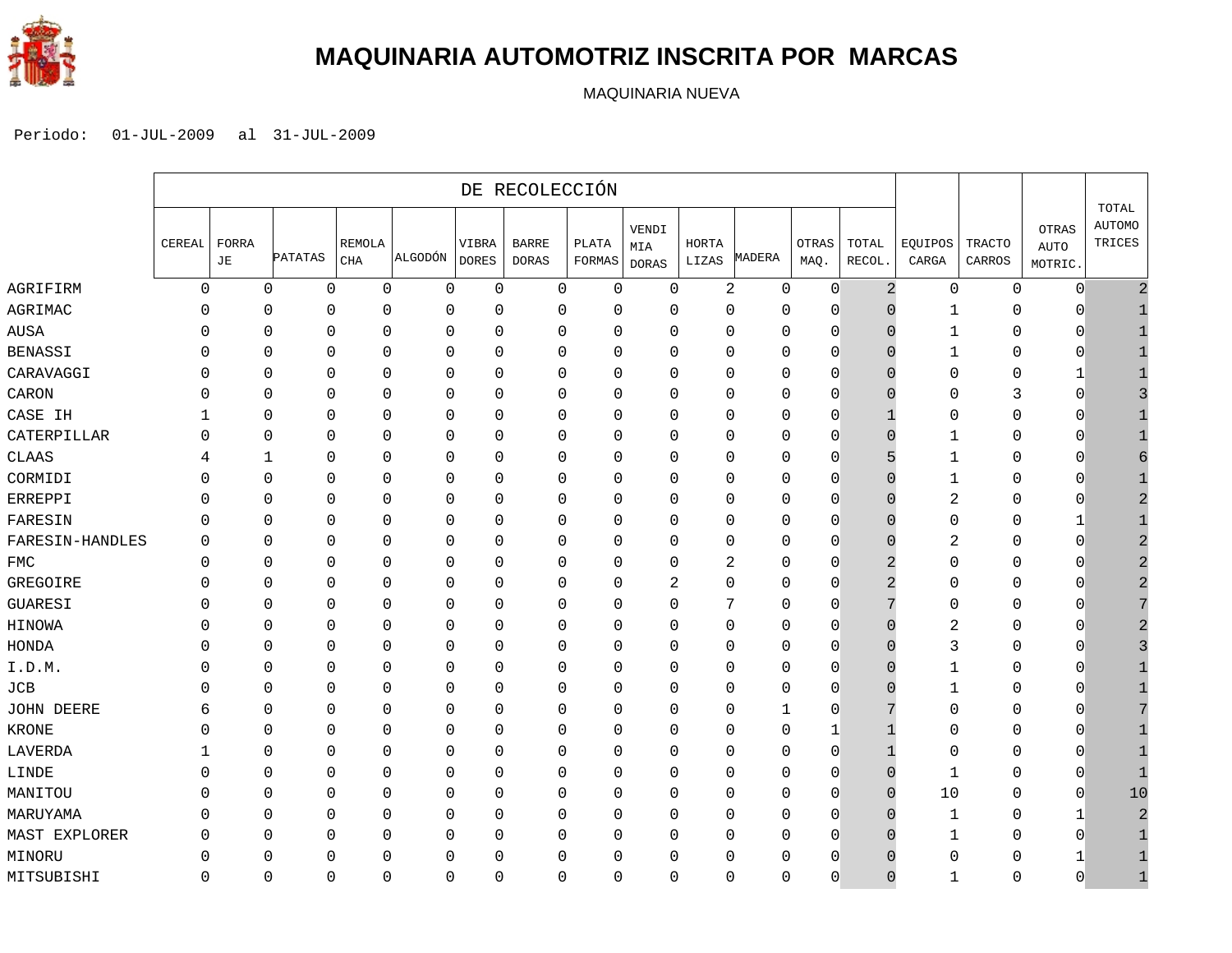# MAQUINARIA AUTOMOTRIZ INSCRITA POR MARCAS

MAQUINARIA NUEVA

Periodo: 01-JUL-2009 al 31-JUL-2009

| | DE RECOLECCIÓN | | | | | | | | | | | | | | | | |
|---|---|---|---|---|---|---|---|---|---|---|---|---|---|---|---|---|---|
| | CEREAL | FORRAJE | PATATAS | REMOLACHA | ALGODÓN | VIBRADORES | BARREDORAS | PLATAFORMAS | VENDIMIADORAS | HORTALIZAS | MADERA | OTRAS MAQ. | TOTAL RECOL. | EQUIPOS CARGA | TRACTOCARROS | OTRAS AUTOMOTRIC. | TOTAL AUTOMOTRICES |
| AGRIFIRM | 0 | 0 | 0 | 0 | 0 | 0 | 0 | 0 | 0 | 2 | 0 | 0 | 2 | 0 | 0 | 0 | 2 |
| AGRIMAC | 0 | 0 | 0 | 0 | 0 | 0 | 0 | 0 | 0 | 0 | 0 | 0 | 0 | 1 | 0 | 0 | 1 |
| AUSA | 0 | 0 | 0 | 0 | 0 | 0 | 0 | 0 | 0 | 0 | 0 | 0 | 0 | 1 | 0 | 0 | 1 |
| BENASSI | 0 | 0 | 0 | 0 | 0 | 0 | 0 | 0 | 0 | 0 | 0 | 0 | 0 | 1 | 0 | 0 | 1 |
| CARAVAGGI | 0 | 0 | 0 | 0 | 0 | 0 | 0 | 0 | 0 | 0 | 0 | 0 | 0 | 0 | 0 | 1 | 1 |
| CARON | 0 | 0 | 0 | 0 | 0 | 0 | 0 | 0 | 0 | 0 | 0 | 0 | 0 | 0 | 3 | 0 | 3 |
| CASE IH | 1 | 0 | 0 | 0 | 0 | 0 | 0 | 0 | 0 | 0 | 0 | 0 | 1 | 0 | 0 | 0 | 1 |
| CATERPILLAR | 0 | 0 | 0 | 0 | 0 | 0 | 0 | 0 | 0 | 0 | 0 | 0 | 0 | 1 | 0 | 0 | 1 |
| CLAAS | 4 | 1 | 0 | 0 | 0 | 0 | 0 | 0 | 0 | 0 | 0 | 0 | 5 | 1 | 0 | 0 | 6 |
| CORMIDI | 0 | 0 | 0 | 0 | 0 | 0 | 0 | 0 | 0 | 0 | 0 | 0 | 0 | 1 | 0 | 0 | 1 |
| ERREPPI | 0 | 0 | 0 | 0 | 0 | 0 | 0 | 0 | 0 | 0 | 0 | 0 | 0 | 2 | 0 | 0 | 2 |
| FARESIN | 0 | 0 | 0 | 0 | 0 | 0 | 0 | 0 | 0 | 0 | 0 | 0 | 0 | 0 | 0 | 1 | 1 |
| FARESIN-HANDLES | 0 | 0 | 0 | 0 | 0 | 0 | 0 | 0 | 0 | 0 | 0 | 0 | 0 | 2 | 0 | 0 | 2 |
| FMC | 0 | 0 | 0 | 0 | 0 | 0 | 0 | 0 | 0 | 2 | 0 | 0 | 2 | 0 | 0 | 0 | 2 |
| GREGOIRE | 0 | 0 | 0 | 0 | 0 | 0 | 0 | 0 | 2 | 0 | 0 | 0 | 2 | 0 | 0 | 0 | 2 |
| GUARESI | 0 | 0 | 0 | 0 | 0 | 0 | 0 | 0 | 0 | 7 | 0 | 0 | 7 | 0 | 0 | 0 | 7 |
| HINOWA | 0 | 0 | 0 | 0 | 0 | 0 | 0 | 0 | 0 | 0 | 0 | 0 | 0 | 2 | 0 | 0 | 2 |
| HONDA | 0 | 0 | 0 | 0 | 0 | 0 | 0 | 0 | 0 | 0 | 0 | 0 | 0 | 3 | 0 | 0 | 3 |
| I.D.M. | 0 | 0 | 0 | 0 | 0 | 0 | 0 | 0 | 0 | 0 | 0 | 0 | 0 | 1 | 0 | 0 | 1 |
| JCB | 0 | 0 | 0 | 0 | 0 | 0 | 0 | 0 | 0 | 0 | 0 | 0 | 0 | 1 | 0 | 0 | 1 |
| JOHN DEERE | 6 | 0 | 0 | 0 | 0 | 0 | 0 | 0 | 0 | 0 | 1 | 0 | 7 | 0 | 0 | 0 | 7 |
| KRONE | 0 | 0 | 0 | 0 | 0 | 0 | 0 | 0 | 0 | 0 | 0 | 1 | 1 | 0 | 0 | 0 | 1 |
| LAVERDA | 1 | 0 | 0 | 0 | 0 | 0 | 0 | 0 | 0 | 0 | 0 | 0 | 1 | 0 | 0 | 0 | 1 |
| LINDE | 0 | 0 | 0 | 0 | 0 | 0 | 0 | 0 | 0 | 0 | 0 | 0 | 0 | 1 | 0 | 0 | 1 |
| MANITOU | 0 | 0 | 0 | 0 | 0 | 0 | 0 | 0 | 0 | 0 | 0 | 0 | 0 | 10 | 0 | 0 | 10 |
| MARUYAMA | 0 | 0 | 0 | 0 | 0 | 0 | 0 | 0 | 0 | 0 | 0 | 0 | 0 | 1 | 0 | 1 | 2 |
| MAST EXPLORER | 0 | 0 | 0 | 0 | 0 | 0 | 0 | 0 | 0 | 0 | 0 | 0 | 0 | 1 | 0 | 0 | 1 |
| MINORU | 0 | 0 | 0 | 0 | 0 | 0 | 0 | 0 | 0 | 0 | 0 | 0 | 0 | 0 | 0 | 1 | 1 |
| MITSUBISHI | 0 | 0 | 0 | 0 | 0 | 0 | 0 | 0 | 0 | 0 | 0 | 0 | 0 | 1 | 0 | 0 | 1 |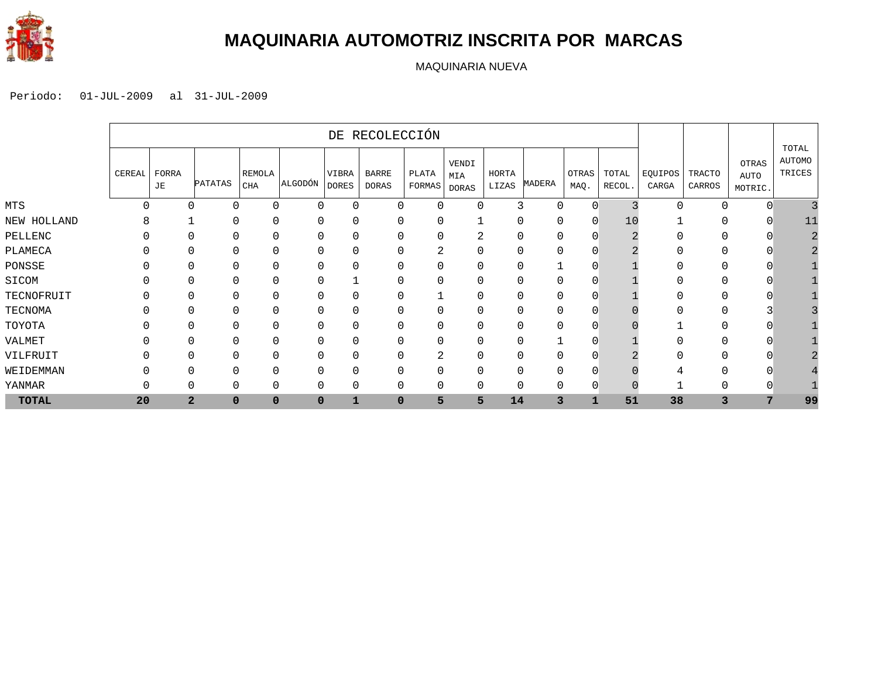# MAQUINARIA AUTOMOTRIZ INSCRITA POR MARCAS

MAQUINARIA NUEVA

Periodo: 01-JUL-2009 al 31-JUL-2009

| | DE RECOLECCIÓN | | | | | | | | | | | | | EQUIPOS CARGA | TRACTO CARROS | OTRAS AUTO MOTRIC. | TOTAL AUTOMO TRICES |
|---|---|---|---|---|---|---|---|---|---|---|---|---|---|---|---|---|---|
| | CEREAL | FORRA JE | PATATAS | REMOLA CHA | ALGODÓN | VIBRA DORES | BARRE DORAS | PLATA FORMAS | VENDI MIA DORAS | HORTA LIZAS | MADERA | OTRAS MAQ. | TOTAL RECOL. | | | | |
| MTS | 0 | 0 | 0 | 0 | 0 | 0 | 0 | 0 | 0 | 3 | 0 | 0 | 3 | 0 | 0 | 0 | 3 |
| NEW HOLLAND | 8 | 1 | 0 | 0 | 0 | 0 | 0 | 0 | 1 | 0 | 0 | 0 | 10 | 1 | 0 | 0 | 11 |
| PELLENC | 0 | 0 | 0 | 0 | 0 | 0 | 0 | 0 | 2 | 0 | 0 | 0 | 2 | 0 | 0 | 0 | 2 |
| PLAMECA | 0 | 0 | 0 | 0 | 0 | 0 | 0 | 2 | 0 | 0 | 0 | 0 | 2 | 0 | 0 | 0 | 2 |
| PONSSE | 0 | 0 | 0 | 0 | 0 | 0 | 0 | 0 | 0 | 0 | 1 | 0 | 1 | 0 | 0 | 0 | 1 |
| SICOM | 0 | 0 | 0 | 0 | 0 | 1 | 0 | 0 | 0 | 0 | 0 | 0 | 1 | 0 | 0 | 0 | 1 |
| TECNOFRUIT | 0 | 0 | 0 | 0 | 0 | 0 | 0 | 1 | 0 | 0 | 0 | 0 | 1 | 0 | 0 | 0 | 1 |
| TECNOMA | 0 | 0 | 0 | 0 | 0 | 0 | 0 | 0 | 0 | 0 | 0 | 0 | 0 | 0 | 0 | 3 | 3 |
| TOYOTA | 0 | 0 | 0 | 0 | 0 | 0 | 0 | 0 | 0 | 0 | 0 | 0 | 0 | 1 | 0 | 0 | 1 |
| VALMET | 0 | 0 | 0 | 0 | 0 | 0 | 0 | 0 | 0 | 0 | 1 | 0 | 1 | 0 | 0 | 0 | 1 |
| VILFRUIT | 0 | 0 | 0 | 0 | 0 | 0 | 0 | 2 | 0 | 0 | 0 | 0 | 2 | 0 | 0 | 0 | 2 |
| WEIDEMMAN | 0 | 0 | 0 | 0 | 0 | 0 | 0 | 0 | 0 | 0 | 0 | 0 | 0 | 4 | 0 | 0 | 4 |
| YANMAR | 0 | 0 | 0 | 0 | 0 | 0 | 0 | 0 | 0 | 0 | 0 | 0 | 0 | 1 | 0 | 0 | 1 |
| **TOTAL** | **20** | **2** | **0** | **0** | **0** | **1** | **0** | **5** | **5** | **14** | **3** | **1** | **51** | **38** | **3** | **7** | **99** |